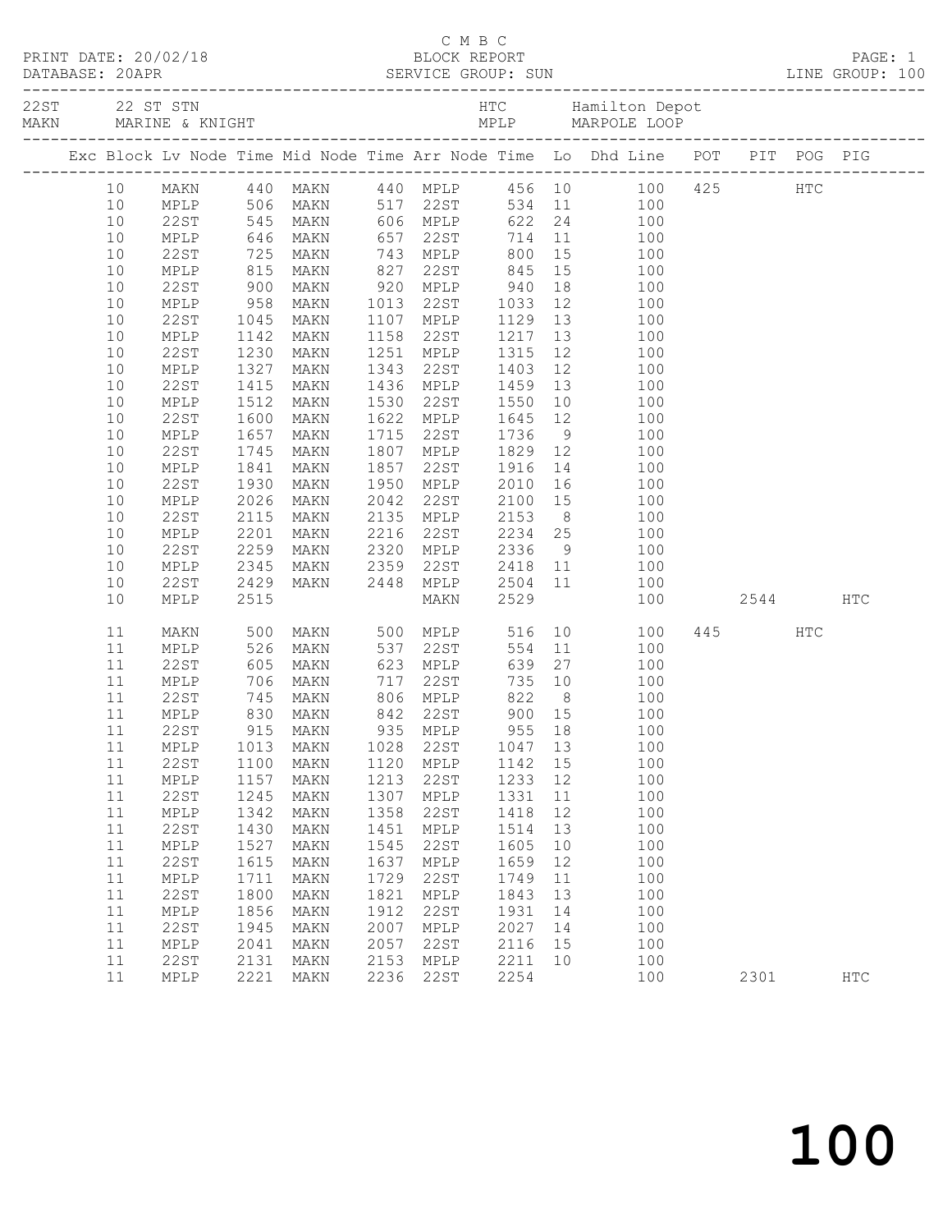C M B C

PRINT DATE: 20/02/18 BLOCK REPORT

DATABASE: 20APR SERVICE GROUP: SUN LINE GROUP: 100

| | | | |
|---|---|---|---|
| 22ST | 22 ST STN | HTC | Hamilton Depot |
| MAKN | MARINE & KNIGHT | MPLP | MARPOLE LOOP |

| Exc | Block | Lv Node | Time | Mid Node | Time | Arr Node | Time | Lo | Dhd Line | POT | PIT | POG | PIG |
|---|---|---|---|---|---|---|---|---|---|---|---|---|---|
| | 10 | MAKN | 440 | MAKN | 440 | MPLP | 456 | 10 | 100 | 425 | | HTC | |
| | 10 | MPLP | 506 | MAKN | 517 | 22ST | 534 | 11 | 100 | | | | |
| | 10 | 22ST | 545 | MAKN | 606 | MPLP | 622 | 24 | 100 | | | | |
| | 10 | MPLP | 646 | MAKN | 657 | 22ST | 714 | 11 | 100 | | | | |
| | 10 | 22ST | 725 | MAKN | 743 | MPLP | 800 | 15 | 100 | | | | |
| | 10 | MPLP | 815 | MAKN | 827 | 22ST | 845 | 15 | 100 | | | | |
| | 10 | 22ST | 900 | MAKN | 920 | MPLP | 940 | 18 | 100 | | | | |
| | 10 | MPLP | 958 | MAKN | 1013 | 22ST | 1033 | 12 | 100 | | | | |
| | 10 | 22ST | 1045 | MAKN | 1107 | MPLP | 1129 | 13 | 100 | | | | |
| | 10 | MPLP | 1142 | MAKN | 1158 | 22ST | 1217 | 13 | 100 | | | | |
| | 10 | 22ST | 1230 | MAKN | 1251 | MPLP | 1315 | 12 | 100 | | | | |
| | 10 | MPLP | 1327 | MAKN | 1343 | 22ST | 1403 | 12 | 100 | | | | |
| | 10 | 22ST | 1415 | MAKN | 1436 | MPLP | 1459 | 13 | 100 | | | | |
| | 10 | MPLP | 1512 | MAKN | 1530 | 22ST | 1550 | 10 | 100 | | | | |
| | 10 | 22ST | 1600 | MAKN | 1622 | MPLP | 1645 | 12 | 100 | | | | |
| | 10 | MPLP | 1657 | MAKN | 1715 | 22ST | 1736 | 9 | 100 | | | | |
| | 10 | 22ST | 1745 | MAKN | 1807 | MPLP | 1829 | 12 | 100 | | | | |
| | 10 | MPLP | 1841 | MAKN | 1857 | 22ST | 1916 | 14 | 100 | | | | |
| | 10 | 22ST | 1930 | MAKN | 1950 | MPLP | 2010 | 16 | 100 | | | | |
| | 10 | MPLP | 2026 | MAKN | 2042 | 22ST | 2100 | 15 | 100 | | | | |
| | 10 | 22ST | 2115 | MAKN | 2135 | MPLP | 2153 | 8 | 100 | | | | |
| | 10 | MPLP | 2201 | MAKN | 2216 | 22ST | 2234 | 25 | 100 | | | | |
| | 10 | 22ST | 2259 | MAKN | 2320 | MPLP | 2336 | 9 | 100 | | | | |
| | 10 | MPLP | 2345 | MAKN | 2359 | 22ST | 2418 | 11 | 100 | | | | |
| | 10 | 22ST | 2429 | MAKN | 2448 | MPLP | 2504 | 11 | 100 | | | | |
| | 10 | MPLP | 2515 | | | MAKN | 2529 | | 100 | | 2544 | | HTC |
| | 11 | MAKN | 500 | MAKN | 500 | MPLP | 516 | 10 | 100 | 445 | | HTC | |
| | 11 | MPLP | 526 | MAKN | 537 | 22ST | 554 | 11 | 100 | | | | |
| | 11 | 22ST | 605 | MAKN | 623 | MPLP | 639 | 27 | 100 | | | | |
| | 11 | MPLP | 706 | MAKN | 717 | 22ST | 735 | 10 | 100 | | | | |
| | 11 | 22ST | 745 | MAKN | 806 | MPLP | 822 | 8 | 100 | | | | |
| | 11 | MPLP | 830 | MAKN | 842 | 22ST | 900 | 15 | 100 | | | | |
| | 11 | 22ST | 915 | MAKN | 935 | MPLP | 955 | 18 | 100 | | | | |
| | 11 | MPLP | 1013 | MAKN | 1028 | 22ST | 1047 | 13 | 100 | | | | |
| | 11 | 22ST | 1100 | MAKN | 1120 | MPLP | 1142 | 15 | 100 | | | | |
| | 11 | MPLP | 1157 | MAKN | 1213 | 22ST | 1233 | 12 | 100 | | | | |
| | 11 | 22ST | 1245 | MAKN | 1307 | MPLP | 1331 | 11 | 100 | | | | |
| | 11 | MPLP | 1342 | MAKN | 1358 | 22ST | 1418 | 12 | 100 | | | | |
| | 11 | 22ST | 1430 | MAKN | 1451 | MPLP | 1514 | 13 | 100 | | | | |
| | 11 | MPLP | 1527 | MAKN | 1545 | 22ST | 1605 | 10 | 100 | | | | |
| | 11 | 22ST | 1615 | MAKN | 1637 | MPLP | 1659 | 12 | 100 | | | | |
| | 11 | MPLP | 1711 | MAKN | 1729 | 22ST | 1749 | 11 | 100 | | | | |
| | 11 | 22ST | 1800 | MAKN | 1821 | MPLP | 1843 | 13 | 100 | | | | |
| | 11 | MPLP | 1856 | MAKN | 1912 | 22ST | 1931 | 14 | 100 | | | | |
| | 11 | 22ST | 1945 | MAKN | 2007 | MPLP | 2027 | 14 | 100 | | | | |
| | 11 | MPLP | 2041 | MAKN | 2057 | 22ST | 2116 | 15 | 100 | | | | |
| | 11 | 22ST | 2131 | MAKN | 2153 | MPLP | 2211 | 10 | 100 | | | | |
| | 11 | MPLP | 2221 | MAKN | 2236 | 22ST | 2254 | | 100 | | 2301 | | HTC |

# 100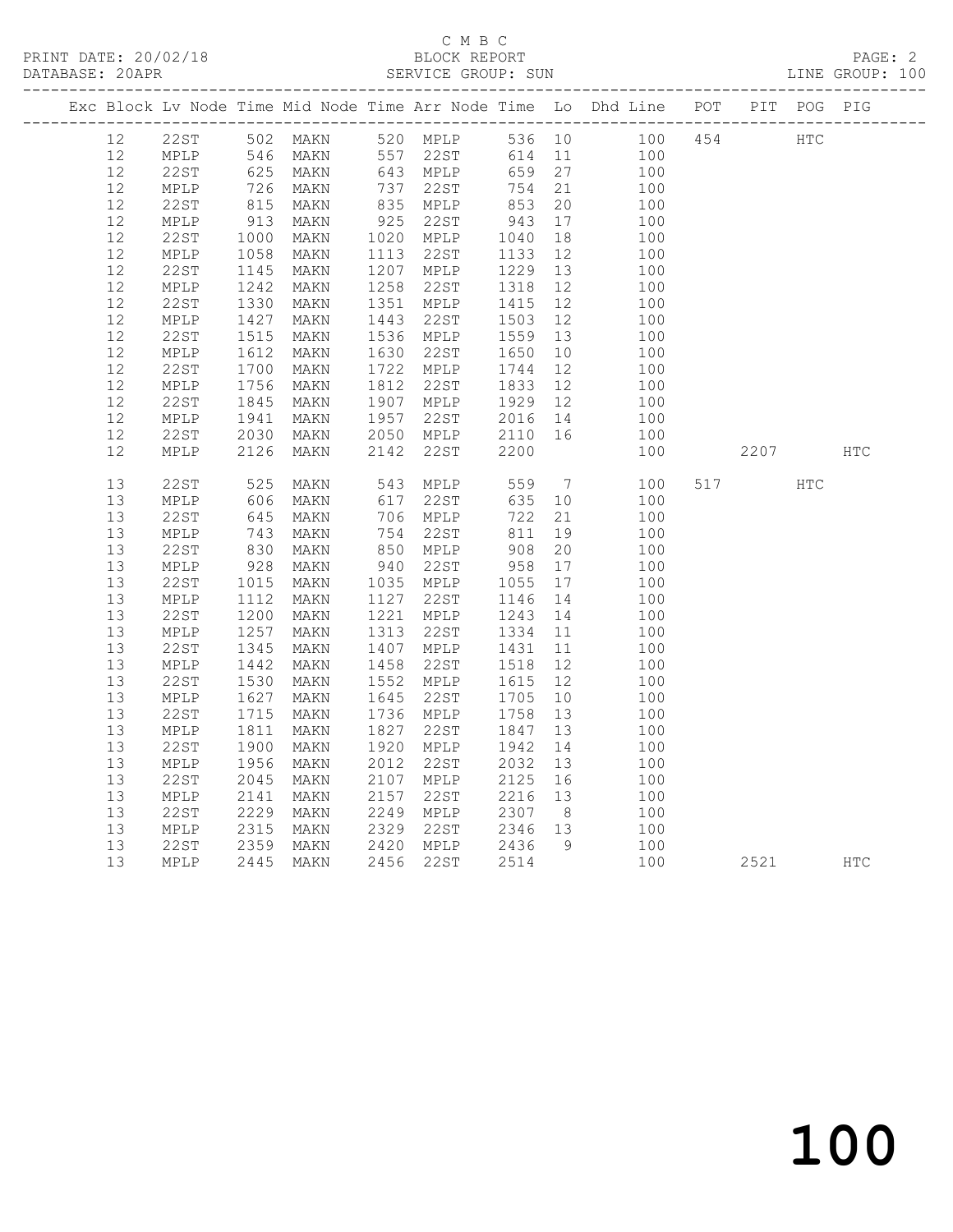C M B C

BLOCK REPORT

PRINT DATE: 20/02/18 DATABASE: 20APR SERVICE GROUP: SUN LINE GROUP: 100

| Exc | Block | Lv | Node | Time | Mid Node | Time | Arr Node | Time | Lo | Dhd Line | POT | PIT | POG | PIG |
|---|---|---|---|---|---|---|---|---|---|---|---|---|---|---|
| | 12 | | 22ST | 502 | MAKN | 520 | MPLP | 536 | 10 | 100 | 454 | | HTC | |
| | 12 | | MPLP | 546 | MAKN | 557 | 22ST | 614 | 11 | 100 | | | | |
| | 12 | | 22ST | 625 | MAKN | 643 | MPLP | 659 | 27 | 100 | | | | |
| | 12 | | MPLP | 726 | MAKN | 737 | 22ST | 754 | 21 | 100 | | | | |
| | 12 | | 22ST | 815 | MAKN | 835 | MPLP | 853 | 20 | 100 | | | | |
| | 12 | | MPLP | 913 | MAKN | 925 | 22ST | 943 | 17 | 100 | | | | |
| | 12 | | 22ST | 1000 | MAKN | 1020 | MPLP | 1040 | 18 | 100 | | | | |
| | 12 | | MPLP | 1058 | MAKN | 1113 | 22ST | 1133 | 12 | 100 | | | | |
| | 12 | | 22ST | 1145 | MAKN | 1207 | MPLP | 1229 | 13 | 100 | | | | |
| | 12 | | MPLP | 1242 | MAKN | 1258 | 22ST | 1318 | 12 | 100 | | | | |
| | 12 | | 22ST | 1330 | MAKN | 1351 | MPLP | 1415 | 12 | 100 | | | | |
| | 12 | | MPLP | 1427 | MAKN | 1443 | 22ST | 1503 | 12 | 100 | | | | |
| | 12 | | 22ST | 1515 | MAKN | 1536 | MPLP | 1559 | 13 | 100 | | | | |
| | 12 | | MPLP | 1612 | MAKN | 1630 | 22ST | 1650 | 10 | 100 | | | | |
| | 12 | | 22ST | 1700 | MAKN | 1722 | MPLP | 1744 | 12 | 100 | | | | |
| | 12 | | MPLP | 1756 | MAKN | 1812 | 22ST | 1833 | 12 | 100 | | | | |
| | 12 | | 22ST | 1845 | MAKN | 1907 | MPLP | 1929 | 12 | 100 | | | | |
| | 12 | | MPLP | 1941 | MAKN | 1957 | 22ST | 2016 | 14 | 100 | | | | |
| | 12 | | 22ST | 2030 | MAKN | 2050 | MPLP | 2110 | 16 | 100 | | | | |
| | 12 | | MPLP | 2126 | MAKN | 2142 | 22ST | 2200 | | 100 | | 2207 | | HTC |
| | 13 | | 22ST | 525 | MAKN | 543 | MPLP | 559 | 7 | 100 | 517 | | HTC | |
| | 13 | | MPLP | 606 | MAKN | 617 | 22ST | 635 | 10 | 100 | | | | |
| | 13 | | 22ST | 645 | MAKN | 706 | MPLP | 722 | 21 | 100 | | | | |
| | 13 | | MPLP | 743 | MAKN | 754 | 22ST | 811 | 19 | 100 | | | | |
| | 13 | | 22ST | 830 | MAKN | 850 | MPLP | 908 | 20 | 100 | | | | |
| | 13 | | MPLP | 928 | MAKN | 940 | 22ST | 958 | 17 | 100 | | | | |
| | 13 | | 22ST | 1015 | MAKN | 1035 | MPLP | 1055 | 17 | 100 | | | | |
| | 13 | | MPLP | 1112 | MAKN | 1127 | 22ST | 1146 | 14 | 100 | | | | |
| | 13 | | 22ST | 1200 | MAKN | 1221 | MPLP | 1243 | 14 | 100 | | | | |
| | 13 | | MPLP | 1257 | MAKN | 1313 | 22ST | 1334 | 11 | 100 | | | | |
| | 13 | | 22ST | 1345 | MAKN | 1407 | MPLP | 1431 | 11 | 100 | | | | |
| | 13 | | MPLP | 1442 | MAKN | 1458 | 22ST | 1518 | 12 | 100 | | | | |
| | 13 | | 22ST | 1530 | MAKN | 1552 | MPLP | 1615 | 12 | 100 | | | | |
| | 13 | | MPLP | 1627 | MAKN | 1645 | 22ST | 1705 | 10 | 100 | | | | |
| | 13 | | 22ST | 1715 | MAKN | 1736 | MPLP | 1758 | 13 | 100 | | | | |
| | 13 | | MPLP | 1811 | MAKN | 1827 | 22ST | 1847 | 13 | 100 | | | | |
| | 13 | | 22ST | 1900 | MAKN | 1920 | MPLP | 1942 | 14 | 100 | | | | |
| | 13 | | MPLP | 1956 | MAKN | 2012 | 22ST | 2032 | 13 | 100 | | | | |
| | 13 | | 22ST | 2045 | MAKN | 2107 | MPLP | 2125 | 16 | 100 | | | | |
| | 13 | | MPLP | 2141 | MAKN | 2157 | 22ST | 2216 | 13 | 100 | | | | |
| | 13 | | 22ST | 2229 | MAKN | 2249 | MPLP | 2307 | 8 | 100 | | | | |
| | 13 | | MPLP | 2315 | MAKN | 2329 | 22ST | 2346 | 13 | 100 | | | | |
| | 13 | | 22ST | 2359 | MAKN | 2420 | MPLP | 2436 | 9 | 100 | | | | |
| | 13 | | MPLP | 2445 | MAKN | 2456 | 22ST | 2514 | | 100 | | 2521 | | HTC |

100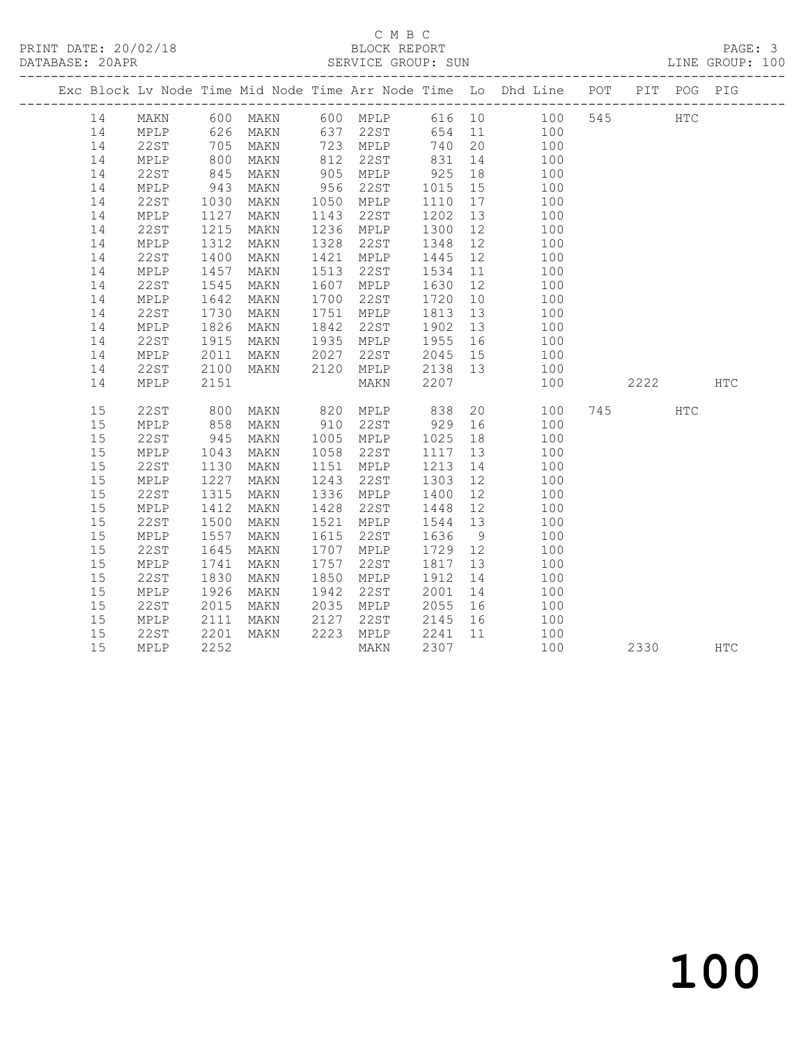C M B C

BLOCK REPORT

PRINT DATE: 20/02/18 DATABASE: 20APR SERVICE GROUP: SUN LINE GROUP: 100

| Exc | Block | Lv | Node | Time | Mid Node | Time | Arr Node | Time | Lo | Dhd Line | POT | PIT | POG | PIG |
|---|---|---|---|---|---|---|---|---|---|---|---|---|---|---|
| | 14 | | MAKN | 600 | MAKN | 600 | MPLP | 616 | 10 | 100 | 545 | | HTC | |
| | 14 | | MPLP | 626 | MAKN | 637 | 22ST | 654 | 11 | 100 | | | | |
| | 14 | | 22ST | 705 | MAKN | 723 | MPLP | 740 | 20 | 100 | | | | |
| | 14 | | MPLP | 800 | MAKN | 812 | 22ST | 831 | 14 | 100 | | | | |
| | 14 | | 22ST | 845 | MAKN | 905 | MPLP | 925 | 18 | 100 | | | | |
| | 14 | | MPLP | 943 | MAKN | 956 | 22ST | 1015 | 15 | 100 | | | | |
| | 14 | | 22ST | 1030 | MAKN | 1050 | MPLP | 1110 | 17 | 100 | | | | |
| | 14 | | MPLP | 1127 | MAKN | 1143 | 22ST | 1202 | 13 | 100 | | | | |
| | 14 | | 22ST | 1215 | MAKN | 1236 | MPLP | 1300 | 12 | 100 | | | | |
| | 14 | | MPLP | 1312 | MAKN | 1328 | 22ST | 1348 | 12 | 100 | | | | |
| | 14 | | 22ST | 1400 | MAKN | 1421 | MPLP | 1445 | 12 | 100 | | | | |
| | 14 | | MPLP | 1457 | MAKN | 1513 | 22ST | 1534 | 11 | 100 | | | | |
| | 14 | | 22ST | 1545 | MAKN | 1607 | MPLP | 1630 | 12 | 100 | | | | |
| | 14 | | MPLP | 1642 | MAKN | 1700 | 22ST | 1720 | 10 | 100 | | | | |
| | 14 | | 22ST | 1730 | MAKN | 1751 | MPLP | 1813 | 13 | 100 | | | | |
| | 14 | | MPLP | 1826 | MAKN | 1842 | 22ST | 1902 | 13 | 100 | | | | |
| | 14 | | 22ST | 1915 | MAKN | 1935 | MPLP | 1955 | 16 | 100 | | | | |
| | 14 | | MPLP | 2011 | MAKN | 2027 | 22ST | 2045 | 15 | 100 | | | | |
| | 14 | | 22ST | 2100 | MAKN | 2120 | MPLP | 2138 | 13 | 100 | | | | |
| | 14 | | MPLP | 2151 | | | MAKN | 2207 | | 100 | | 2222 | | HTC |
| | 15 | | 22ST | 800 | MAKN | 820 | MPLP | 838 | 20 | 100 | 745 | | HTC | |
| | 15 | | MPLP | 858 | MAKN | 910 | 22ST | 929 | 16 | 100 | | | | |
| | 15 | | 22ST | 945 | MAKN | 1005 | MPLP | 1025 | 18 | 100 | | | | |
| | 15 | | MPLP | 1043 | MAKN | 1058 | 22ST | 1117 | 13 | 100 | | | | |
| | 15 | | 22ST | 1130 | MAKN | 1151 | MPLP | 1213 | 14 | 100 | | | | |
| | 15 | | MPLP | 1227 | MAKN | 1243 | 22ST | 1303 | 12 | 100 | | | | |
| | 15 | | 22ST | 1315 | MAKN | 1336 | MPLP | 1400 | 12 | 100 | | | | |
| | 15 | | MPLP | 1412 | MAKN | 1428 | 22ST | 1448 | 12 | 100 | | | | |
| | 15 | | 22ST | 1500 | MAKN | 1521 | MPLP | 1544 | 13 | 100 | | | | |
| | 15 | | MPLP | 1557 | MAKN | 1615 | 22ST | 1636 | 9 | 100 | | | | |
| | 15 | | 22ST | 1645 | MAKN | 1707 | MPLP | 1729 | 12 | 100 | | | | |
| | 15 | | MPLP | 1741 | MAKN | 1757 | 22ST | 1817 | 13 | 100 | | | | |
| | 15 | | 22ST | 1830 | MAKN | 1850 | MPLP | 1912 | 14 | 100 | | | | |
| | 15 | | MPLP | 1926 | MAKN | 1942 | 22ST | 2001 | 14 | 100 | | | | |
| | 15 | | 22ST | 2015 | MAKN | 2035 | MPLP | 2055 | 16 | 100 | | | | |
| | 15 | | MPLP | 2111 | MAKN | 2127 | 22ST | 2145 | 16 | 100 | | | | |
| | 15 | | 22ST | 2201 | MAKN | 2223 | MPLP | 2241 | 11 | 100 | | | | |
| | 15 | | MPLP | 2252 | | | MAKN | 2307 | | 100 | | 2330 | | HTC |

100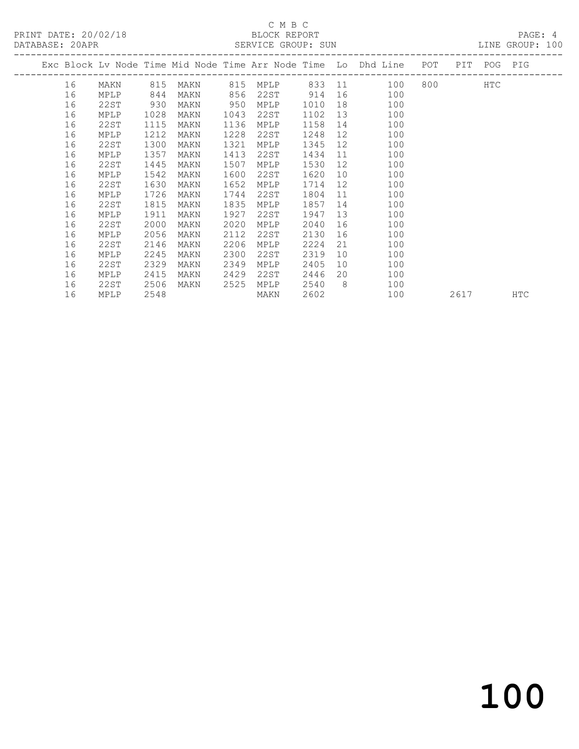C M B C

PRINT DATE: 20/02/18 BLOCK REPORT

DATABASE: 20APR SERVICE GROUP: SUN LINE GROUP: 100

| Exc | Block | Lv | Node | Time | Mid Node | Time | Arr Node | Time | Lo | Dhd Line | POT | PIT | POG | PIG |
|---|---|---|---|---|---|---|---|---|---|---|---|---|---|---|
| | 16 | | MAKN | 815 | MAKN | 815 | MPLP | 833 | 11 | 100 | 800 | | HTC | |
| | 16 | | MPLP | 844 | MAKN | 856 | 22ST | 914 | 16 | 100 | | | | |
| | 16 | | 22ST | 930 | MAKN | 950 | MPLP | 1010 | 18 | 100 | | | | |
| | 16 | | MPLP | 1028 | MAKN | 1043 | 22ST | 1102 | 13 | 100 | | | | |
| | 16 | | 22ST | 1115 | MAKN | 1136 | MPLP | 1158 | 14 | 100 | | | | |
| | 16 | | MPLP | 1212 | MAKN | 1228 | 22ST | 1248 | 12 | 100 | | | | |
| | 16 | | 22ST | 1300 | MAKN | 1321 | MPLP | 1345 | 12 | 100 | | | | |
| | 16 | | MPLP | 1357 | MAKN | 1413 | 22ST | 1434 | 11 | 100 | | | | |
| | 16 | | 22ST | 1445 | MAKN | 1507 | MPLP | 1530 | 12 | 100 | | | | |
| | 16 | | MPLP | 1542 | MAKN | 1600 | 22ST | 1620 | 10 | 100 | | | | |
| | 16 | | 22ST | 1630 | MAKN | 1652 | MPLP | 1714 | 12 | 100 | | | | |
| | 16 | | MPLP | 1726 | MAKN | 1744 | 22ST | 1804 | 11 | 100 | | | | |
| | 16 | | 22ST | 1815 | MAKN | 1835 | MPLP | 1857 | 14 | 100 | | | | |
| | 16 | | MPLP | 1911 | MAKN | 1927 | 22ST | 1947 | 13 | 100 | | | | |
| | 16 | | 22ST | 2000 | MAKN | 2020 | MPLP | 2040 | 16 | 100 | | | | |
| | 16 | | MPLP | 2056 | MAKN | 2112 | 22ST | 2130 | 16 | 100 | | | | |
| | 16 | | 22ST | 2146 | MAKN | 2206 | MPLP | 2224 | 21 | 100 | | | | |
| | 16 | | MPLP | 2245 | MAKN | 2300 | 22ST | 2319 | 10 | 100 | | | | |
| | 16 | | 22ST | 2329 | MAKN | 2349 | MPLP | 2405 | 10 | 100 | | | | |
| | 16 | | MPLP | 2415 | MAKN | 2429 | 22ST | 2446 | 20 | 100 | | | | |
| | 16 | | 22ST | 2506 | MAKN | 2525 | MPLP | 2540 | 8 | 100 | | | | |
| | 16 | | MPLP | 2548 | | | MAKN | 2602 | | 100 | | 2617 | | HTC |

100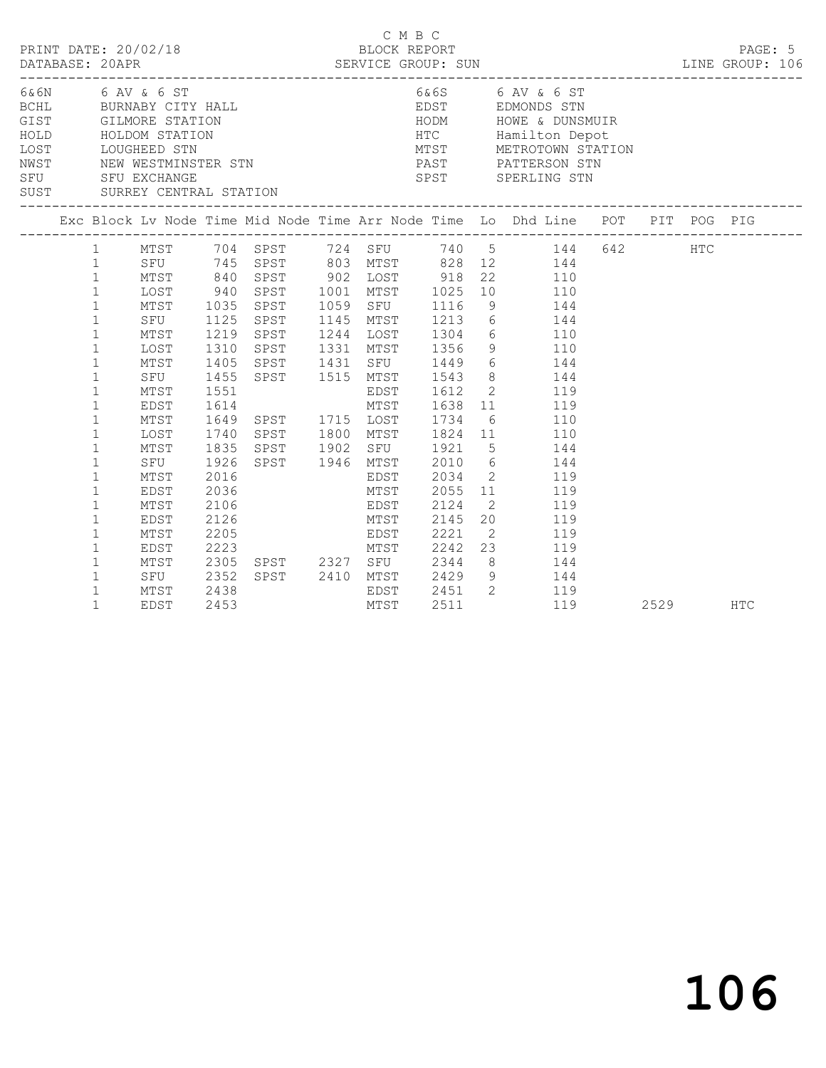C M B C

PRINT DATE: 20/02/18 BLOCK REPORT
DATABASE: 20APR SERVICE GROUP: SUN LINE GROUP: 106

| Code | Name | Code | Name |
|---|---|---|---|
| 6&6N | 6 AV & 6 ST | 6&6S | 6 AV & 6 ST |
| BCHL | BURNABY CITY HALL | EDST | EDMONDS STN |
| GIST | GILMORE STATION | HODM | HOWE & DUNSMUIR |
| HOLD | HOLDOM STATION | HTC | Hamilton Depot |
| LOST | LOUGHEED STN | MTST | METROTOWN STATION |
| NWST | NEW WESTMINSTER STN | PAST | PATTERSON STN |
| SFU | SFU EXCHANGE | SPST | SPERLING STN |
| SUST | SURREY CENTRAL STATION | | |

| Exc | Block | Lv Node | Time | Mid Node | Time | Arr Node | Time | Lo | Dhd Line | POT | PIT | POG | PIG |
|---|---|---|---|---|---|---|---|---|---|---|---|---|---|
| | 1 | MTST | 704 | SPST | 724 | SFU | 740 | 5 | 144 | 642 | | HTC | |
| | 1 | SFU | 745 | SPST | 803 | MTST | 828 | 12 | 144 | | | | |
| | 1 | MTST | 840 | SPST | 902 | LOST | 918 | 22 | 110 | | | | |
| | 1 | LOST | 940 | SPST | 1001 | MTST | 1025 | 10 | 110 | | | | |
| | 1 | MTST | 1035 | SPST | 1059 | SFU | 1116 | 9 | 144 | | | | |
| | 1 | SFU | 1125 | SPST | 1145 | MTST | 1213 | 6 | 144 | | | | |
| | 1 | MTST | 1219 | SPST | 1244 | LOST | 1304 | 6 | 110 | | | | |
| | 1 | LOST | 1310 | SPST | 1331 | MTST | 1356 | 9 | 110 | | | | |
| | 1 | MTST | 1405 | SPST | 1431 | SFU | 1449 | 6 | 144 | | | | |
| | 1 | SFU | 1455 | SPST | 1515 | MTST | 1543 | 8 | 144 | | | | |
| | 1 | MTST | 1551 | | | EDST | 1612 | 2 | 119 | | | | |
| | 1 | EDST | 1614 | | | MTST | 1638 | 11 | 119 | | | | |
| | 1 | MTST | 1649 | SPST | 1715 | LOST | 1734 | 6 | 110 | | | | |
| | 1 | LOST | 1740 | SPST | 1800 | MTST | 1824 | 11 | 110 | | | | |
| | 1 | MTST | 1835 | SPST | 1902 | SFU | 1921 | 5 | 144 | | | | |
| | 1 | SFU | 1926 | SPST | 1946 | MTST | 2010 | 6 | 144 | | | | |
| | 1 | MTST | 2016 | | | EDST | 2034 | 2 | 119 | | | | |
| | 1 | EDST | 2036 | | | MTST | 2055 | 11 | 119 | | | | |
| | 1 | MTST | 2106 | | | EDST | 2124 | 2 | 119 | | | | |
| | 1 | EDST | 2126 | | | MTST | 2145 | 20 | 119 | | | | |
| | 1 | MTST | 2205 | | | EDST | 2221 | 2 | 119 | | | | |
| | 1 | EDST | 2223 | | | MTST | 2242 | 23 | 119 | | | | |
| | 1 | MTST | 2305 | SPST | 2327 | SFU | 2344 | 8 | 144 | | | | |
| | 1 | SFU | 2352 | SPST | 2410 | MTST | 2429 | 9 | 144 | | | | |
| | 1 | MTST | 2438 | | | EDST | 2451 | 2 | 119 | | | | |
| | 1 | EDST | 2453 | | | MTST | 2511 | | 119 | | 2529 | | HTC |

# 106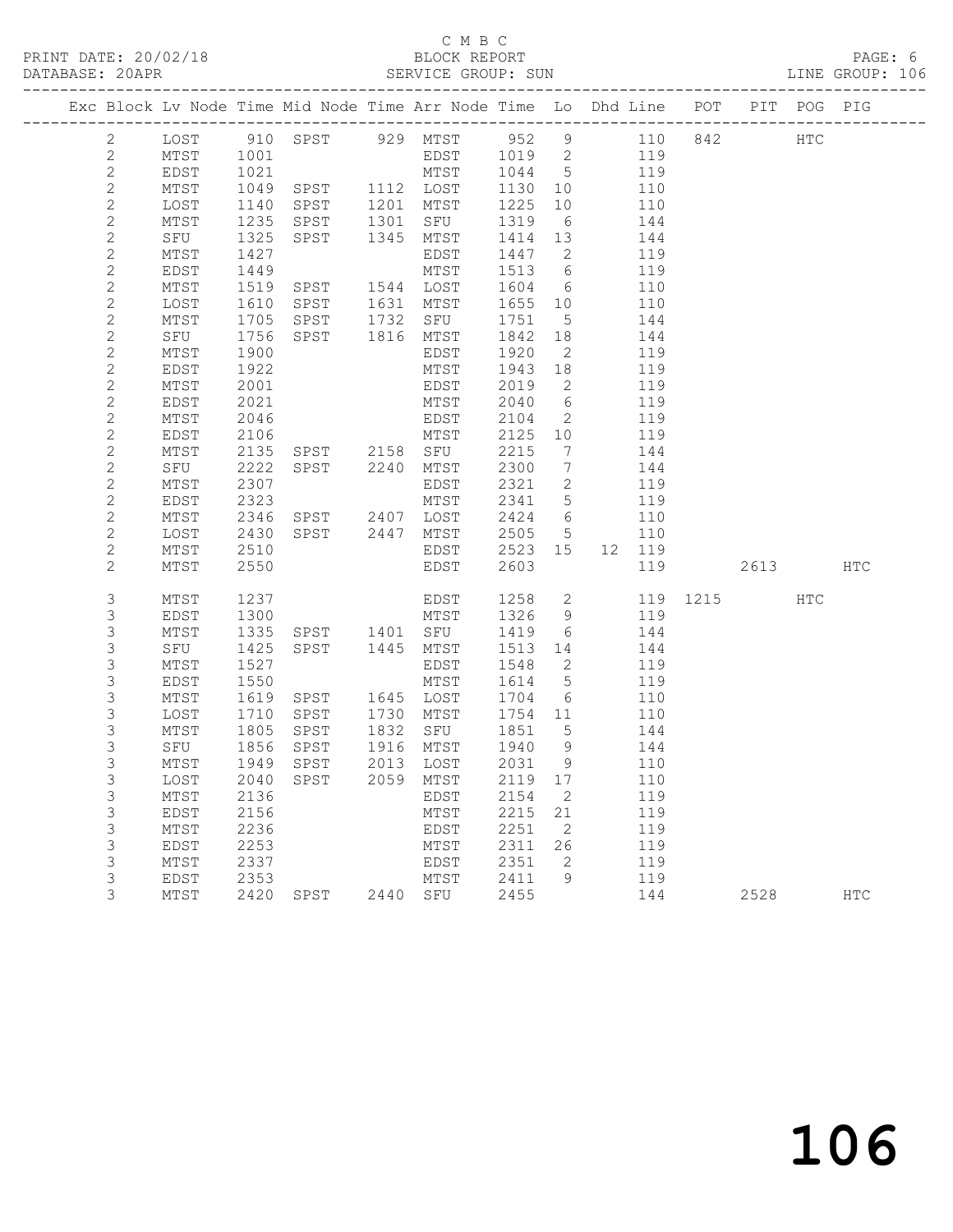C M B C

BLOCK REPORT

SERVICE GROUP: SUN

PRINT DATE: 20/02/18

DATABASE: 20APR

LINE GROUP: 106

| Exc | Block | Lv | Node | Time | Mid Node | Time | Arr Node | Time | Lo | Dhd | Line | POT | PIT | POG | PIG |
|---|---|---|---|---|---|---|---|---|---|---|---|---|---|---|---|
| | 2 | | LOST | 910 | SPST | 929 | MTST | 952 | 9 | | 110 | 842 | | HTC | |
| | 2 | | MTST | 1001 | | | EDST | 1019 | 2 | | 119 | | | | |
| | 2 | | EDST | 1021 | | | MTST | 1044 | 5 | | 119 | | | | |
| | 2 | | MTST | 1049 | SPST | 1112 | LOST | 1130 | 10 | | 110 | | | | |
| | 2 | | LOST | 1140 | SPST | 1201 | MTST | 1225 | 10 | | 110 | | | | |
| | 2 | | MTST | 1235 | SPST | 1301 | SFU | 1319 | 6 | | 144 | | | | |
| | 2 | | SFU | 1325 | SPST | 1345 | MTST | 1414 | 13 | | 144 | | | | |
| | 2 | | MTST | 1427 | | | EDST | 1447 | 2 | | 119 | | | | |
| | 2 | | EDST | 1449 | | | MTST | 1513 | 6 | | 119 | | | | |
| | 2 | | MTST | 1519 | SPST | 1544 | LOST | 1604 | 6 | | 110 | | | | |
| | 2 | | LOST | 1610 | SPST | 1631 | MTST | 1655 | 10 | | 110 | | | | |
| | 2 | | MTST | 1705 | SPST | 1732 | SFU | 1751 | 5 | | 144 | | | | |
| | 2 | | SFU | 1756 | SPST | 1816 | MTST | 1842 | 18 | | 144 | | | | |
| | 2 | | MTST | 1900 | | | EDST | 1920 | 2 | | 119 | | | | |
| | 2 | | EDST | 1922 | | | MTST | 1943 | 18 | | 119 | | | | |
| | 2 | | MTST | 2001 | | | EDST | 2019 | 2 | | 119 | | | | |
| | 2 | | EDST | 2021 | | | MTST | 2040 | 6 | | 119 | | | | |
| | 2 | | MTST | 2046 | | | EDST | 2104 | 2 | | 119 | | | | |
| | 2 | | EDST | 2106 | | | MTST | 2125 | 10 | | 119 | | | | |
| | 2 | | MTST | 2135 | SPST | 2158 | SFU | 2215 | 7 | | 144 | | | | |
| | 2 | | SFU | 2222 | SPST | 2240 | MTST | 2300 | 7 | | 144 | | | | |
| | 2 | | MTST | 2307 | | | EDST | 2321 | 2 | | 119 | | | | |
| | 2 | | EDST | 2323 | | | MTST | 2341 | 5 | | 119 | | | | |
| | 2 | | MTST | 2346 | SPST | 2407 | LOST | 2424 | 6 | | 110 | | | | |
| | 2 | | LOST | 2430 | SPST | 2447 | MTST | 2505 | 5 | | 110 | | | | |
| | 2 | | MTST | 2510 | | | EDST | 2523 | 15 | 12 | 119 | | | | |
| | 2 | | MTST | 2550 | | | EDST | 2603 | | | 119 | | 2613 | | HTC |
| | 3 | | MTST | 1237 | | | EDST | 1258 | 2 | | 119 | 1215 | | HTC | |
| | 3 | | EDST | 1300 | | | MTST | 1326 | 9 | | 119 | | | | |
| | 3 | | MTST | 1335 | SPST | 1401 | SFU | 1419 | 6 | | 144 | | | | |
| | 3 | | SFU | 1425 | SPST | 1445 | MTST | 1513 | 14 | | 144 | | | | |
| | 3 | | MTST | 1527 | | | EDST | 1548 | 2 | | 119 | | | | |
| | 3 | | EDST | 1550 | | | MTST | 1614 | 5 | | 119 | | | | |
| | 3 | | MTST | 1619 | SPST | 1645 | LOST | 1704 | 6 | | 110 | | | | |
| | 3 | | LOST | 1710 | SPST | 1730 | MTST | 1754 | 11 | | 110 | | | | |
| | 3 | | MTST | 1805 | SPST | 1832 | SFU | 1851 | 5 | | 144 | | | | |
| | 3 | | SFU | 1856 | SPST | 1916 | MTST | 1940 | 9 | | 144 | | | | |
| | 3 | | MTST | 1949 | SPST | 2013 | LOST | 2031 | 9 | | 110 | | | | |
| | 3 | | LOST | 2040 | SPST | 2059 | MTST | 2119 | 17 | | 110 | | | | |
| | 3 | | MTST | 2136 | | | EDST | 2154 | 2 | | 119 | | | | |
| | 3 | | EDST | 2156 | | | MTST | 2215 | 21 | | 119 | | | | |
| | 3 | | MTST | 2236 | | | EDST | 2251 | 2 | | 119 | | | | |
| | 3 | | EDST | 2253 | | | MTST | 2311 | 26 | | 119 | | | | |
| | 3 | | MTST | 2337 | | | EDST | 2351 | 2 | | 119 | | | | |
| | 3 | | EDST | 2353 | | | MTST | 2411 | 9 | | 119 | | | | |
| | 3 | | MTST | 2420 | SPST | 2440 | SFU | 2455 | | | 144 | | 2528 | | HTC |

106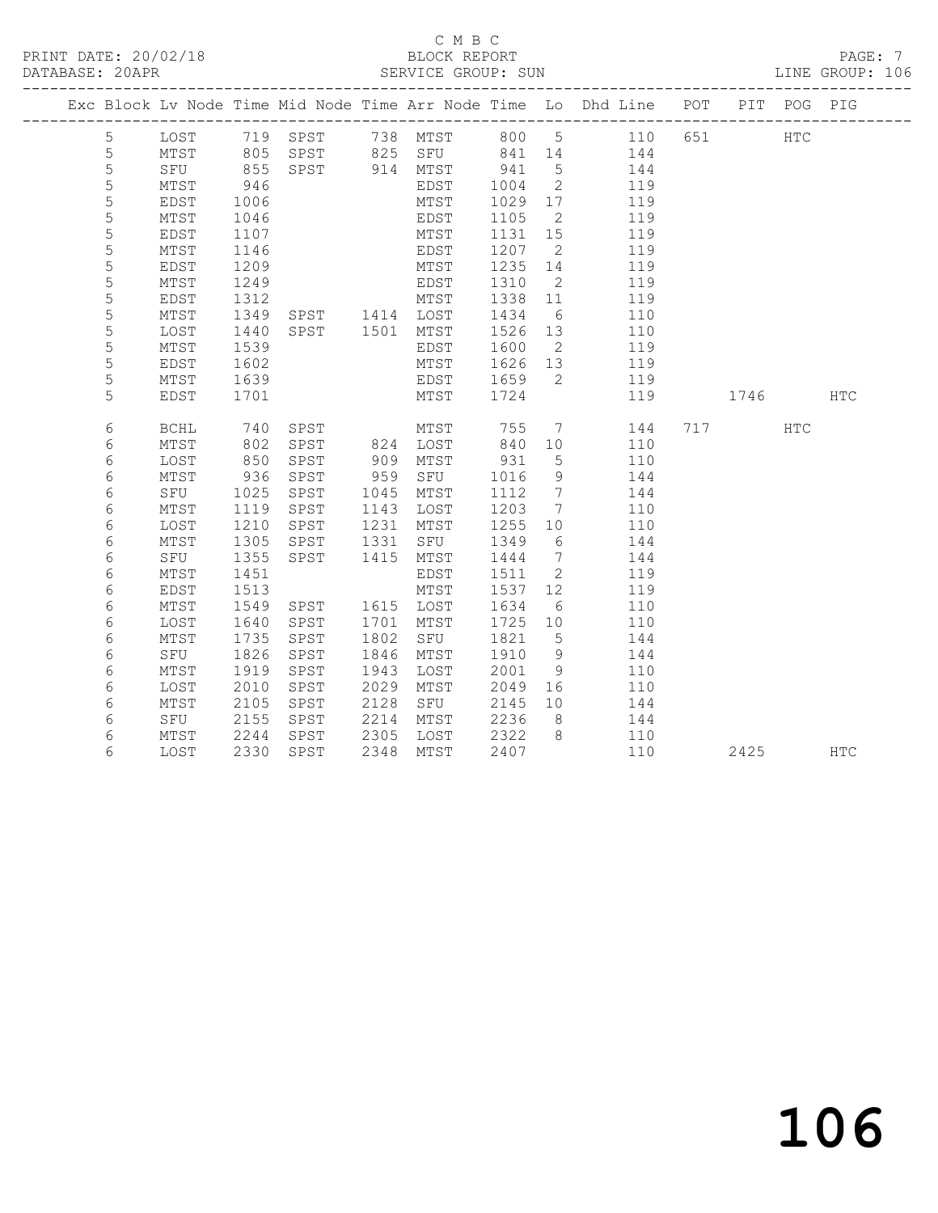C M B C

BLOCK REPORT

SERVICE GROUP: SUN

LINE GROUP: 106

| Exc | Block | Lv | Node | Time | Mid Node | Time | Arr Node | Time | Lo | Dhd Line | POT | PIT | POG | PIG |
|---|---|---|---|---|---|---|---|---|---|---|---|---|---|---|
| | 5 | | LOST | 719 | SPST | 738 | MTST | 800 | 5 | 110 | 651 | | HTC | |
| | 5 | | MTST | 805 | SPST | 825 | SFU | 841 | 14 | 144 | | | | |
| | 5 | | SFU | 855 | SPST | 914 | MTST | 941 | 5 | 144 | | | | |
| | 5 | | MTST | 946 | | | EDST | 1004 | 2 | 119 | | | | |
| | 5 | | EDST | 1006 | | | MTST | 1029 | 17 | 119 | | | | |
| | 5 | | MTST | 1046 | | | EDST | 1105 | 2 | 119 | | | | |
| | 5 | | EDST | 1107 | | | MTST | 1131 | 15 | 119 | | | | |
| | 5 | | MTST | 1146 | | | EDST | 1207 | 2 | 119 | | | | |
| | 5 | | EDST | 1209 | | | MTST | 1235 | 14 | 119 | | | | |
| | 5 | | MTST | 1249 | | | EDST | 1310 | 2 | 119 | | | | |
| | 5 | | EDST | 1312 | | | MTST | 1338 | 11 | 119 | | | | |
| | 5 | | MTST | 1349 | SPST | 1414 | LOST | 1434 | 6 | 110 | | | | |
| | 5 | | LOST | 1440 | SPST | 1501 | MTST | 1526 | 13 | 110 | | | | |
| | 5 | | MTST | 1539 | | | EDST | 1600 | 2 | 119 | | | | |
| | 5 | | EDST | 1602 | | | MTST | 1626 | 13 | 119 | | | | |
| | 5 | | MTST | 1639 | | | EDST | 1659 | 2 | 119 | | | | |
| | 5 | | EDST | 1701 | | | MTST | 1724 | | 119 | | 1746 | | HTC |
| | 6 | | BCHL | 740 | SPST | | MTST | 755 | 7 | 144 | 717 | | HTC | |
| | 6 | | MTST | 802 | SPST | 824 | LOST | 840 | 10 | 110 | | | | |
| | 6 | | LOST | 850 | SPST | 909 | MTST | 931 | 5 | 110 | | | | |
| | 6 | | MTST | 936 | SPST | 959 | SFU | 1016 | 9 | 144 | | | | |
| | 6 | | SFU | 1025 | SPST | 1045 | MTST | 1112 | 7 | 144 | | | | |
| | 6 | | MTST | 1119 | SPST | 1143 | LOST | 1203 | 7 | 110 | | | | |
| | 6 | | LOST | 1210 | SPST | 1231 | MTST | 1255 | 10 | 110 | | | | |
| | 6 | | MTST | 1305 | SPST | 1331 | SFU | 1349 | 6 | 144 | | | | |
| | 6 | | SFU | 1355 | SPST | 1415 | MTST | 1444 | 7 | 144 | | | | |
| | 6 | | MTST | 1451 | | | EDST | 1511 | 2 | 119 | | | | |
| | 6 | | EDST | 1513 | | | MTST | 1537 | 12 | 119 | | | | |
| | 6 | | MTST | 1549 | SPST | 1615 | LOST | 1634 | 6 | 110 | | | | |
| | 6 | | LOST | 1640 | SPST | 1701 | MTST | 1725 | 10 | 110 | | | | |
| | 6 | | MTST | 1735 | SPST | 1802 | SFU | 1821 | 5 | 144 | | | | |
| | 6 | | SFU | 1826 | SPST | 1846 | MTST | 1910 | 9 | 144 | | | | |
| | 6 | | MTST | 1919 | SPST | 1943 | LOST | 2001 | 9 | 110 | | | | |
| | 6 | | LOST | 2010 | SPST | 2029 | MTST | 2049 | 16 | 110 | | | | |
| | 6 | | MTST | 2105 | SPST | 2128 | SFU | 2145 | 10 | 144 | | | | |
| | 6 | | SFU | 2155 | SPST | 2214 | MTST | 2236 | 8 | 144 | | | | |
| | 6 | | MTST | 2244 | SPST | 2305 | LOST | 2322 | 8 | 110 | | | | |
| | 6 | | LOST | 2330 | SPST | 2348 | MTST | 2407 | | 110 | | 2425 | | HTC |

# 106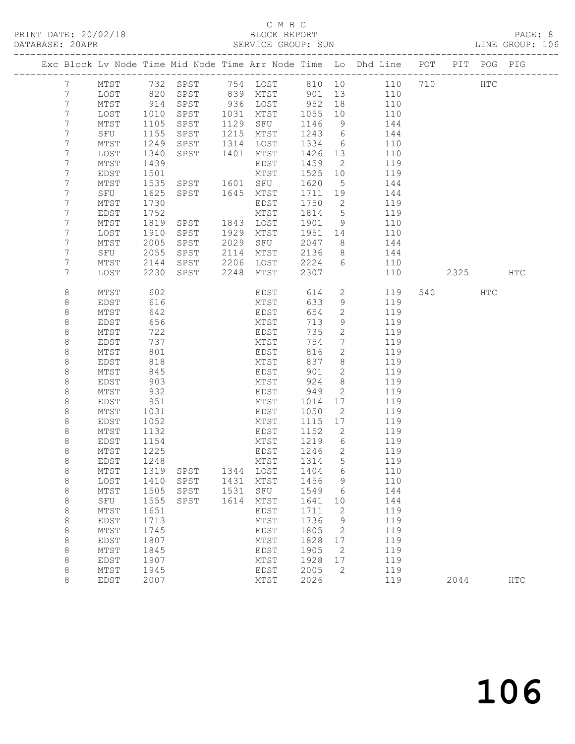C M B C

BLOCK REPORT

SERVICE GROUP: SUN

LINE GROUP: 106

| Exc | Block | Lv | Node | Time | Mid Node | Time | Arr Node | Time | Lo | Dhd Line | POT | PIT | POG | PIG |
|---|---|---|---|---|---|---|---|---|---|---|---|---|---|---|
| | 7 | | MTST | 732 | SPST | 754 | LOST | 810 | 10 | 110 | 710 | | HTC | |
| | 7 | | LOST | 820 | SPST | 839 | MTST | 901 | 13 | 110 | | | | |
| | 7 | | MTST | 914 | SPST | 936 | LOST | 952 | 18 | 110 | | | | |
| | 7 | | LOST | 1010 | SPST | 1031 | MTST | 1055 | 10 | 110 | | | | |
| | 7 | | MTST | 1105 | SPST | 1129 | SFU | 1146 | 9 | 144 | | | | |
| | 7 | | SFU | 1155 | SPST | 1215 | MTST | 1243 | 6 | 144 | | | | |
| | 7 | | MTST | 1249 | SPST | 1314 | LOST | 1334 | 6 | 110 | | | | |
| | 7 | | LOST | 1340 | SPST | 1401 | MTST | 1426 | 13 | 110 | | | | |
| | 7 | | MTST | 1439 | | | EDST | 1459 | 2 | 119 | | | | |
| | 7 | | EDST | 1501 | | | MTST | 1525 | 10 | 119 | | | | |
| | 7 | | MTST | 1535 | SPST | 1601 | SFU | 1620 | 5 | 144 | | | | |
| | 7 | | SFU | 1625 | SPST | 1645 | MTST | 1711 | 19 | 144 | | | | |
| | 7 | | MTST | 1730 | | | EDST | 1750 | 2 | 119 | | | | |
| | 7 | | EDST | 1752 | | | MTST | 1814 | 5 | 119 | | | | |
| | 7 | | MTST | 1819 | SPST | 1843 | LOST | 1901 | 9 | 110 | | | | |
| | 7 | | LOST | 1910 | SPST | 1929 | MTST | 1951 | 14 | 110 | | | | |
| | 7 | | MTST | 2005 | SPST | 2029 | SFU | 2047 | 8 | 144 | | | | |
| | 7 | | SFU | 2055 | SPST | 2114 | MTST | 2136 | 8 | 144 | | | | |
| | 7 | | MTST | 2144 | SPST | 2206 | LOST | 2224 | 6 | 110 | | | | |
| | 7 | | LOST | 2230 | SPST | 2248 | MTST | 2307 | | 110 | | 2325 | | HTC |
| | 8 | | MTST | 602 | | | EDST | 614 | 2 | 119 | 540 | | HTC | |
| | 8 | | EDST | 616 | | | MTST | 633 | 9 | 119 | | | | |
| | 8 | | MTST | 642 | | | EDST | 654 | 2 | 119 | | | | |
| | 8 | | EDST | 656 | | | MTST | 713 | 9 | 119 | | | | |
| | 8 | | MTST | 722 | | | EDST | 735 | 2 | 119 | | | | |
| | 8 | | EDST | 737 | | | MTST | 754 | 7 | 119 | | | | |
| | 8 | | MTST | 801 | | | EDST | 816 | 2 | 119 | | | | |
| | 8 | | EDST | 818 | | | MTST | 837 | 8 | 119 | | | | |
| | 8 | | MTST | 845 | | | EDST | 901 | 2 | 119 | | | | |
| | 8 | | EDST | 903 | | | MTST | 924 | 8 | 119 | | | | |
| | 8 | | MTST | 932 | | | EDST | 949 | 2 | 119 | | | | |
| | 8 | | EDST | 951 | | | MTST | 1014 | 17 | 119 | | | | |
| | 8 | | MTST | 1031 | | | EDST | 1050 | 2 | 119 | | | | |
| | 8 | | EDST | 1052 | | | MTST | 1115 | 17 | 119 | | | | |
| | 8 | | MTST | 1132 | | | EDST | 1152 | 2 | 119 | | | | |
| | 8 | | EDST | 1154 | | | MTST | 1219 | 6 | 119 | | | | |
| | 8 | | MTST | 1225 | | | EDST | 1246 | 2 | 119 | | | | |
| | 8 | | EDST | 1248 | | | MTST | 1314 | 5 | 119 | | | | |
| | 8 | | MTST | 1319 | SPST | 1344 | LOST | 1404 | 6 | 110 | | | | |
| | 8 | | LOST | 1410 | SPST | 1431 | MTST | 1456 | 9 | 110 | | | | |
| | 8 | | MTST | 1505 | SPST | 1531 | SFU | 1549 | 6 | 144 | | | | |
| | 8 | | SFU | 1555 | SPST | 1614 | MTST | 1641 | 10 | 144 | | | | |
| | 8 | | MTST | 1651 | | | EDST | 1711 | 2 | 119 | | | | |
| | 8 | | EDST | 1713 | | | MTST | 1736 | 9 | 119 | | | | |
| | 8 | | MTST | 1745 | | | EDST | 1805 | 2 | 119 | | | | |
| | 8 | | EDST | 1807 | | | MTST | 1828 | 17 | 119 | | | | |
| | 8 | | MTST | 1845 | | | EDST | 1905 | 2 | 119 | | | | |
| | 8 | | EDST | 1907 | | | MTST | 1928 | 17 | 119 | | | | |
| | 8 | | MTST | 1945 | | | EDST | 2005 | 2 | 119 | | | | |
| | 8 | | EDST | 2007 | | | MTST | 2026 | | 119 | | 2044 | | HTC |

106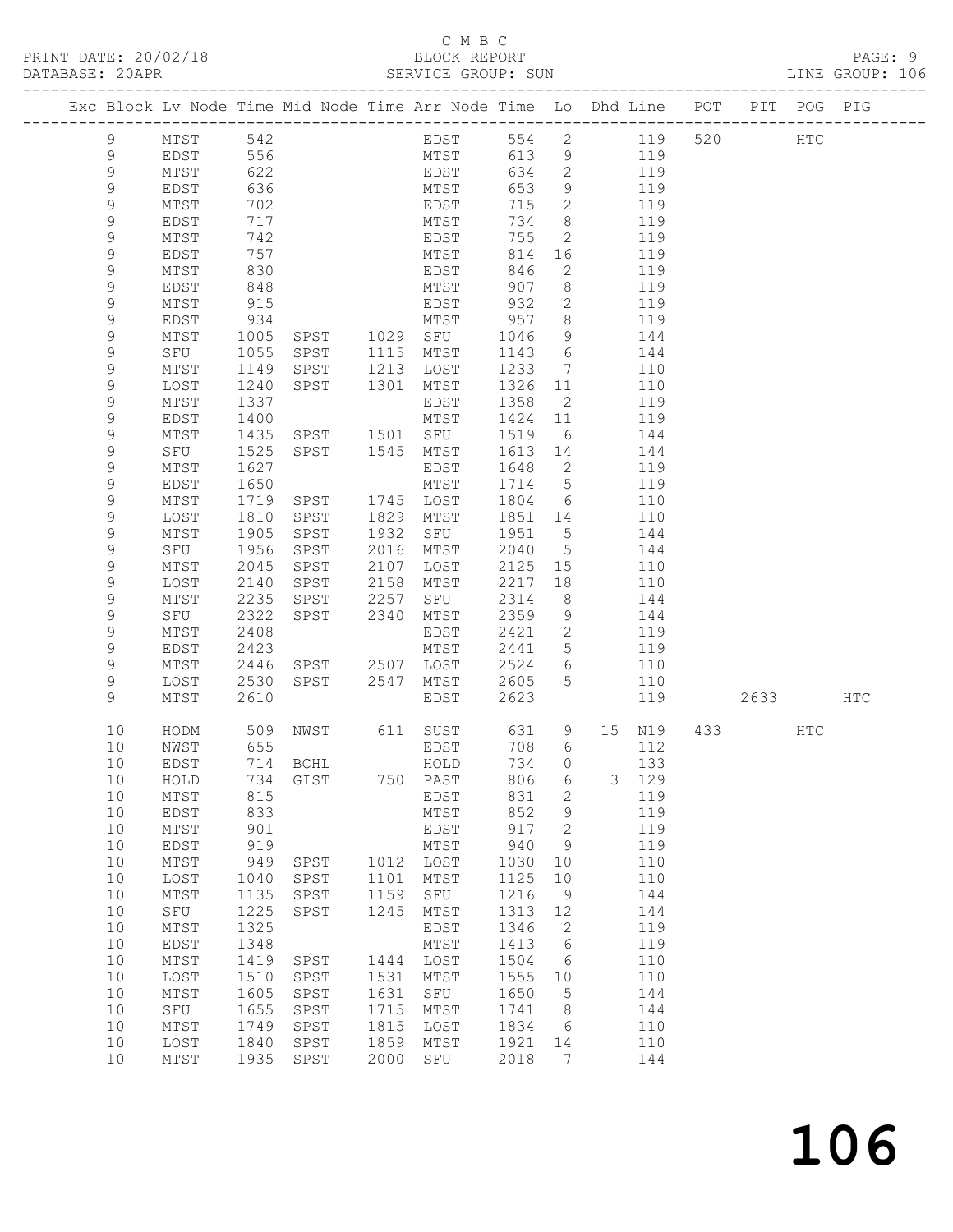C M B C

PRINT DATE: 20/02/18 BLOCK REPORT

DATABASE: 20APR SERVICE GROUP: SUN LINE GROUP: 106

| Exc | Block | Lv | Node | Time | Mid Node | Time | Arr Node | Time | Lo | Dhd | Line | POT | PIT | POG | PIG |
|---|---|---|---|---|---|---|---|---|---|---|---|---|---|---|---|
| | 9 | | MTST | 542 | | | EDST | 554 | 2 | | 119 | 520 | | HTC | |
| | 9 | | EDST | 556 | | | MTST | 613 | 9 | | 119 | | | | |
| | 9 | | MTST | 622 | | | EDST | 634 | 2 | | 119 | | | | |
| | 9 | | EDST | 636 | | | MTST | 653 | 9 | | 119 | | | | |
| | 9 | | MTST | 702 | | | EDST | 715 | 2 | | 119 | | | | |
| | 9 | | EDST | 717 | | | MTST | 734 | 8 | | 119 | | | | |
| | 9 | | MTST | 742 | | | EDST | 755 | 2 | | 119 | | | | |
| | 9 | | EDST | 757 | | | MTST | 814 | 16 | | 119 | | | | |
| | 9 | | MTST | 830 | | | EDST | 846 | 2 | | 119 | | | | |
| | 9 | | EDST | 848 | | | MTST | 907 | 8 | | 119 | | | | |
| | 9 | | MTST | 915 | | | EDST | 932 | 2 | | 119 | | | | |
| | 9 | | EDST | 934 | | | MTST | 957 | 8 | | 119 | | | | |
| | 9 | | MTST | 1005 | SPST | 1029 | SFU | 1046 | 9 | | 144 | | | | |
| | 9 | | SFU | 1055 | SPST | 1115 | MTST | 1143 | 6 | | 144 | | | | |
| | 9 | | MTST | 1149 | SPST | 1213 | LOST | 1233 | 7 | | 110 | | | | |
| | 9 | | LOST | 1240 | SPST | 1301 | MTST | 1326 | 11 | | 110 | | | | |
| | 9 | | MTST | 1337 | | | EDST | 1358 | 2 | | 119 | | | | |
| | 9 | | EDST | 1400 | | | MTST | 1424 | 11 | | 119 | | | | |
| | 9 | | MTST | 1435 | SPST | 1501 | SFU | 1519 | 6 | | 144 | | | | |
| | 9 | | SFU | 1525 | SPST | 1545 | MTST | 1613 | 14 | | 144 | | | | |
| | 9 | | MTST | 1627 | | | EDST | 1648 | 2 | | 119 | | | | |
| | 9 | | EDST | 1650 | | | MTST | 1714 | 5 | | 119 | | | | |
| | 9 | | MTST | 1719 | SPST | 1745 | LOST | 1804 | 6 | | 110 | | | | |
| | 9 | | LOST | 1810 | SPST | 1829 | MTST | 1851 | 14 | | 110 | | | | |
| | 9 | | MTST | 1905 | SPST | 1932 | SFU | 1951 | 5 | | 144 | | | | |
| | 9 | | SFU | 1956 | SPST | 2016 | MTST | 2040 | 5 | | 144 | | | | |
| | 9 | | MTST | 2045 | SPST | 2107 | LOST | 2125 | 15 | | 110 | | | | |
| | 9 | | LOST | 2140 | SPST | 2158 | MTST | 2217 | 18 | | 110 | | | | |
| | 9 | | MTST | 2235 | SPST | 2257 | SFU | 2314 | 8 | | 144 | | | | |
| | 9 | | SFU | 2322 | SPST | 2340 | MTST | 2359 | 9 | | 144 | | | | |
| | 9 | | MTST | 2408 | | | EDST | 2421 | 2 | | 119 | | | | |
| | 9 | | EDST | 2423 | | | MTST | 2441 | 5 | | 119 | | | | |
| | 9 | | MTST | 2446 | SPST | 2507 | LOST | 2524 | 6 | | 110 | | | | |
| | 9 | | LOST | 2530 | SPST | 2547 | MTST | 2605 | 5 | | 110 | | | | |
| | 9 | | MTST | 2610 | | | EDST | 2623 | | | 119 | | 2633 | | HTC |
| | 10 | | HODM | 509 | NWST | 611 | SUST | 631 | 9 | 15 | N19 | 433 | | HTC | |
| | 10 | | NWST | 655 | | | EDST | 708 | 6 | | 112 | | | | |
| | 10 | | EDST | 714 | BCHL | | HOLD | 734 | 0 | | 133 | | | | |
| | 10 | | HOLD | 734 | GIST | 750 | PAST | 806 | 6 | 3 | 129 | | | | |
| | 10 | | MTST | 815 | | | EDST | 831 | 2 | | 119 | | | | |
| | 10 | | EDST | 833 | | | MTST | 852 | 9 | | 119 | | | | |
| | 10 | | MTST | 901 | | | EDST | 917 | 2 | | 119 | | | | |
| | 10 | | EDST | 919 | | | MTST | 940 | 9 | | 119 | | | | |
| | 10 | | MTST | 949 | SPST | 1012 | LOST | 1030 | 10 | | 110 | | | | |
| | 10 | | LOST | 1040 | SPST | 1101 | MTST | 1125 | 10 | | 110 | | | | |
| | 10 | | MTST | 1135 | SPST | 1159 | SFU | 1216 | 9 | | 144 | | | | |
| | 10 | | SFU | 1225 | SPST | 1245 | MTST | 1313 | 12 | | 144 | | | | |
| | 10 | | MTST | 1325 | | | EDST | 1346 | 2 | | 119 | | | | |
| | 10 | | EDST | 1348 | | | MTST | 1413 | 6 | | 119 | | | | |
| | 10 | | MTST | 1419 | SPST | 1444 | LOST | 1504 | 6 | | 110 | | | | |
| | 10 | | LOST | 1510 | SPST | 1531 | MTST | 1555 | 10 | | 110 | | | | |
| | 10 | | MTST | 1605 | SPST | 1631 | SFU | 1650 | 5 | | 144 | | | | |
| | 10 | | SFU | 1655 | SPST | 1715 | MTST | 1741 | 8 | | 144 | | | | |
| | 10 | | MTST | 1749 | SPST | 1815 | LOST | 1834 | 6 | | 110 | | | | |
| | 10 | | LOST | 1840 | SPST | 1859 | MTST | 1921 | 14 | | 110 | | | | |
| | 10 | | MTST | 1935 | SPST | 2000 | SFU | 2018 | 7 | | 144 | | | | |

106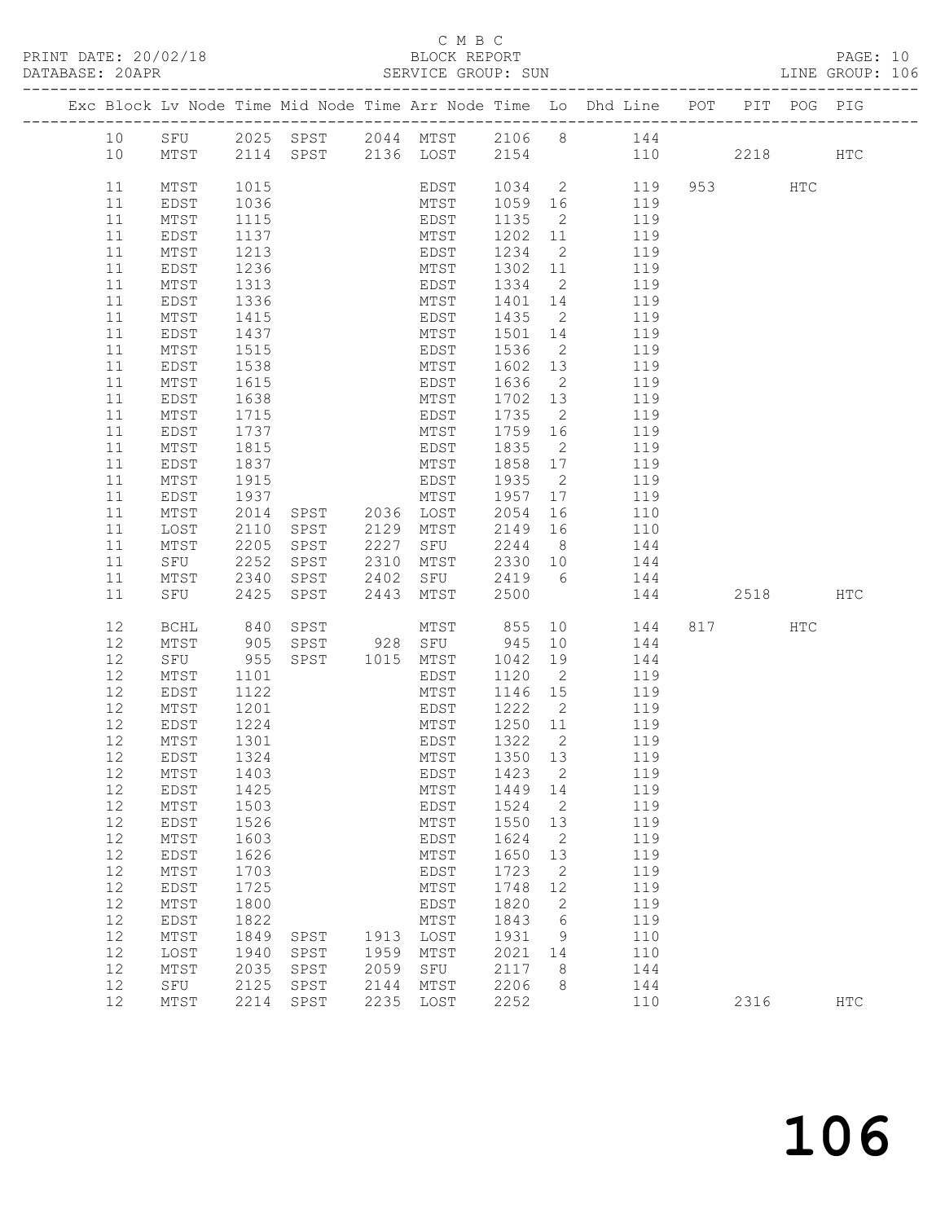C M B C

BLOCK REPORT

SERVICE GROUP: SUN

PRINT DATE: 20/02/18
DATABASE: 20APR
LINE GROUP: 106

| Exc | Block | Lv Node | Time | Mid Node | Time | Arr Node | Time | Lo | Dhd Line | POT | PIT | POG | PIG |
|---|---|---|---|---|---|---|---|---|---|---|---|---|---|
| | 10 | SFU | 2025 | SPST | 2044 | MTST | 2106 | 8 | 144 | | | | |
| | 10 | MTST | 2114 | SPST | 2136 | LOST | 2154 | | 110 | | 2218 | | HTC |
| | 11 | MTST | 1015 | | | EDST | 1034 | 2 | 119 | 953 | | HTC | |
| | 11 | EDST | 1036 | | | MTST | 1059 | 16 | 119 | | | | |
| | 11 | MTST | 1115 | | | EDST | 1135 | 2 | 119 | | | | |
| | 11 | EDST | 1137 | | | MTST | 1202 | 11 | 119 | | | | |
| | 11 | MTST | 1213 | | | EDST | 1234 | 2 | 119 | | | | |
| | 11 | EDST | 1236 | | | MTST | 1302 | 11 | 119 | | | | |
| | 11 | MTST | 1313 | | | EDST | 1334 | 2 | 119 | | | | |
| | 11 | EDST | 1336 | | | MTST | 1401 | 14 | 119 | | | | |
| | 11 | MTST | 1415 | | | EDST | 1435 | 2 | 119 | | | | |
| | 11 | EDST | 1437 | | | MTST | 1501 | 14 | 119 | | | | |
| | 11 | MTST | 1515 | | | EDST | 1536 | 2 | 119 | | | | |
| | 11 | EDST | 1538 | | | MTST | 1602 | 13 | 119 | | | | |
| | 11 | MTST | 1615 | | | EDST | 1636 | 2 | 119 | | | | |
| | 11 | EDST | 1638 | | | MTST | 1702 | 13 | 119 | | | | |
| | 11 | MTST | 1715 | | | EDST | 1735 | 2 | 119 | | | | |
| | 11 | EDST | 1737 | | | MTST | 1759 | 16 | 119 | | | | |
| | 11 | MTST | 1815 | | | EDST | 1835 | 2 | 119 | | | | |
| | 11 | EDST | 1837 | | | MTST | 1858 | 17 | 119 | | | | |
| | 11 | MTST | 1915 | | | EDST | 1935 | 2 | 119 | | | | |
| | 11 | EDST | 1937 | | | MTST | 1957 | 17 | 119 | | | | |
| | 11 | MTST | 2014 | SPST | 2036 | LOST | 2054 | 16 | 110 | | | | |
| | 11 | LOST | 2110 | SPST | 2129 | MTST | 2149 | 16 | 110 | | | | |
| | 11 | MTST | 2205 | SPST | 2227 | SFU | 2244 | 8 | 144 | | | | |
| | 11 | SFU | 2252 | SPST | 2310 | MTST | 2330 | 10 | 144 | | | | |
| | 11 | MTST | 2340 | SPST | 2402 | SFU | 2419 | 6 | 144 | | | | |
| | 11 | SFU | 2425 | SPST | 2443 | MTST | 2500 | | 144 | | 2518 | | HTC |
| | 12 | BCHL | 840 | SPST | | MTST | 855 | 10 | 144 | 817 | | HTC | |
| | 12 | MTST | 905 | SPST | 928 | SFU | 945 | 10 | 144 | | | | |
| | 12 | SFU | 955 | SPST | 1015 | MTST | 1042 | 19 | 144 | | | | |
| | 12 | MTST | 1101 | | | EDST | 1120 | 2 | 119 | | | | |
| | 12 | EDST | 1122 | | | MTST | 1146 | 15 | 119 | | | | |
| | 12 | MTST | 1201 | | | EDST | 1222 | 2 | 119 | | | | |
| | 12 | EDST | 1224 | | | MTST | 1250 | 11 | 119 | | | | |
| | 12 | MTST | 1301 | | | EDST | 1322 | 2 | 119 | | | | |
| | 12 | EDST | 1324 | | | MTST | 1350 | 13 | 119 | | | | |
| | 12 | MTST | 1403 | | | EDST | 1423 | 2 | 119 | | | | |
| | 12 | EDST | 1425 | | | MTST | 1449 | 14 | 119 | | | | |
| | 12 | MTST | 1503 | | | EDST | 1524 | 2 | 119 | | | | |
| | 12 | EDST | 1526 | | | MTST | 1550 | 13 | 119 | | | | |
| | 12 | MTST | 1603 | | | EDST | 1624 | 2 | 119 | | | | |
| | 12 | EDST | 1626 | | | MTST | 1650 | 13 | 119 | | | | |
| | 12 | MTST | 1703 | | | EDST | 1723 | 2 | 119 | | | | |
| | 12 | EDST | 1725 | | | MTST | 1748 | 12 | 119 | | | | |
| | 12 | MTST | 1800 | | | EDST | 1820 | 2 | 119 | | | | |
| | 12 | EDST | 1822 | | | MTST | 1843 | 6 | 119 | | | | |
| | 12 | MTST | 1849 | SPST | 1913 | LOST | 1931 | 9 | 110 | | | | |
| | 12 | LOST | 1940 | SPST | 1959 | MTST | 2021 | 14 | 110 | | | | |
| | 12 | MTST | 2035 | SPST | 2059 | SFU | 2117 | 8 | 144 | | | | |
| | 12 | SFU | 2125 | SPST | 2144 | MTST | 2206 | 8 | 144 | | | | |
| | 12 | MTST | 2214 | SPST | 2235 | LOST | 2252 | | 110 | | 2316 | | HTC |

106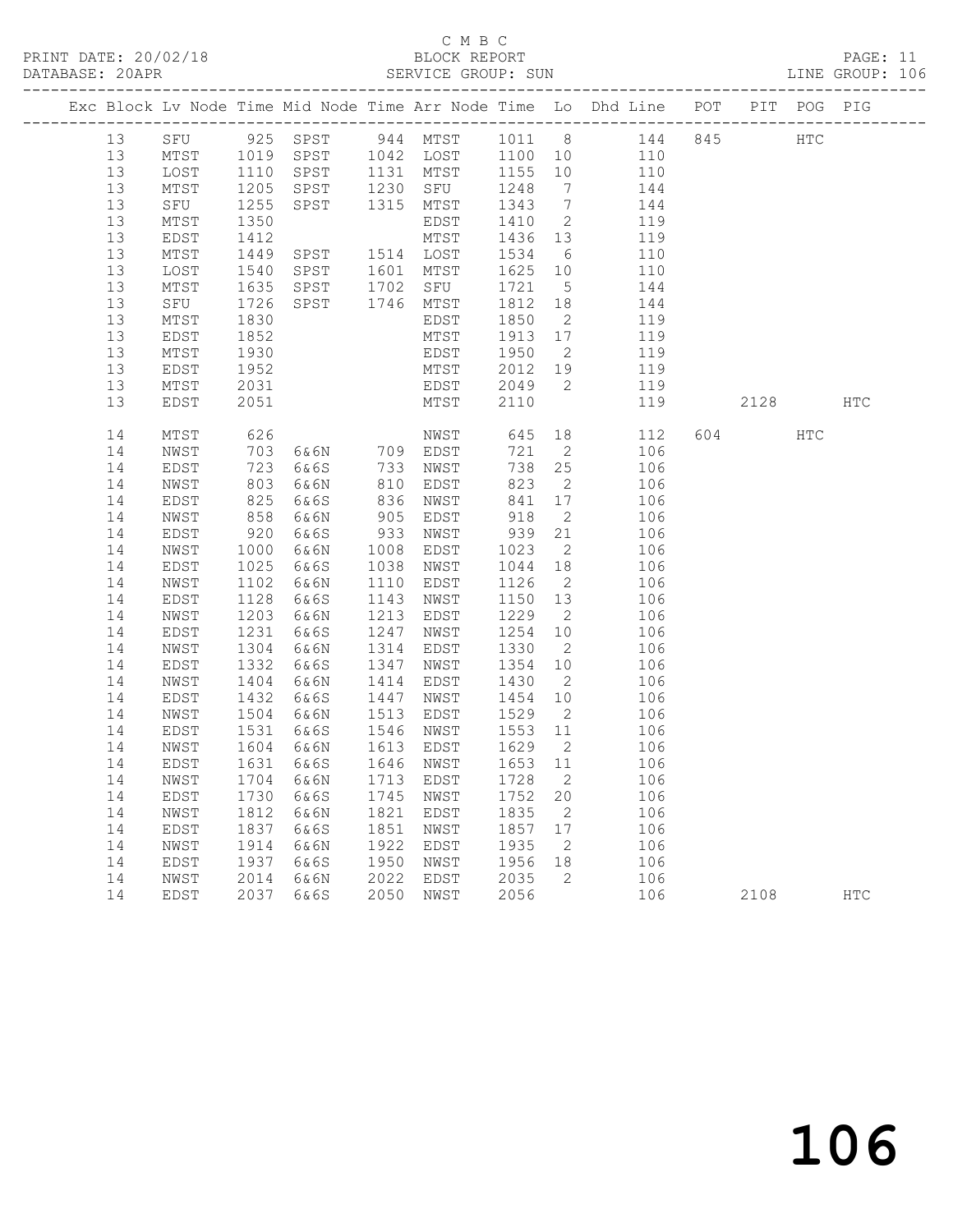C M B C

BLOCK REPORT

SERVICE GROUP: SUN

LINE GROUP: 106

| Exc | Block | Lv | Node | Time | Mid Node | Time | Arr Node | Time | Lo | Dhd Line | POT | PIT | POG | PIG |
|---|---|---|---|---|---|---|---|---|---|---|---|---|---|---|
| | 13 | | SFU | 925 | SPST | 944 | MTST | 1011 | 8 | 144 | 845 | | HTC | |
| | 13 | | MTST | 1019 | SPST | 1042 | LOST | 1100 | 10 | 110 | | | | |
| | 13 | | LOST | 1110 | SPST | 1131 | MTST | 1155 | 10 | 110 | | | | |
| | 13 | | MTST | 1205 | SPST | 1230 | SFU | 1248 | 7 | 144 | | | | |
| | 13 | | SFU | 1255 | SPST | 1315 | MTST | 1343 | 7 | 144 | | | | |
| | 13 | | MTST | 1350 | | | EDST | 1410 | 2 | 119 | | | | |
| | 13 | | EDST | 1412 | | | MTST | 1436 | 13 | 119 | | | | |
| | 13 | | MTST | 1449 | SPST | 1514 | LOST | 1534 | 6 | 110 | | | | |
| | 13 | | LOST | 1540 | SPST | 1601 | MTST | 1625 | 10 | 110 | | | | |
| | 13 | | MTST | 1635 | SPST | 1702 | SFU | 1721 | 5 | 144 | | | | |
| | 13 | | SFU | 1726 | SPST | 1746 | MTST | 1812 | 18 | 144 | | | | |
| | 13 | | MTST | 1830 | | | EDST | 1850 | 2 | 119 | | | | |
| | 13 | | EDST | 1852 | | | MTST | 1913 | 17 | 119 | | | | |
| | 13 | | MTST | 1930 | | | EDST | 1950 | 2 | 119 | | | | |
| | 13 | | EDST | 1952 | | | MTST | 2012 | 19 | 119 | | | | |
| | 13 | | MTST | 2031 | | | EDST | 2049 | 2 | 119 | | | | |
| | 13 | | EDST | 2051 | | | MTST | 2110 | | 119 | | 2128 | | HTC |
| | 14 | | MTST | 626 | | | NWST | 645 | 18 | 112 | 604 | | HTC | |
| | 14 | | NWST | 703 | 6&6N | 709 | EDST | 721 | 2 | 106 | | | | |
| | 14 | | EDST | 723 | 6&6S | 733 | NWST | 738 | 25 | 106 | | | | |
| | 14 | | NWST | 803 | 6&6N | 810 | EDST | 823 | 2 | 106 | | | | |
| | 14 | | EDST | 825 | 6&6S | 836 | NWST | 841 | 17 | 106 | | | | |
| | 14 | | NWST | 858 | 6&6N | 905 | EDST | 918 | 2 | 106 | | | | |
| | 14 | | EDST | 920 | 6&6S | 933 | NWST | 939 | 21 | 106 | | | | |
| | 14 | | NWST | 1000 | 6&6N | 1008 | EDST | 1023 | 2 | 106 | | | | |
| | 14 | | EDST | 1025 | 6&6S | 1038 | NWST | 1044 | 18 | 106 | | | | |
| | 14 | | NWST | 1102 | 6&6N | 1110 | EDST | 1126 | 2 | 106 | | | | |
| | 14 | | EDST | 1128 | 6&6S | 1143 | NWST | 1150 | 13 | 106 | | | | |
| | 14 | | NWST | 1203 | 6&6N | 1213 | EDST | 1229 | 2 | 106 | | | | |
| | 14 | | EDST | 1231 | 6&6S | 1247 | NWST | 1254 | 10 | 106 | | | | |
| | 14 | | NWST | 1304 | 6&6N | 1314 | EDST | 1330 | 2 | 106 | | | | |
| | 14 | | EDST | 1332 | 6&6S | 1347 | NWST | 1354 | 10 | 106 | | | | |
| | 14 | | NWST | 1404 | 6&6N | 1414 | EDST | 1430 | 2 | 106 | | | | |
| | 14 | | EDST | 1432 | 6&6S | 1447 | NWST | 1454 | 10 | 106 | | | | |
| | 14 | | NWST | 1504 | 6&6N | 1513 | EDST | 1529 | 2 | 106 | | | | |
| | 14 | | EDST | 1531 | 6&6S | 1546 | NWST | 1553 | 11 | 106 | | | | |
| | 14 | | NWST | 1604 | 6&6N | 1613 | EDST | 1629 | 2 | 106 | | | | |
| | 14 | | EDST | 1631 | 6&6S | 1646 | NWST | 1653 | 11 | 106 | | | | |
| | 14 | | NWST | 1704 | 6&6N | 1713 | EDST | 1728 | 2 | 106 | | | | |
| | 14 | | EDST | 1730 | 6&6S | 1745 | NWST | 1752 | 20 | 106 | | | | |
| | 14 | | NWST | 1812 | 6&6N | 1821 | EDST | 1835 | 2 | 106 | | | | |
| | 14 | | EDST | 1837 | 6&6S | 1851 | NWST | 1857 | 17 | 106 | | | | |
| | 14 | | NWST | 1914 | 6&6N | 1922 | EDST | 1935 | 2 | 106 | | | | |
| | 14 | | EDST | 1937 | 6&6S | 1950 | NWST | 1956 | 18 | 106 | | | | |
| | 14 | | NWST | 2014 | 6&6N | 2022 | EDST | 2035 | 2 | 106 | | | | |
| | 14 | | EDST | 2037 | 6&6S | 2050 | NWST | 2056 | | 106 | | 2108 | | HTC |

106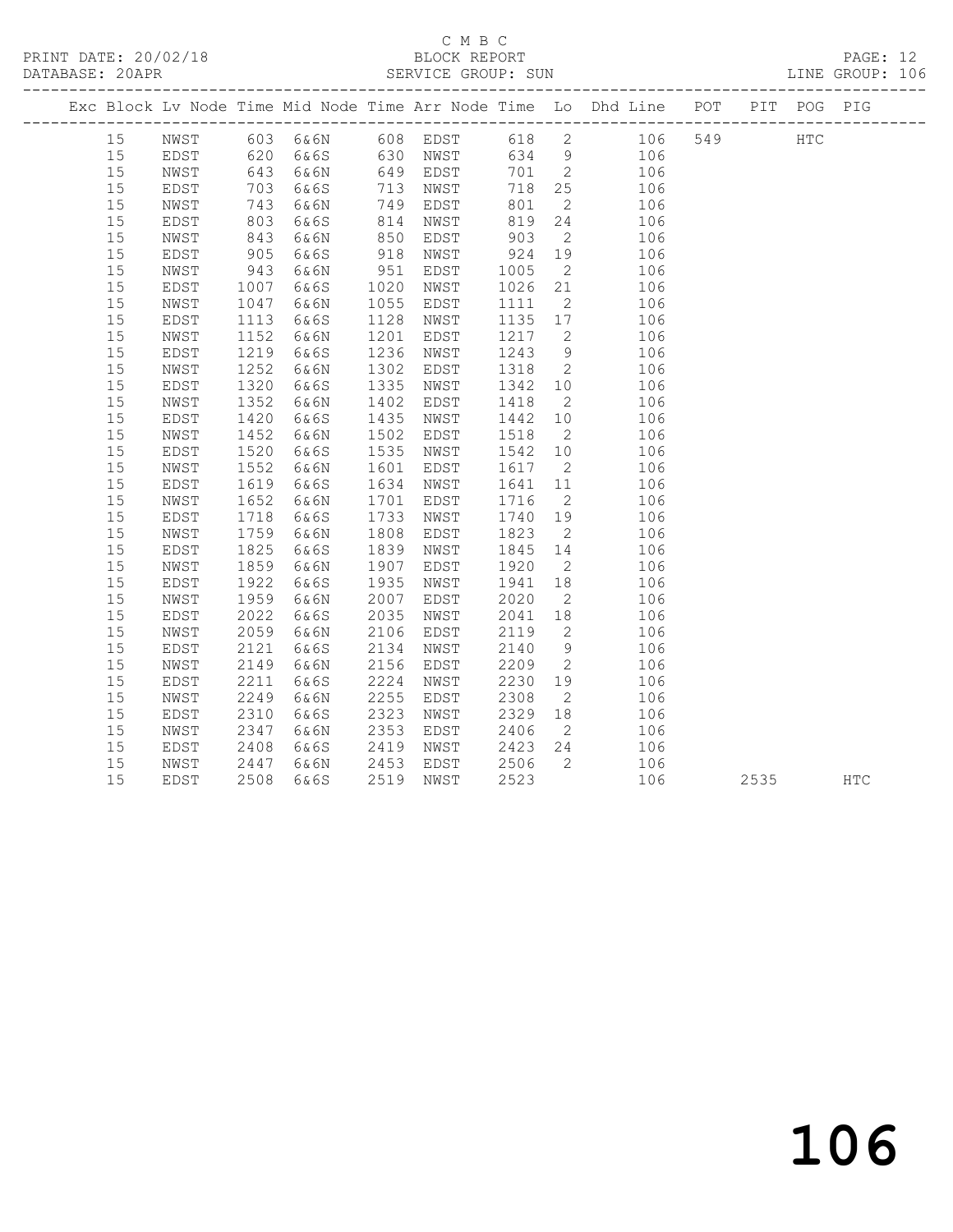C M B C

BLOCK REPORT

SERVICE GROUP: SUN

PRINT DATE: 20/02/18

DATABASE: 20APR

LINE GROUP: 106

| Exc | Block | Lv | Node | Time | Mid Node | Time | Arr Node | Time | Lo | Dhd Line | POT | PIT | POG | PIG |
|---|---|---|---|---|---|---|---|---|---|---|---|---|---|---|
| | 15 | | NWST | 603 | 6&6N | 608 | EDST | 618 | 2 | 106 | 549 | | HTC | |
| | 15 | | EDST | 620 | 6&6S | 630 | NWST | 634 | 9 | 106 | | | | |
| | 15 | | NWST | 643 | 6&6N | 649 | EDST | 701 | 2 | 106 | | | | |
| | 15 | | EDST | 703 | 6&6S | 713 | NWST | 718 | 25 | 106 | | | | |
| | 15 | | NWST | 743 | 6&6N | 749 | EDST | 801 | 2 | 106 | | | | |
| | 15 | | EDST | 803 | 6&6S | 814 | NWST | 819 | 24 | 106 | | | | |
| | 15 | | NWST | 843 | 6&6N | 850 | EDST | 903 | 2 | 106 | | | | |
| | 15 | | EDST | 905 | 6&6S | 918 | NWST | 924 | 19 | 106 | | | | |
| | 15 | | NWST | 943 | 6&6N | 951 | EDST | 1005 | 2 | 106 | | | | |
| | 15 | | EDST | 1007 | 6&6S | 1020 | NWST | 1026 | 21 | 106 | | | | |
| | 15 | | NWST | 1047 | 6&6N | 1055 | EDST | 1111 | 2 | 106 | | | | |
| | 15 | | EDST | 1113 | 6&6S | 1128 | NWST | 1135 | 17 | 106 | | | | |
| | 15 | | NWST | 1152 | 6&6N | 1201 | EDST | 1217 | 2 | 106 | | | | |
| | 15 | | EDST | 1219 | 6&6S | 1236 | NWST | 1243 | 9 | 106 | | | | |
| | 15 | | NWST | 1252 | 6&6N | 1302 | EDST | 1318 | 2 | 106 | | | | |
| | 15 | | EDST | 1320 | 6&6S | 1335 | NWST | 1342 | 10 | 106 | | | | |
| | 15 | | NWST | 1352 | 6&6N | 1402 | EDST | 1418 | 2 | 106 | | | | |
| | 15 | | EDST | 1420 | 6&6S | 1435 | NWST | 1442 | 10 | 106 | | | | |
| | 15 | | NWST | 1452 | 6&6N | 1502 | EDST | 1518 | 2 | 106 | | | | |
| | 15 | | EDST | 1520 | 6&6S | 1535 | NWST | 1542 | 10 | 106 | | | | |
| | 15 | | NWST | 1552 | 6&6N | 1601 | EDST | 1617 | 2 | 106 | | | | |
| | 15 | | EDST | 1619 | 6&6S | 1634 | NWST | 1641 | 11 | 106 | | | | |
| | 15 | | NWST | 1652 | 6&6N | 1701 | EDST | 1716 | 2 | 106 | | | | |
| | 15 | | EDST | 1718 | 6&6S | 1733 | NWST | 1740 | 19 | 106 | | | | |
| | 15 | | NWST | 1759 | 6&6N | 1808 | EDST | 1823 | 2 | 106 | | | | |
| | 15 | | EDST | 1825 | 6&6S | 1839 | NWST | 1845 | 14 | 106 | | | | |
| | 15 | | NWST | 1859 | 6&6N | 1907 | EDST | 1920 | 2 | 106 | | | | |
| | 15 | | EDST | 1922 | 6&6S | 1935 | NWST | 1941 | 18 | 106 | | | | |
| | 15 | | NWST | 1959 | 6&6N | 2007 | EDST | 2020 | 2 | 106 | | | | |
| | 15 | | EDST | 2022 | 6&6S | 2035 | NWST | 2041 | 18 | 106 | | | | |
| | 15 | | NWST | 2059 | 6&6N | 2106 | EDST | 2119 | 2 | 106 | | | | |
| | 15 | | EDST | 2121 | 6&6S | 2134 | NWST | 2140 | 9 | 106 | | | | |
| | 15 | | NWST | 2149 | 6&6N | 2156 | EDST | 2209 | 2 | 106 | | | | |
| | 15 | | EDST | 2211 | 6&6S | 2224 | NWST | 2230 | 19 | 106 | | | | |
| | 15 | | NWST | 2249 | 6&6N | 2255 | EDST | 2308 | 2 | 106 | | | | |
| | 15 | | EDST | 2310 | 6&6S | 2323 | NWST | 2329 | 18 | 106 | | | | |
| | 15 | | NWST | 2347 | 6&6N | 2353 | EDST | 2406 | 2 | 106 | | | | |
| | 15 | | EDST | 2408 | 6&6S | 2419 | NWST | 2423 | 24 | 106 | | | | |
| | 15 | | NWST | 2447 | 6&6N | 2453 | EDST | 2506 | 2 | 106 | | | | |
| | 15 | | EDST | 2508 | 6&6S | 2519 | NWST | 2523 | | 106 | | 2535 | | HTC |

106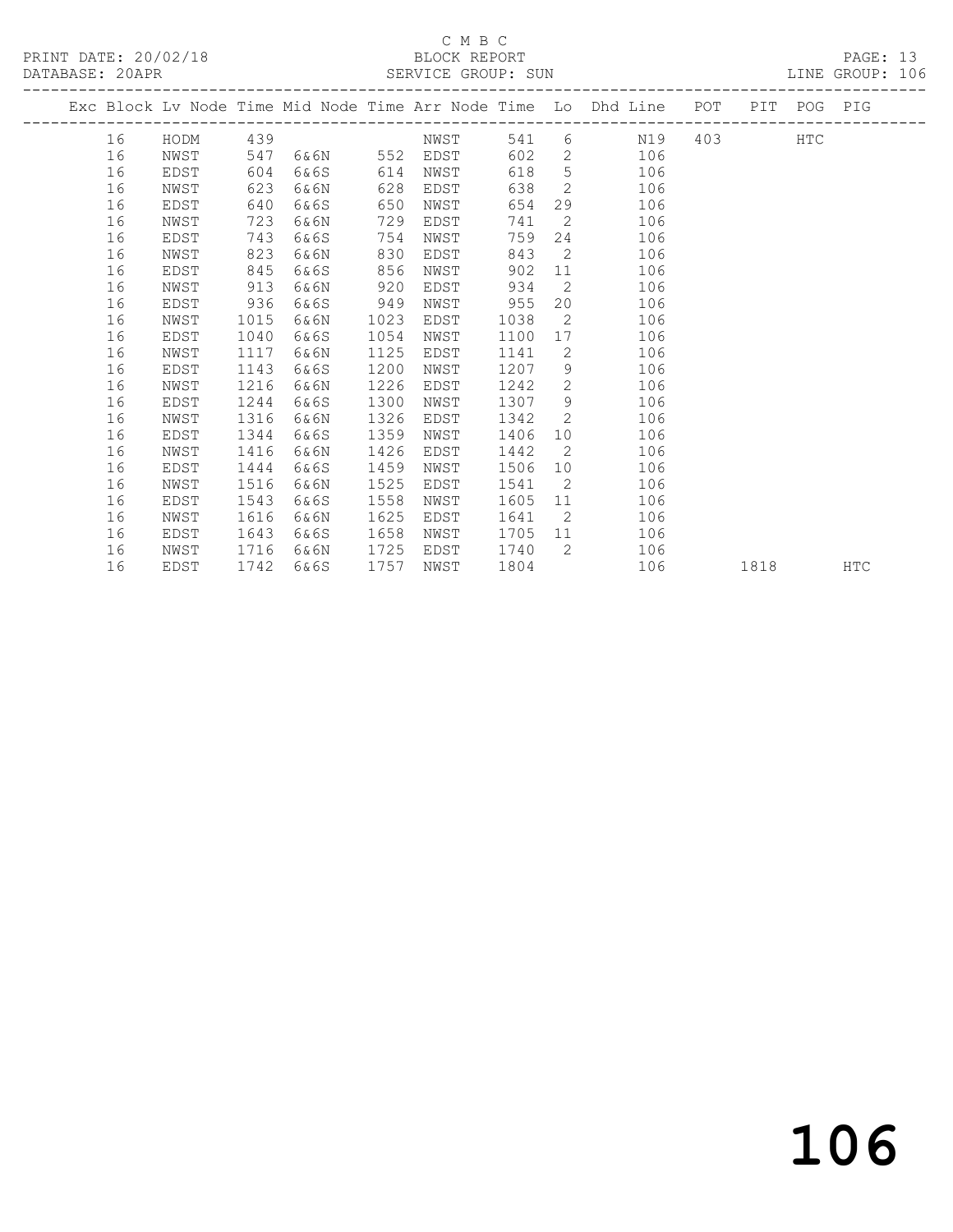C M B C

PRINT DATE: 20/02/18 BLOCK REPORT

DATABASE: 20APR SERVICE GROUP: SUN LINE GROUP: 106

| Exc | Block | Lv | Node | Time | Mid Node | Time | Arr Node | Time | Lo | Dhd Line | POT | PIT | POG | PIG |
|---|---|---|---|---|---|---|---|---|---|---|---|---|---|---|
| | 16 | | HODM | 439 | | | NWST | 541 | 6 | N19 | 403 | | HTC | |
| | 16 | | NWST | 547 | 6&6N | 552 | EDST | 602 | 2 | 106 | | | | |
| | 16 | | EDST | 604 | 6&6S | 614 | NWST | 618 | 5 | 106 | | | | |
| | 16 | | NWST | 623 | 6&6N | 628 | EDST | 638 | 2 | 106 | | | | |
| | 16 | | EDST | 640 | 6&6S | 650 | NWST | 654 | 29 | 106 | | | | |
| | 16 | | NWST | 723 | 6&6N | 729 | EDST | 741 | 2 | 106 | | | | |
| | 16 | | EDST | 743 | 6&6S | 754 | NWST | 759 | 24 | 106 | | | | |
| | 16 | | NWST | 823 | 6&6N | 830 | EDST | 843 | 2 | 106 | | | | |
| | 16 | | EDST | 845 | 6&6S | 856 | NWST | 902 | 11 | 106 | | | | |
| | 16 | | NWST | 913 | 6&6N | 920 | EDST | 934 | 2 | 106 | | | | |
| | 16 | | EDST | 936 | 6&6S | 949 | NWST | 955 | 20 | 106 | | | | |
| | 16 | | NWST | 1015 | 6&6N | 1023 | EDST | 1038 | 2 | 106 | | | | |
| | 16 | | EDST | 1040 | 6&6S | 1054 | NWST | 1100 | 17 | 106 | | | | |
| | 16 | | NWST | 1117 | 6&6N | 1125 | EDST | 1141 | 2 | 106 | | | | |
| | 16 | | EDST | 1143 | 6&6S | 1200 | NWST | 1207 | 9 | 106 | | | | |
| | 16 | | NWST | 1216 | 6&6N | 1226 | EDST | 1242 | 2 | 106 | | | | |
| | 16 | | EDST | 1244 | 6&6S | 1300 | NWST | 1307 | 9 | 106 | | | | |
| | 16 | | NWST | 1316 | 6&6N | 1326 | EDST | 1342 | 2 | 106 | | | | |
| | 16 | | EDST | 1344 | 6&6S | 1359 | NWST | 1406 | 10 | 106 | | | | |
| | 16 | | NWST | 1416 | 6&6N | 1426 | EDST | 1442 | 2 | 106 | | | | |
| | 16 | | EDST | 1444 | 6&6S | 1459 | NWST | 1506 | 10 | 106 | | | | |
| | 16 | | NWST | 1516 | 6&6N | 1525 | EDST | 1541 | 2 | 106 | | | | |
| | 16 | | EDST | 1543 | 6&6S | 1558 | NWST | 1605 | 11 | 106 | | | | |
| | 16 | | NWST | 1616 | 6&6N | 1625 | EDST | 1641 | 2 | 106 | | | | |
| | 16 | | EDST | 1643 | 6&6S | 1658 | NWST | 1705 | 11 | 106 | | | | |
| | 16 | | NWST | 1716 | 6&6N | 1725 | EDST | 1740 | 2 | 106 | | | | |
| | 16 | | EDST | 1742 | 6&6S | 1757 | NWST | 1804 | | 106 | | 1818 | | HTC |

# 106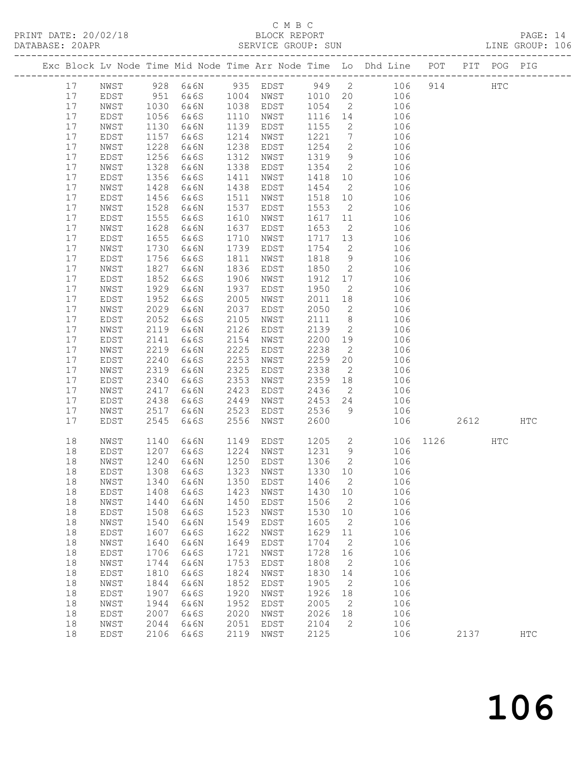C M B C

BLOCK REPORT

SERVICE GROUP: SUN

PRINT DATE: 20/02/18
DATABASE: 20APR

LINE GROUP: 106

| Exc | Block | Lv | Node | Time | Mid Node | Time | Arr Node | Time | Lo | Dhd Line | POT | PIT | POG | PIG |
|---|---|---|---|---|---|---|---|---|---|---|---|---|---|---|
| | 17 | | NWST | 928 | 6&6N | 935 | EDST | 949 | 2 | 106 | 914 | | HTC | |
| | 17 | | EDST | 951 | 6&6S | 1004 | NWST | 1010 | 20 | 106 | | | | |
| | 17 | | NWST | 1030 | 6&6N | 1038 | EDST | 1054 | 2 | 106 | | | | |
| | 17 | | EDST | 1056 | 6&6S | 1110 | NWST | 1116 | 14 | 106 | | | | |
| | 17 | | NWST | 1130 | 6&6N | 1139 | EDST | 1155 | 2 | 106 | | | | |
| | 17 | | EDST | 1157 | 6&6S | 1214 | NWST | 1221 | 7 | 106 | | | | |
| | 17 | | NWST | 1228 | 6&6N | 1238 | EDST | 1254 | 2 | 106 | | | | |
| | 17 | | EDST | 1256 | 6&6S | 1312 | NWST | 1319 | 9 | 106 | | | | |
| | 17 | | NWST | 1328 | 6&6N | 1338 | EDST | 1354 | 2 | 106 | | | | |
| | 17 | | EDST | 1356 | 6&6S | 1411 | NWST | 1418 | 10 | 106 | | | | |
| | 17 | | NWST | 1428 | 6&6N | 1438 | EDST | 1454 | 2 | 106 | | | | |
| | 17 | | EDST | 1456 | 6&6S | 1511 | NWST | 1518 | 10 | 106 | | | | |
| | 17 | | NWST | 1528 | 6&6N | 1537 | EDST | 1553 | 2 | 106 | | | | |
| | 17 | | EDST | 1555 | 6&6S | 1610 | NWST | 1617 | 11 | 106 | | | | |
| | 17 | | NWST | 1628 | 6&6N | 1637 | EDST | 1653 | 2 | 106 | | | | |
| | 17 | | EDST | 1655 | 6&6S | 1710 | NWST | 1717 | 13 | 106 | | | | |
| | 17 | | NWST | 1730 | 6&6N | 1739 | EDST | 1754 | 2 | 106 | | | | |
| | 17 | | EDST | 1756 | 6&6S | 1811 | NWST | 1818 | 9 | 106 | | | | |
| | 17 | | NWST | 1827 | 6&6N | 1836 | EDST | 1850 | 2 | 106 | | | | |
| | 17 | | EDST | 1852 | 6&6S | 1906 | NWST | 1912 | 17 | 106 | | | | |
| | 17 | | NWST | 1929 | 6&6N | 1937 | EDST | 1950 | 2 | 106 | | | | |
| | 17 | | EDST | 1952 | 6&6S | 2005 | NWST | 2011 | 18 | 106 | | | | |
| | 17 | | NWST | 2029 | 6&6N | 2037 | EDST | 2050 | 2 | 106 | | | | |
| | 17 | | EDST | 2052 | 6&6S | 2105 | NWST | 2111 | 8 | 106 | | | | |
| | 17 | | NWST | 2119 | 6&6N | 2126 | EDST | 2139 | 2 | 106 | | | | |
| | 17 | | EDST | 2141 | 6&6S | 2154 | NWST | 2200 | 19 | 106 | | | | |
| | 17 | | NWST | 2219 | 6&6N | 2225 | EDST | 2238 | 2 | 106 | | | | |
| | 17 | | EDST | 2240 | 6&6S | 2253 | NWST | 2259 | 20 | 106 | | | | |
| | 17 | | NWST | 2319 | 6&6N | 2325 | EDST | 2338 | 2 | 106 | | | | |
| | 17 | | EDST | 2340 | 6&6S | 2353 | NWST | 2359 | 18 | 106 | | | | |
| | 17 | | NWST | 2417 | 6&6N | 2423 | EDST | 2436 | 2 | 106 | | | | |
| | 17 | | EDST | 2438 | 6&6S | 2449 | NWST | 2453 | 24 | 106 | | | | |
| | 17 | | NWST | 2517 | 6&6N | 2523 | EDST | 2536 | 9 | 106 | | | | |
| | 17 | | EDST | 2545 | 6&6S | 2556 | NWST | 2600 | | 106 | | 2612 | | HTC |
| | 18 | | NWST | 1140 | 6&6N | 1149 | EDST | 1205 | 2 | 106 | 1126 | | HTC | |
| | 18 | | EDST | 1207 | 6&6S | 1224 | NWST | 1231 | 9 | 106 | | | | |
| | 18 | | NWST | 1240 | 6&6N | 1250 | EDST | 1306 | 2 | 106 | | | | |
| | 18 | | EDST | 1308 | 6&6S | 1323 | NWST | 1330 | 10 | 106 | | | | |
| | 18 | | NWST | 1340 | 6&6N | 1350 | EDST | 1406 | 2 | 106 | | | | |
| | 18 | | EDST | 1408 | 6&6S | 1423 | NWST | 1430 | 10 | 106 | | | | |
| | 18 | | NWST | 1440 | 6&6N | 1450 | EDST | 1506 | 2 | 106 | | | | |
| | 18 | | EDST | 1508 | 6&6S | 1523 | NWST | 1530 | 10 | 106 | | | | |
| | 18 | | NWST | 1540 | 6&6N | 1549 | EDST | 1605 | 2 | 106 | | | | |
| | 18 | | EDST | 1607 | 6&6S | 1622 | NWST | 1629 | 11 | 106 | | | | |
| | 18 | | NWST | 1640 | 6&6N | 1649 | EDST | 1704 | 2 | 106 | | | | |
| | 18 | | EDST | 1706 | 6&6S | 1721 | NWST | 1728 | 16 | 106 | | | | |
| | 18 | | NWST | 1744 | 6&6N | 1753 | EDST | 1808 | 2 | 106 | | | | |
| | 18 | | EDST | 1810 | 6&6S | 1824 | NWST | 1830 | 14 | 106 | | | | |
| | 18 | | NWST | 1844 | 6&6N | 1852 | EDST | 1905 | 2 | 106 | | | | |
| | 18 | | EDST | 1907 | 6&6S | 1920 | NWST | 1926 | 18 | 106 | | | | |
| | 18 | | NWST | 1944 | 6&6N | 1952 | EDST | 2005 | 2 | 106 | | | | |
| | 18 | | EDST | 2007 | 6&6S | 2020 | NWST | 2026 | 18 | 106 | | | | |
| | 18 | | NWST | 2044 | 6&6N | 2051 | EDST | 2104 | 2 | 106 | | | | |
| | 18 | | EDST | 2106 | 6&6S | 2119 | NWST | 2125 | | 106 | | 2137 | | HTC |

# 106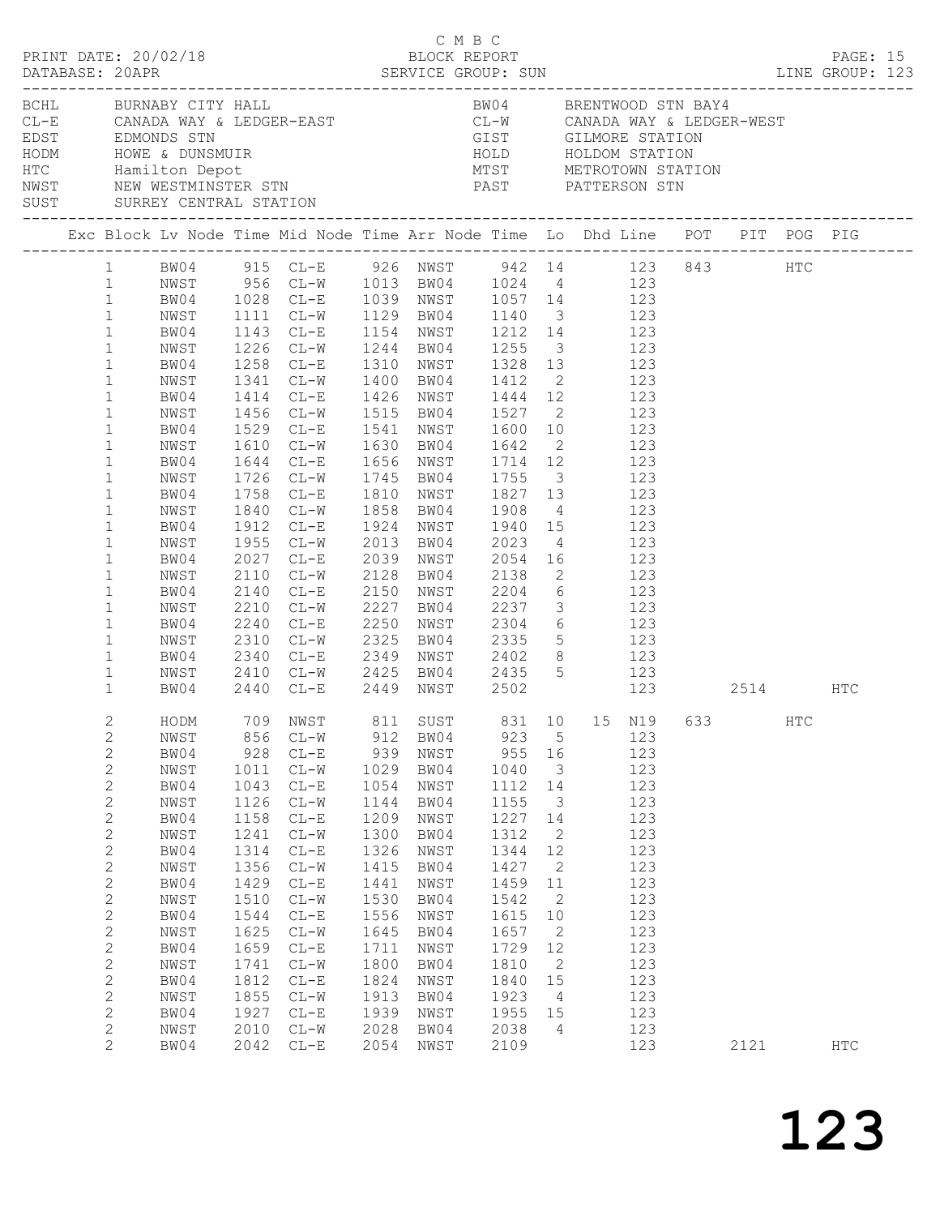C M B C

PRINT DATE: 20/02/18 BLOCK REPORT

DATABASE: 20APR SERVICE GROUP: SUN LINE GROUP: 123

| Code | Name | Code | Name |
|---|---|---|---|
| BCHL | BURNABY CITY HALL | BW04 | BRENTWOOD STN BAY4 |
| CL-E | CANADA WAY & LEDGER-EAST | CL-W | CANADA WAY & LEDGER-WEST |
| EDST | EDMONDS STN | GIST | GILMORE STATION |
| HODM | HOWE & DUNSMUIR | HOLD | HOLDOM STATION |
| HTC | Hamilton Depot | MTST | METROTOWN STATION |
| NWST | NEW WESTMINSTER STN | PAST | PATTERSON STN |
| SUST | SURREY CENTRAL STATION | | |

| Exc | Block | Lv Node | Time | Mid Node | Time | Arr Node | Time | Lo | Dhd | Line | POT | PIT | POG | PIG |
|---|---|---|---|---|---|---|---|---|---|---|---|---|---|---|
| | 1 | BW04 | 915 | CL-E | 926 | NWST | 942 | 14 | | 123 | 843 | | HTC | |
| | 1 | NWST | 956 | CL-W | 1013 | BW04 | 1024 | 4 | | 123 | | | | |
| | 1 | BW04 | 1028 | CL-E | 1039 | NWST | 1057 | 14 | | 123 | | | | |
| | 1 | NWST | 1111 | CL-W | 1129 | BW04 | 1140 | 3 | | 123 | | | | |
| | 1 | BW04 | 1143 | CL-E | 1154 | NWST | 1212 | 14 | | 123 | | | | |
| | 1 | NWST | 1226 | CL-W | 1244 | BW04 | 1255 | 3 | | 123 | | | | |
| | 1 | BW04 | 1258 | CL-E | 1310 | NWST | 1328 | 13 | | 123 | | | | |
| | 1 | NWST | 1341 | CL-W | 1400 | BW04 | 1412 | 2 | | 123 | | | | |
| | 1 | BW04 | 1414 | CL-E | 1426 | NWST | 1444 | 12 | | 123 | | | | |
| | 1 | NWST | 1456 | CL-W | 1515 | BW04 | 1527 | 2 | | 123 | | | | |
| | 1 | BW04 | 1529 | CL-E | 1541 | NWST | 1600 | 10 | | 123 | | | | |
| | 1 | NWST | 1610 | CL-W | 1630 | BW04 | 1642 | 2 | | 123 | | | | |
| | 1 | BW04 | 1644 | CL-E | 1656 | NWST | 1714 | 12 | | 123 | | | | |
| | 1 | NWST | 1726 | CL-W | 1745 | BW04 | 1755 | 3 | | 123 | | | | |
| | 1 | BW04 | 1758 | CL-E | 1810 | NWST | 1827 | 13 | | 123 | | | | |
| | 1 | NWST | 1840 | CL-W | 1858 | BW04 | 1908 | 4 | | 123 | | | | |
| | 1 | BW04 | 1912 | CL-E | 1924 | NWST | 1940 | 15 | | 123 | | | | |
| | 1 | NWST | 1955 | CL-W | 2013 | BW04 | 2023 | 4 | | 123 | | | | |
| | 1 | BW04 | 2027 | CL-E | 2039 | NWST | 2054 | 16 | | 123 | | | | |
| | 1 | NWST | 2110 | CL-W | 2128 | BW04 | 2138 | 2 | | 123 | | | | |
| | 1 | BW04 | 2140 | CL-E | 2150 | NWST | 2204 | 6 | | 123 | | | | |
| | 1 | NWST | 2210 | CL-W | 2227 | BW04 | 2237 | 3 | | 123 | | | | |
| | 1 | BW04 | 2240 | CL-E | 2250 | NWST | 2304 | 6 | | 123 | | | | |
| | 1 | NWST | 2310 | CL-W | 2325 | BW04 | 2335 | 5 | | 123 | | | | |
| | 1 | BW04 | 2340 | CL-E | 2349 | NWST | 2402 | 8 | | 123 | | | | |
| | 1 | NWST | 2410 | CL-W | 2425 | BW04 | 2435 | 5 | | 123 | | | | |
| | 1 | BW04 | 2440 | CL-E | 2449 | NWST | 2502 | | | 123 | | 2514 | | HTC |
| | 2 | HODM | 709 | NWST | 811 | SUST | 831 | 10 | 15 | N19 | 633 | | HTC | |
| | 2 | NWST | 856 | CL-W | 912 | BW04 | 923 | 5 | | 123 | | | | |
| | 2 | BW04 | 928 | CL-E | 939 | NWST | 955 | 16 | | 123 | | | | |
| | 2 | NWST | 1011 | CL-W | 1029 | BW04 | 1040 | 3 | | 123 | | | | |
| | 2 | BW04 | 1043 | CL-E | 1054 | NWST | 1112 | 14 | | 123 | | | | |
| | 2 | NWST | 1126 | CL-W | 1144 | BW04 | 1155 | 3 | | 123 | | | | |
| | 2 | BW04 | 1158 | CL-E | 1209 | NWST | 1227 | 14 | | 123 | | | | |
| | 2 | NWST | 1241 | CL-W | 1300 | BW04 | 1312 | 2 | | 123 | | | | |
| | 2 | BW04 | 1314 | CL-E | 1326 | NWST | 1344 | 12 | | 123 | | | | |
| | 2 | NWST | 1356 | CL-W | 1415 | BW04 | 1427 | 2 | | 123 | | | | |
| | 2 | BW04 | 1429 | CL-E | 1441 | NWST | 1459 | 11 | | 123 | | | | |
| | 2 | NWST | 1510 | CL-W | 1530 | BW04 | 1542 | 2 | | 123 | | | | |
| | 2 | BW04 | 1544 | CL-E | 1556 | NWST | 1615 | 10 | | 123 | | | | |
| | 2 | NWST | 1625 | CL-W | 1645 | BW04 | 1657 | 2 | | 123 | | | | |
| | 2 | BW04 | 1659 | CL-E | 1711 | NWST | 1729 | 12 | | 123 | | | | |
| | 2 | NWST | 1741 | CL-W | 1800 | BW04 | 1810 | 2 | | 123 | | | | |
| | 2 | BW04 | 1812 | CL-E | 1824 | NWST | 1840 | 15 | | 123 | | | | |
| | 2 | NWST | 1855 | CL-W | 1913 | BW04 | 1923 | 4 | | 123 | | | | |
| | 2 | BW04 | 1927 | CL-E | 1939 | NWST | 1955 | 15 | | 123 | | | | |
| | 2 | NWST | 2010 | CL-W | 2028 | BW04 | 2038 | 4 | | 123 | | | | |
| | 2 | BW04 | 2042 | CL-E | 2054 | NWST | 2109 | | | 123 | | 2121 | | HTC |

# 123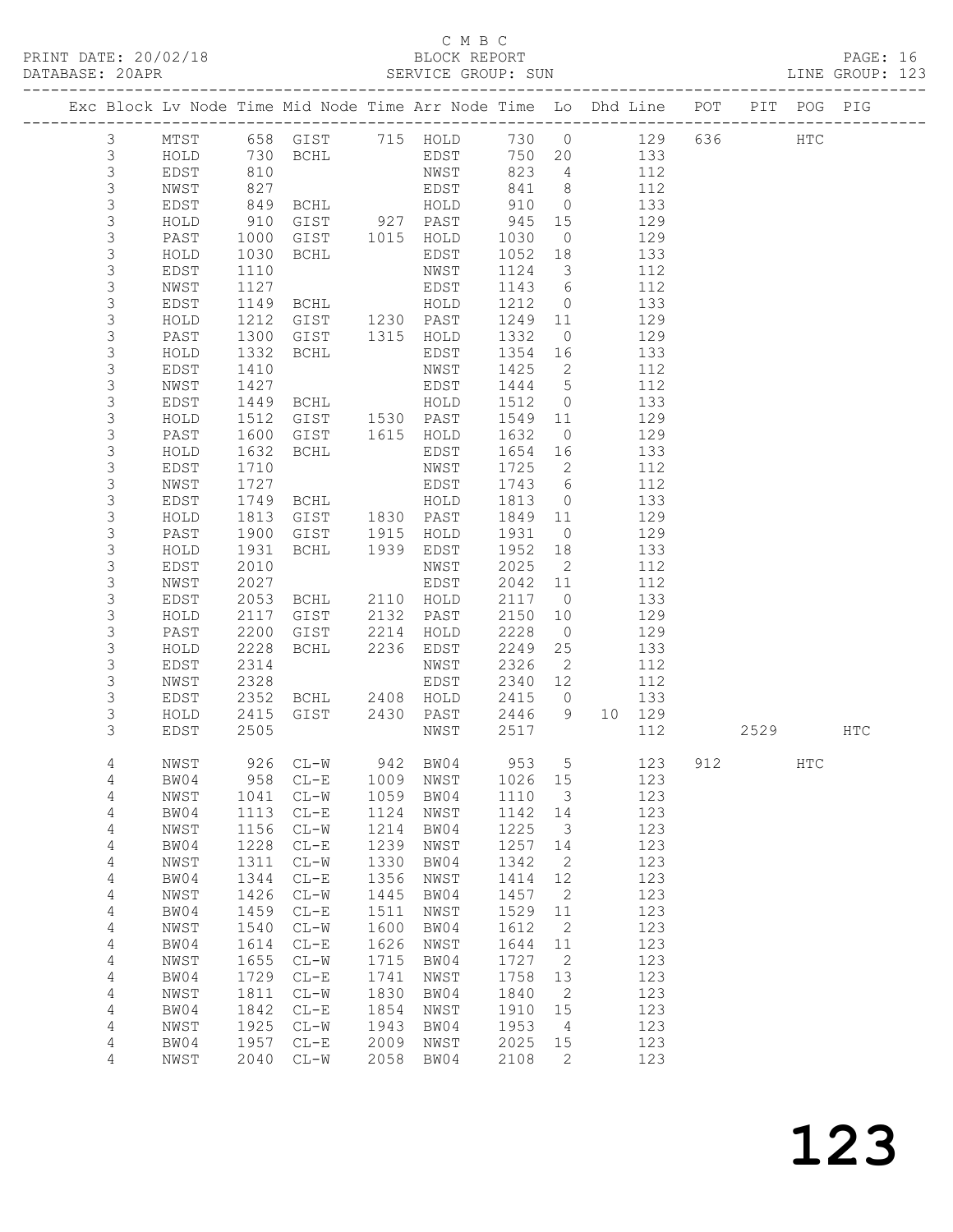# C M B C

PRINT DATE: 20/02/18 BLOCK REPORT

DATABASE: 20APR SERVICE GROUP: SUN LINE GROUP: 123

| Exc | Block | Lv | Node | Time | Mid Node | Time | Arr Node | Time | Lo | Dhd | Line | POT | PIT | POG | PIG |
|---|---|---|---|---|---|---|---|---|---|---|---|---|---|---|---|
| | 3 | | MTST | 658 | GIST | 715 | HOLD | 730 | 0 | | 129 | 636 | | HTC | |
| | 3 | | HOLD | 730 | BCHL | | EDST | 750 | 20 | | 133 | | | | |
| | 3 | | EDST | 810 | | | NWST | 823 | 4 | | 112 | | | | |
| | 3 | | NWST | 827 | | | EDST | 841 | 8 | | 112 | | | | |
| | 3 | | EDST | 849 | BCHL | | HOLD | 910 | 0 | | 133 | | | | |
| | 3 | | HOLD | 910 | GIST | 927 | PAST | 945 | 15 | | 129 | | | | |
| | 3 | | PAST | 1000 | GIST | 1015 | HOLD | 1030 | 0 | | 129 | | | | |
| | 3 | | HOLD | 1030 | BCHL | | EDST | 1052 | 18 | | 133 | | | | |
| | 3 | | EDST | 1110 | | | NWST | 1124 | 3 | | 112 | | | | |
| | 3 | | NWST | 1127 | | | EDST | 1143 | 6 | | 112 | | | | |
| | 3 | | EDST | 1149 | BCHL | | HOLD | 1212 | 0 | | 133 | | | | |
| | 3 | | HOLD | 1212 | GIST | 1230 | PAST | 1249 | 11 | | 129 | | | | |
| | 3 | | PAST | 1300 | GIST | 1315 | HOLD | 1332 | 0 | | 129 | | | | |
| | 3 | | HOLD | 1332 | BCHL | | EDST | 1354 | 16 | | 133 | | | | |
| | 3 | | EDST | 1410 | | | NWST | 1425 | 2 | | 112 | | | | |
| | 3 | | NWST | 1427 | | | EDST | 1444 | 5 | | 112 | | | | |
| | 3 | | EDST | 1449 | BCHL | | HOLD | 1512 | 0 | | 133 | | | | |
| | 3 | | HOLD | 1512 | GIST | 1530 | PAST | 1549 | 11 | | 129 | | | | |
| | 3 | | PAST | 1600 | GIST | 1615 | HOLD | 1632 | 0 | | 129 | | | | |
| | 3 | | HOLD | 1632 | BCHL | | EDST | 1654 | 16 | | 133 | | | | |
| | 3 | | EDST | 1710 | | | NWST | 1725 | 2 | | 112 | | | | |
| | 3 | | NWST | 1727 | | | EDST | 1743 | 6 | | 112 | | | | |
| | 3 | | EDST | 1749 | BCHL | | HOLD | 1813 | 0 | | 133 | | | | |
| | 3 | | HOLD | 1813 | GIST | 1830 | PAST | 1849 | 11 | | 129 | | | | |
| | 3 | | PAST | 1900 | GIST | 1915 | HOLD | 1931 | 0 | | 129 | | | | |
| | 3 | | HOLD | 1931 | BCHL | 1939 | EDST | 1952 | 18 | | 133 | | | | |
| | 3 | | EDST | 2010 | | | NWST | 2025 | 2 | | 112 | | | | |
| | 3 | | NWST | 2027 | | | EDST | 2042 | 11 | | 112 | | | | |
| | 3 | | EDST | 2053 | BCHL | 2110 | HOLD | 2117 | 0 | | 133 | | | | |
| | 3 | | HOLD | 2117 | GIST | 2132 | PAST | 2150 | 10 | | 129 | | | | |
| | 3 | | PAST | 2200 | GIST | 2214 | HOLD | 2228 | 0 | | 129 | | | | |
| | 3 | | HOLD | 2228 | BCHL | 2236 | EDST | 2249 | 25 | | 133 | | | | |
| | 3 | | EDST | 2314 | | | NWST | 2326 | 2 | | 112 | | | | |
| | 3 | | NWST | 2328 | | | EDST | 2340 | 12 | | 112 | | | | |
| | 3 | | EDST | 2352 | BCHL | 2408 | HOLD | 2415 | 0 | | 133 | | | | |
| | 3 | | HOLD | 2415 | GIST | 2430 | PAST | 2446 | 9 | 10 | 129 | | | | |
| | 3 | | EDST | 2505 | | | NWST | 2517 | | | 112 | | 2529 | | HTC |
| | 4 | | NWST | 926 | CL-W | 942 | BW04 | 953 | 5 | | 123 | 912 | | HTC | |
| | 4 | | BW04 | 958 | CL-E | 1009 | NWST | 1026 | 15 | | 123 | | | | |
| | 4 | | NWST | 1041 | CL-W | 1059 | BW04 | 1110 | 3 | | 123 | | | | |
| | 4 | | BW04 | 1113 | CL-E | 1124 | NWST | 1142 | 14 | | 123 | | | | |
| | 4 | | NWST | 1156 | CL-W | 1214 | BW04 | 1225 | 3 | | 123 | | | | |
| | 4 | | BW04 | 1228 | CL-E | 1239 | NWST | 1257 | 14 | | 123 | | | | |
| | 4 | | NWST | 1311 | CL-W | 1330 | BW04 | 1342 | 2 | | 123 | | | | |
| | 4 | | BW04 | 1344 | CL-E | 1356 | NWST | 1414 | 12 | | 123 | | | | |
| | 4 | | NWST | 1426 | CL-W | 1445 | BW04 | 1457 | 2 | | 123 | | | | |
| | 4 | | BW04 | 1459 | CL-E | 1511 | NWST | 1529 | 11 | | 123 | | | | |
| | 4 | | NWST | 1540 | CL-W | 1600 | BW04 | 1612 | 2 | | 123 | | | | |
| | 4 | | BW04 | 1614 | CL-E | 1626 | NWST | 1644 | 11 | | 123 | | | | |
| | 4 | | NWST | 1655 | CL-W | 1715 | BW04 | 1727 | 2 | | 123 | | | | |
| | 4 | | BW04 | 1729 | CL-E | 1741 | NWST | 1758 | 13 | | 123 | | | | |
| | 4 | | NWST | 1811 | CL-W | 1830 | BW04 | 1840 | 2 | | 123 | | | | |
| | 4 | | BW04 | 1842 | CL-E | 1854 | NWST | 1910 | 15 | | 123 | | | | |
| | 4 | | NWST | 1925 | CL-W | 1943 | BW04 | 1953 | 4 | | 123 | | | | |
| | 4 | | BW04 | 1957 | CL-E | 2009 | NWST | 2025 | 15 | | 123 | | | | |
| | 4 | | NWST | 2040 | CL-W | 2058 | BW04 | 2108 | 2 | | 123 | | | | |

# 123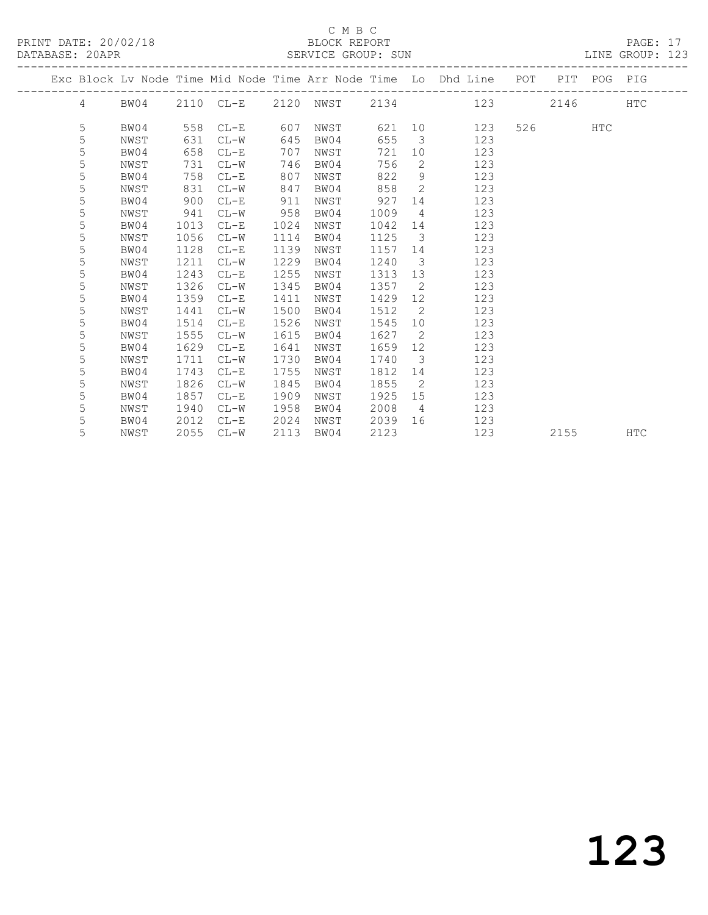C M B C
PRINT DATE: 20/02/18 BLOCK REPORT
DATABASE: 20APR SERVICE GROUP: SUN LINE GROUP: 123

| Exc | Block | Lv | Node | Time | Mid Node | Time | Arr Node | Time | Lo | Dhd Line | POT | PIT | POG | PIG |
|---|---|---|---|---|---|---|---|---|---|---|---|---|---|---|
| | 4 | | BW04 | 2110 | CL-E | 2120 | NWST | 2134 | | 123 | | 2146 | | HTC |
| | 5 | | BW04 | 558 | CL-E | 607 | NWST | 621 | 10 | 123 | 526 | | HTC | |
| | 5 | | NWST | 631 | CL-W | 645 | BW04 | 655 | 3 | 123 | | | | |
| | 5 | | BW04 | 658 | CL-E | 707 | NWST | 721 | 10 | 123 | | | | |
| | 5 | | NWST | 731 | CL-W | 746 | BW04 | 756 | 2 | 123 | | | | |
| | 5 | | BW04 | 758 | CL-E | 807 | NWST | 822 | 9 | 123 | | | | |
| | 5 | | NWST | 831 | CL-W | 847 | BW04 | 858 | 2 | 123 | | | | |
| | 5 | | BW04 | 900 | CL-E | 911 | NWST | 927 | 14 | 123 | | | | |
| | 5 | | NWST | 941 | CL-W | 958 | BW04 | 1009 | 4 | 123 | | | | |
| | 5 | | BW04 | 1013 | CL-E | 1024 | NWST | 1042 | 14 | 123 | | | | |
| | 5 | | NWST | 1056 | CL-W | 1114 | BW04 | 1125 | 3 | 123 | | | | |
| | 5 | | BW04 | 1128 | CL-E | 1139 | NWST | 1157 | 14 | 123 | | | | |
| | 5 | | NWST | 1211 | CL-W | 1229 | BW04 | 1240 | 3 | 123 | | | | |
| | 5 | | BW04 | 1243 | CL-E | 1255 | NWST | 1313 | 13 | 123 | | | | |
| | 5 | | NWST | 1326 | CL-W | 1345 | BW04 | 1357 | 2 | 123 | | | | |
| | 5 | | BW04 | 1359 | CL-E | 1411 | NWST | 1429 | 12 | 123 | | | | |
| | 5 | | NWST | 1441 | CL-W | 1500 | BW04 | 1512 | 2 | 123 | | | | |
| | 5 | | BW04 | 1514 | CL-E | 1526 | NWST | 1545 | 10 | 123 | | | | |
| | 5 | | NWST | 1555 | CL-W | 1615 | BW04 | 1627 | 2 | 123 | | | | |
| | 5 | | BW04 | 1629 | CL-E | 1641 | NWST | 1659 | 12 | 123 | | | | |
| | 5 | | NWST | 1711 | CL-W | 1730 | BW04 | 1740 | 3 | 123 | | | | |
| | 5 | | BW04 | 1743 | CL-E | 1755 | NWST | 1812 | 14 | 123 | | | | |
| | 5 | | NWST | 1826 | CL-W | 1845 | BW04 | 1855 | 2 | 123 | | | | |
| | 5 | | BW04 | 1857 | CL-E | 1909 | NWST | 1925 | 15 | 123 | | | | |
| | 5 | | NWST | 1940 | CL-W | 1958 | BW04 | 2008 | 4 | 123 | | | | |
| | 5 | | BW04 | 2012 | CL-E | 2024 | NWST | 2039 | 16 | 123 | | | | |
| | 5 | | NWST | 2055 | CL-W | 2113 | BW04 | 2123 | | 123 | | 2155 | | HTC |

# 123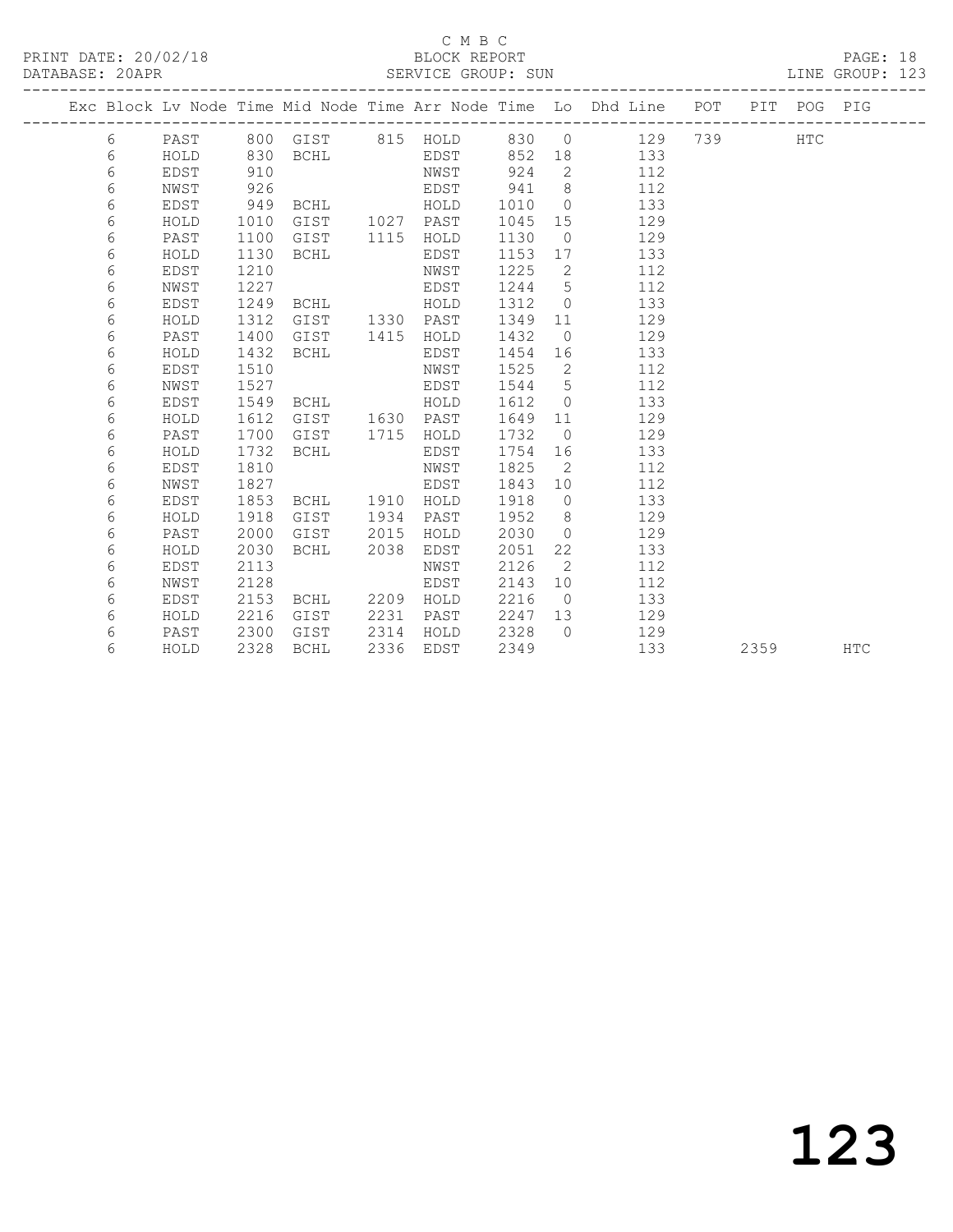C M B C
BLOCK REPORT
SERVICE GROUP: SUN

PRINT DATE: 20/02/18
DATABASE: 20APR
LINE GROUP: 123

| Exc | Block | Lv Node | Time | Mid Node | Time | Arr Node | Time | Lo | Dhd Line | POT | PIT | POG | PIG |
|---|---|---|---|---|---|---|---|---|---|---|---|---|---|
| | 6 | PAST | 800 | GIST | 815 | HOLD | 830 | 0 | 129 | 739 | | HTC | |
| | 6 | HOLD | 830 | BCHL | | EDST | 852 | 18 | 133 | | | | |
| | 6 | EDST | 910 | | | NWST | 924 | 2 | 112 | | | | |
| | 6 | NWST | 926 | | | EDST | 941 | 8 | 112 | | | | |
| | 6 | EDST | 949 | BCHL | | HOLD | 1010 | 0 | 133 | | | | |
| | 6 | HOLD | 1010 | GIST | 1027 | PAST | 1045 | 15 | 129 | | | | |
| | 6 | PAST | 1100 | GIST | 1115 | HOLD | 1130 | 0 | 129 | | | | |
| | 6 | HOLD | 1130 | BCHL | | EDST | 1153 | 17 | 133 | | | | |
| | 6 | EDST | 1210 | | | NWST | 1225 | 2 | 112 | | | | |
| | 6 | NWST | 1227 | | | EDST | 1244 | 5 | 112 | | | | |
| | 6 | EDST | 1249 | BCHL | | HOLD | 1312 | 0 | 133 | | | | |
| | 6 | HOLD | 1312 | GIST | 1330 | PAST | 1349 | 11 | 129 | | | | |
| | 6 | PAST | 1400 | GIST | 1415 | HOLD | 1432 | 0 | 129 | | | | |
| | 6 | HOLD | 1432 | BCHL | | EDST | 1454 | 16 | 133 | | | | |
| | 6 | EDST | 1510 | | | NWST | 1525 | 2 | 112 | | | | |
| | 6 | NWST | 1527 | | | EDST | 1544 | 5 | 112 | | | | |
| | 6 | EDST | 1549 | BCHL | | HOLD | 1612 | 0 | 133 | | | | |
| | 6 | HOLD | 1612 | GIST | 1630 | PAST | 1649 | 11 | 129 | | | | |
| | 6 | PAST | 1700 | GIST | 1715 | HOLD | 1732 | 0 | 129 | | | | |
| | 6 | HOLD | 1732 | BCHL | | EDST | 1754 | 16 | 133 | | | | |
| | 6 | EDST | 1810 | | | NWST | 1825 | 2 | 112 | | | | |
| | 6 | NWST | 1827 | | | EDST | 1843 | 10 | 112 | | | | |
| | 6 | EDST | 1853 | BCHL | 1910 | HOLD | 1918 | 0 | 133 | | | | |
| | 6 | HOLD | 1918 | GIST | 1934 | PAST | 1952 | 8 | 129 | | | | |
| | 6 | PAST | 2000 | GIST | 2015 | HOLD | 2030 | 0 | 129 | | | | |
| | 6 | HOLD | 2030 | BCHL | 2038 | EDST | 2051 | 22 | 133 | | | | |
| | 6 | EDST | 2113 | | | NWST | 2126 | 2 | 112 | | | | |
| | 6 | NWST | 2128 | | | EDST | 2143 | 10 | 112 | | | | |
| | 6 | EDST | 2153 | BCHL | 2209 | HOLD | 2216 | 0 | 133 | | | | |
| | 6 | HOLD | 2216 | GIST | 2231 | PAST | 2247 | 13 | 129 | | | | |
| | 6 | PAST | 2300 | GIST | 2314 | HOLD | 2328 | 0 | 129 | | | | |
| | 6 | HOLD | 2328 | BCHL | 2336 | EDST | 2349 | | 133 | | 2359 | | HTC |

123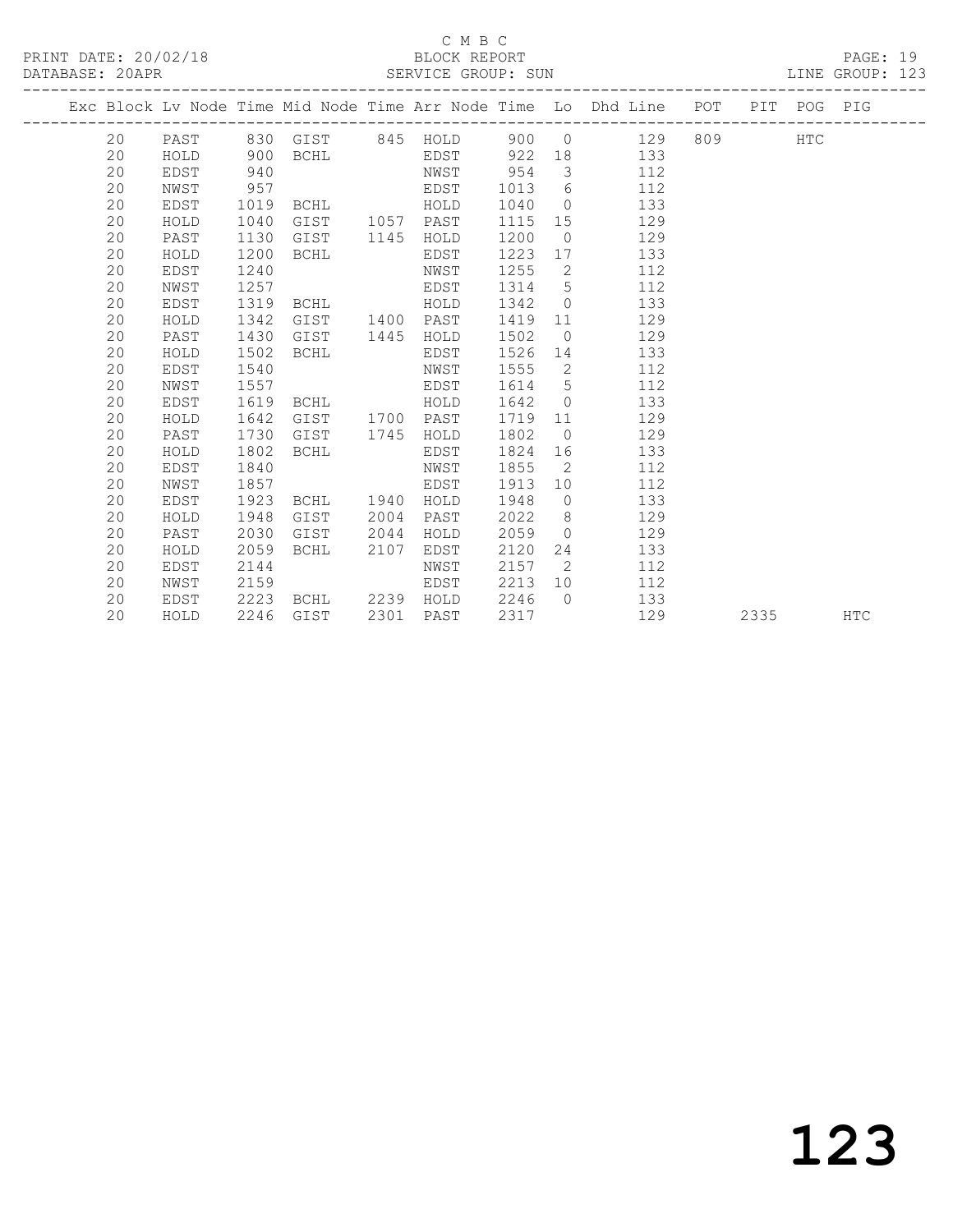C M B C

BLOCK REPORT

SERVICE GROUP: SUN

PRINT DATE: 20/02/18

DATABASE: 20APR

LINE GROUP: 123

| Exc | Block | Lv | Node | Time | Mid Node | Time | Arr Node | Time | Lo | Dhd Line | POT | PIT | POG | PIG |
|---|---|---|---|---|---|---|---|---|---|---|---|---|---|---|
| | 20 | | PAST | 830 | GIST | 845 | HOLD | 900 | 0 | 129 | 809 | | HTC | |
| | 20 | | HOLD | 900 | BCHL | | EDST | 922 | 18 | 133 | | | | |
| | 20 | | EDST | 940 | | | NWST | 954 | 3 | 112 | | | | |
| | 20 | | NWST | 957 | | | EDST | 1013 | 6 | 112 | | | | |
| | 20 | | EDST | 1019 | BCHL | | HOLD | 1040 | 0 | 133 | | | | |
| | 20 | | HOLD | 1040 | GIST | 1057 | PAST | 1115 | 15 | 129 | | | | |
| | 20 | | PAST | 1130 | GIST | 1145 | HOLD | 1200 | 0 | 129 | | | | |
| | 20 | | HOLD | 1200 | BCHL | | EDST | 1223 | 17 | 133 | | | | |
| | 20 | | EDST | 1240 | | | NWST | 1255 | 2 | 112 | | | | |
| | 20 | | NWST | 1257 | | | EDST | 1314 | 5 | 112 | | | | |
| | 20 | | EDST | 1319 | BCHL | | HOLD | 1342 | 0 | 133 | | | | |
| | 20 | | HOLD | 1342 | GIST | 1400 | PAST | 1419 | 11 | 129 | | | | |
| | 20 | | PAST | 1430 | GIST | 1445 | HOLD | 1502 | 0 | 129 | | | | |
| | 20 | | HOLD | 1502 | BCHL | | EDST | 1526 | 14 | 133 | | | | |
| | 20 | | EDST | 1540 | | | NWST | 1555 | 2 | 112 | | | | |
| | 20 | | NWST | 1557 | | | EDST | 1614 | 5 | 112 | | | | |
| | 20 | | EDST | 1619 | BCHL | | HOLD | 1642 | 0 | 133 | | | | |
| | 20 | | HOLD | 1642 | GIST | 1700 | PAST | 1719 | 11 | 129 | | | | |
| | 20 | | PAST | 1730 | GIST | 1745 | HOLD | 1802 | 0 | 129 | | | | |
| | 20 | | HOLD | 1802 | BCHL | | EDST | 1824 | 16 | 133 | | | | |
| | 20 | | EDST | 1840 | | | NWST | 1855 | 2 | 112 | | | | |
| | 20 | | NWST | 1857 | | | EDST | 1913 | 10 | 112 | | | | |
| | 20 | | EDST | 1923 | BCHL | 1940 | HOLD | 1948 | 0 | 133 | | | | |
| | 20 | | HOLD | 1948 | GIST | 2004 | PAST | 2022 | 8 | 129 | | | | |
| | 20 | | PAST | 2030 | GIST | 2044 | HOLD | 2059 | 0 | 129 | | | | |
| | 20 | | HOLD | 2059 | BCHL | 2107 | EDST | 2120 | 24 | 133 | | | | |
| | 20 | | EDST | 2144 | | | NWST | 2157 | 2 | 112 | | | | |
| | 20 | | NWST | 2159 | | | EDST | 2213 | 10 | 112 | | | | |
| | 20 | | EDST | 2223 | BCHL | 2239 | HOLD | 2246 | 0 | 133 | | | | |
| | 20 | | HOLD | 2246 | GIST | 2301 | PAST | 2317 | | 129 | | 2335 | | HTC |

# 123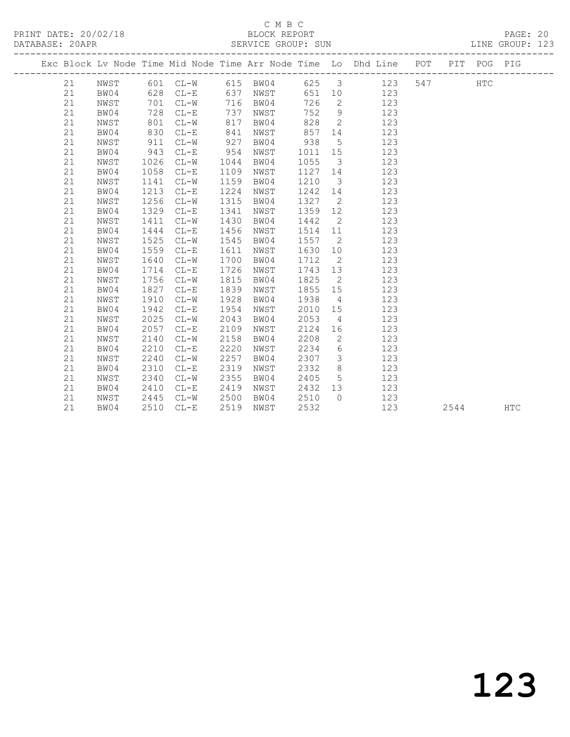C M B C
BLOCK REPORT
SERVICE GROUP: SUN

PRINT DATE: 20/02/18
DATABASE: 20APR
LINE GROUP: 123

| Exc | Block | Lv | Node | Time | Mid Node | Time | Arr Node | Time | Lo | Dhd Line | POT | PIT | POG | PIG |
|---|---|---|---|---|---|---|---|---|---|---|---|---|---|---|
| | 21 | | NWST | 601 | CL-W | 615 | BW04 | 625 | 3 | 123 | 547 | | HTC | |
| | 21 | | BW04 | 628 | CL-E | 637 | NWST | 651 | 10 | 123 | | | | |
| | 21 | | NWST | 701 | CL-W | 716 | BW04 | 726 | 2 | 123 | | | | |
| | 21 | | BW04 | 728 | CL-E | 737 | NWST | 752 | 9 | 123 | | | | |
| | 21 | | NWST | 801 | CL-W | 817 | BW04 | 828 | 2 | 123 | | | | |
| | 21 | | BW04 | 830 | CL-E | 841 | NWST | 857 | 14 | 123 | | | | |
| | 21 | | NWST | 911 | CL-W | 927 | BW04 | 938 | 5 | 123 | | | | |
| | 21 | | BW04 | 943 | CL-E | 954 | NWST | 1011 | 15 | 123 | | | | |
| | 21 | | NWST | 1026 | CL-W | 1044 | BW04 | 1055 | 3 | 123 | | | | |
| | 21 | | BW04 | 1058 | CL-E | 1109 | NWST | 1127 | 14 | 123 | | | | |
| | 21 | | NWST | 1141 | CL-W | 1159 | BW04 | 1210 | 3 | 123 | | | | |
| | 21 | | BW04 | 1213 | CL-E | 1224 | NWST | 1242 | 14 | 123 | | | | |
| | 21 | | NWST | 1256 | CL-W | 1315 | BW04 | 1327 | 2 | 123 | | | | |
| | 21 | | BW04 | 1329 | CL-E | 1341 | NWST | 1359 | 12 | 123 | | | | |
| | 21 | | NWST | 1411 | CL-W | 1430 | BW04 | 1442 | 2 | 123 | | | | |
| | 21 | | BW04 | 1444 | CL-E | 1456 | NWST | 1514 | 11 | 123 | | | | |
| | 21 | | NWST | 1525 | CL-W | 1545 | BW04 | 1557 | 2 | 123 | | | | |
| | 21 | | BW04 | 1559 | CL-E | 1611 | NWST | 1630 | 10 | 123 | | | | |
| | 21 | | NWST | 1640 | CL-W | 1700 | BW04 | 1712 | 2 | 123 | | | | |
| | 21 | | BW04 | 1714 | CL-E | 1726 | NWST | 1743 | 13 | 123 | | | | |
| | 21 | | NWST | 1756 | CL-W | 1815 | BW04 | 1825 | 2 | 123 | | | | |
| | 21 | | BW04 | 1827 | CL-E | 1839 | NWST | 1855 | 15 | 123 | | | | |
| | 21 | | NWST | 1910 | CL-W | 1928 | BW04 | 1938 | 4 | 123 | | | | |
| | 21 | | BW04 | 1942 | CL-E | 1954 | NWST | 2010 | 15 | 123 | | | | |
| | 21 | | NWST | 2025 | CL-W | 2043 | BW04 | 2053 | 4 | 123 | | | | |
| | 21 | | BW04 | 2057 | CL-E | 2109 | NWST | 2124 | 16 | 123 | | | | |
| | 21 | | NWST | 2140 | CL-W | 2158 | BW04 | 2208 | 2 | 123 | | | | |
| | 21 | | BW04 | 2210 | CL-E | 2220 | NWST | 2234 | 6 | 123 | | | | |
| | 21 | | NWST | 2240 | CL-W | 2257 | BW04 | 2307 | 3 | 123 | | | | |
| | 21 | | BW04 | 2310 | CL-E | 2319 | NWST | 2332 | 8 | 123 | | | | |
| | 21 | | NWST | 2340 | CL-W | 2355 | BW04 | 2405 | 5 | 123 | | | | |
| | 21 | | BW04 | 2410 | CL-E | 2419 | NWST | 2432 | 13 | 123 | | | | |
| | 21 | | NWST | 2445 | CL-W | 2500 | BW04 | 2510 | 0 | 123 | | | | |
| | 21 | | BW04 | 2510 | CL-E | 2519 | NWST | 2532 | | 123 | | 2544 | | HTC |

# 123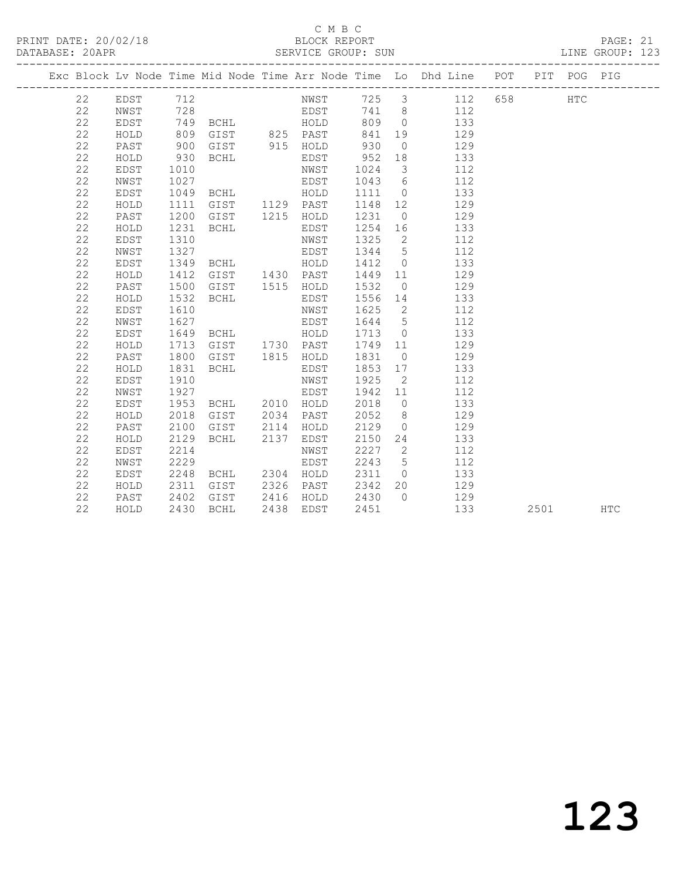C M B C

PRINT DATE: 20/02/18 BLOCK REPORT

DATABASE: 20APR SERVICE GROUP: SUN LINE GROUP: 123

| Exc | Block | Lv | Node | Time | Mid Node | Time | Arr Node | Time | Lo | Dhd Line | POT | PIT | POG | PIG |
|---|---|---|---|---|---|---|---|---|---|---|---|---|---|---|
| | 22 | | EDST | 712 | | | NWST | 725 | 3 | 112 | 658 | | HTC | |
| | 22 | | NWST | 728 | | | EDST | 741 | 8 | 112 | | | | |
| | 22 | | EDST | 749 | BCHL | | HOLD | 809 | 0 | 133 | | | | |
| | 22 | | HOLD | 809 | GIST | 825 | PAST | 841 | 19 | 129 | | | | |
| | 22 | | PAST | 900 | GIST | 915 | HOLD | 930 | 0 | 129 | | | | |
| | 22 | | HOLD | 930 | BCHL | | EDST | 952 | 18 | 133 | | | | |
| | 22 | | EDST | 1010 | | | NWST | 1024 | 3 | 112 | | | | |
| | 22 | | NWST | 1027 | | | EDST | 1043 | 6 | 112 | | | | |
| | 22 | | EDST | 1049 | BCHL | | HOLD | 1111 | 0 | 133 | | | | |
| | 22 | | HOLD | 1111 | GIST | 1129 | PAST | 1148 | 12 | 129 | | | | |
| | 22 | | PAST | 1200 | GIST | 1215 | HOLD | 1231 | 0 | 129 | | | | |
| | 22 | | HOLD | 1231 | BCHL | | EDST | 1254 | 16 | 133 | | | | |
| | 22 | | EDST | 1310 | | | NWST | 1325 | 2 | 112 | | | | |
| | 22 | | NWST | 1327 | | | EDST | 1344 | 5 | 112 | | | | |
| | 22 | | EDST | 1349 | BCHL | | HOLD | 1412 | 0 | 133 | | | | |
| | 22 | | HOLD | 1412 | GIST | 1430 | PAST | 1449 | 11 | 129 | | | | |
| | 22 | | PAST | 1500 | GIST | 1515 | HOLD | 1532 | 0 | 129 | | | | |
| | 22 | | HOLD | 1532 | BCHL | | EDST | 1556 | 14 | 133 | | | | |
| | 22 | | EDST | 1610 | | | NWST | 1625 | 2 | 112 | | | | |
| | 22 | | NWST | 1627 | | | EDST | 1644 | 5 | 112 | | | | |
| | 22 | | EDST | 1649 | BCHL | | HOLD | 1713 | 0 | 133 | | | | |
| | 22 | | HOLD | 1713 | GIST | 1730 | PAST | 1749 | 11 | 129 | | | | |
| | 22 | | PAST | 1800 | GIST | 1815 | HOLD | 1831 | 0 | 129 | | | | |
| | 22 | | HOLD | 1831 | BCHL | | EDST | 1853 | 17 | 133 | | | | |
| | 22 | | EDST | 1910 | | | NWST | 1925 | 2 | 112 | | | | |
| | 22 | | NWST | 1927 | | | EDST | 1942 | 11 | 112 | | | | |
| | 22 | | EDST | 1953 | BCHL | 2010 | HOLD | 2018 | 0 | 133 | | | | |
| | 22 | | HOLD | 2018 | GIST | 2034 | PAST | 2052 | 8 | 129 | | | | |
| | 22 | | PAST | 2100 | GIST | 2114 | HOLD | 2129 | 0 | 129 | | | | |
| | 22 | | HOLD | 2129 | BCHL | 2137 | EDST | 2150 | 24 | 133 | | | | |
| | 22 | | EDST | 2214 | | | NWST | 2227 | 2 | 112 | | | | |
| | 22 | | NWST | 2229 | | | EDST | 2243 | 5 | 112 | | | | |
| | 22 | | EDST | 2248 | BCHL | 2304 | HOLD | 2311 | 0 | 133 | | | | |
| | 22 | | HOLD | 2311 | GIST | 2326 | PAST | 2342 | 20 | 129 | | | | |
| | 22 | | PAST | 2402 | GIST | 2416 | HOLD | 2430 | 0 | 129 | | | | |
| | 22 | | HOLD | 2430 | BCHL | 2438 | EDST | 2451 | | 133 | | 2501 | | HTC |

# 123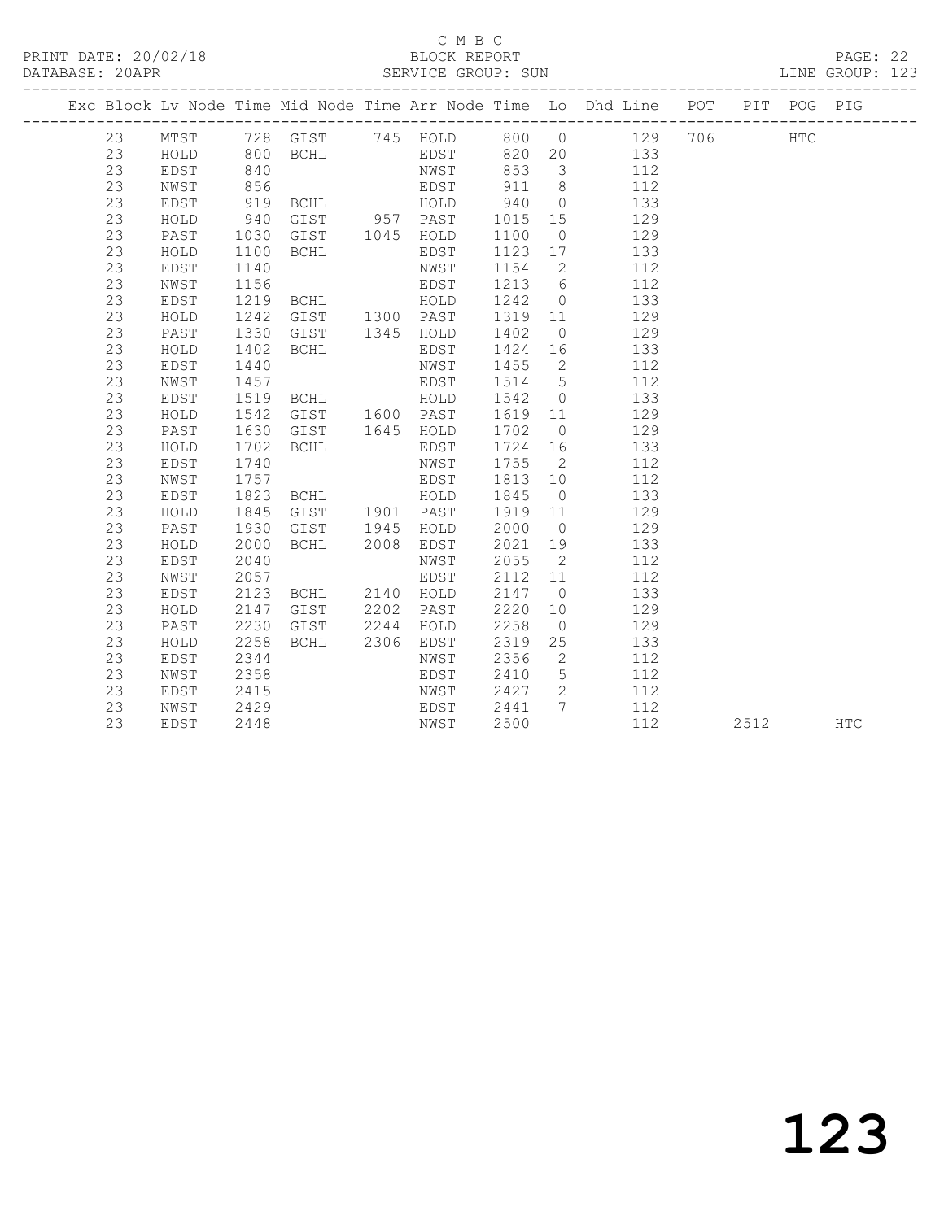C M B C

BLOCK REPORT

SERVICE GROUP: SUN

PRINT DATE: 20/02/18

DATABASE: 20APR

LINE GROUP: 123

| Exc | Block | Lv | Node | Time | Mid Node | Time | Arr Node | Time | Lo | Dhd Line | POT | PIT | POG | PIG |
|---|---|---|---|---|---|---|---|---|---|---|---|---|---|---|
| | 23 | | MTST | 728 | GIST | 745 | HOLD | 800 | 0 | 129 | 706 | | HTC | |
| | 23 | | HOLD | 800 | BCHL | | EDST | 820 | 20 | 133 | | | | |
| | 23 | | EDST | 840 | | | NWST | 853 | 3 | 112 | | | | |
| | 23 | | NWST | 856 | | | EDST | 911 | 8 | 112 | | | | |
| | 23 | | EDST | 919 | BCHL | | HOLD | 940 | 0 | 133 | | | | |
| | 23 | | HOLD | 940 | GIST | 957 | PAST | 1015 | 15 | 129 | | | | |
| | 23 | | PAST | 1030 | GIST | 1045 | HOLD | 1100 | 0 | 129 | | | | |
| | 23 | | HOLD | 1100 | BCHL | | EDST | 1123 | 17 | 133 | | | | |
| | 23 | | EDST | 1140 | | | NWST | 1154 | 2 | 112 | | | | |
| | 23 | | NWST | 1156 | | | EDST | 1213 | 6 | 112 | | | | |
| | 23 | | EDST | 1219 | BCHL | | HOLD | 1242 | 0 | 133 | | | | |
| | 23 | | HOLD | 1242 | GIST | 1300 | PAST | 1319 | 11 | 129 | | | | |
| | 23 | | PAST | 1330 | GIST | 1345 | HOLD | 1402 | 0 | 129 | | | | |
| | 23 | | HOLD | 1402 | BCHL | | EDST | 1424 | 16 | 133 | | | | |
| | 23 | | EDST | 1440 | | | NWST | 1455 | 2 | 112 | | | | |
| | 23 | | NWST | 1457 | | | EDST | 1514 | 5 | 112 | | | | |
| | 23 | | EDST | 1519 | BCHL | | HOLD | 1542 | 0 | 133 | | | | |
| | 23 | | HOLD | 1542 | GIST | 1600 | PAST | 1619 | 11 | 129 | | | | |
| | 23 | | PAST | 1630 | GIST | 1645 | HOLD | 1702 | 0 | 129 | | | | |
| | 23 | | HOLD | 1702 | BCHL | | EDST | 1724 | 16 | 133 | | | | |
| | 23 | | EDST | 1740 | | | NWST | 1755 | 2 | 112 | | | | |
| | 23 | | NWST | 1757 | | | EDST | 1813 | 10 | 112 | | | | |
| | 23 | | EDST | 1823 | BCHL | | HOLD | 1845 | 0 | 133 | | | | |
| | 23 | | HOLD | 1845 | GIST | 1901 | PAST | 1919 | 11 | 129 | | | | |
| | 23 | | PAST | 1930 | GIST | 1945 | HOLD | 2000 | 0 | 129 | | | | |
| | 23 | | HOLD | 2000 | BCHL | 2008 | EDST | 2021 | 19 | 133 | | | | |
| | 23 | | EDST | 2040 | | | NWST | 2055 | 2 | 112 | | | | |
| | 23 | | NWST | 2057 | | | EDST | 2112 | 11 | 112 | | | | |
| | 23 | | EDST | 2123 | BCHL | 2140 | HOLD | 2147 | 0 | 133 | | | | |
| | 23 | | HOLD | 2147 | GIST | 2202 | PAST | 2220 | 10 | 129 | | | | |
| | 23 | | PAST | 2230 | GIST | 2244 | HOLD | 2258 | 0 | 129 | | | | |
| | 23 | | HOLD | 2258 | BCHL | 2306 | EDST | 2319 | 25 | 133 | | | | |
| | 23 | | EDST | 2344 | | | NWST | 2356 | 2 | 112 | | | | |
| | 23 | | NWST | 2358 | | | EDST | 2410 | 5 | 112 | | | | |
| | 23 | | EDST | 2415 | | | NWST | 2427 | 2 | 112 | | | | |
| | 23 | | NWST | 2429 | | | EDST | 2441 | 7 | 112 | | | | |
| | 23 | | EDST | 2448 | | | NWST | 2500 | | 112 | | 2512 | | HTC |

123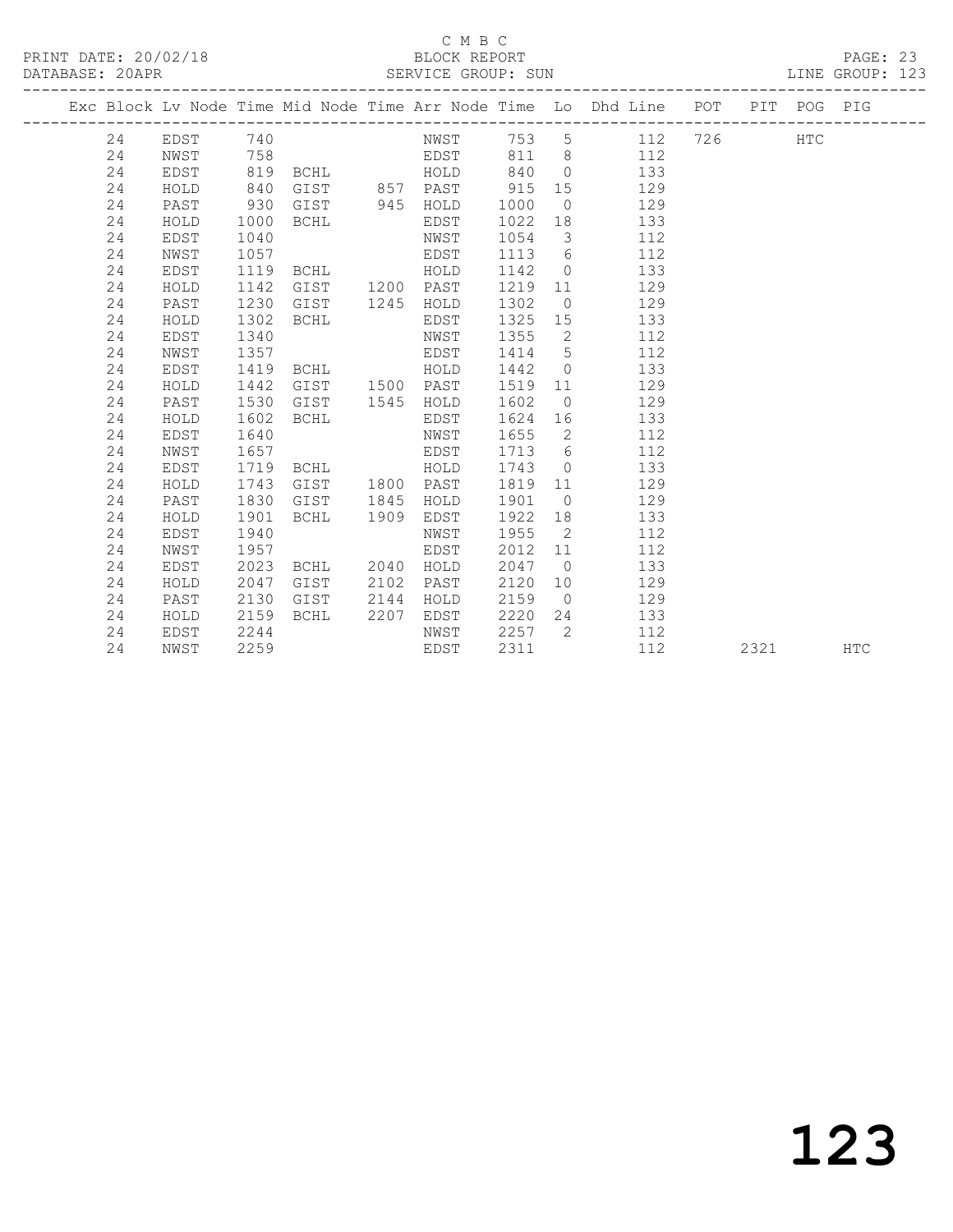C M B C

BLOCK REPORT

SERVICE GROUP: SUN

PRINT DATE: 20/02/18

DATABASE: 20APR

LINE GROUP: 123

| Exc | Block | Lv Node | Time | Mid Node | Time | Arr Node | Time | Lo | Dhd Line | POT | PIT | POG | PIG |
|---|---|---|---|---|---|---|---|---|---|---|---|---|---|
| | 24 | EDST | 740 | | | NWST | 753 | 5 | 112 | 726 | | HTC | |
| | 24 | NWST | 758 | | | EDST | 811 | 8 | 112 | | | | |
| | 24 | EDST | 819 | BCHL | | HOLD | 840 | 0 | 133 | | | | |
| | 24 | HOLD | 840 | GIST | 857 | PAST | 915 | 15 | 129 | | | | |
| | 24 | PAST | 930 | GIST | 945 | HOLD | 1000 | 0 | 129 | | | | |
| | 24 | HOLD | 1000 | BCHL | | EDST | 1022 | 18 | 133 | | | | |
| | 24 | EDST | 1040 | | | NWST | 1054 | 3 | 112 | | | | |
| | 24 | NWST | 1057 | | | EDST | 1113 | 6 | 112 | | | | |
| | 24 | EDST | 1119 | BCHL | | HOLD | 1142 | 0 | 133 | | | | |
| | 24 | HOLD | 1142 | GIST | 1200 | PAST | 1219 | 11 | 129 | | | | |
| | 24 | PAST | 1230 | GIST | 1245 | HOLD | 1302 | 0 | 129 | | | | |
| | 24 | HOLD | 1302 | BCHL | | EDST | 1325 | 15 | 133 | | | | |
| | 24 | EDST | 1340 | | | NWST | 1355 | 2 | 112 | | | | |
| | 24 | NWST | 1357 | | | EDST | 1414 | 5 | 112 | | | | |
| | 24 | EDST | 1419 | BCHL | | HOLD | 1442 | 0 | 133 | | | | |
| | 24 | HOLD | 1442 | GIST | 1500 | PAST | 1519 | 11 | 129 | | | | |
| | 24 | PAST | 1530 | GIST | 1545 | HOLD | 1602 | 0 | 129 | | | | |
| | 24 | HOLD | 1602 | BCHL | | EDST | 1624 | 16 | 133 | | | | |
| | 24 | EDST | 1640 | | | NWST | 1655 | 2 | 112 | | | | |
| | 24 | NWST | 1657 | | | EDST | 1713 | 6 | 112 | | | | |
| | 24 | EDST | 1719 | BCHL | | HOLD | 1743 | 0 | 133 | | | | |
| | 24 | HOLD | 1743 | GIST | 1800 | PAST | 1819 | 11 | 129 | | | | |
| | 24 | PAST | 1830 | GIST | 1845 | HOLD | 1901 | 0 | 129 | | | | |
| | 24 | HOLD | 1901 | BCHL | 1909 | EDST | 1922 | 18 | 133 | | | | |
| | 24 | EDST | 1940 | | | NWST | 1955 | 2 | 112 | | | | |
| | 24 | NWST | 1957 | | | EDST | 2012 | 11 | 112 | | | | |
| | 24 | EDST | 2023 | BCHL | 2040 | HOLD | 2047 | 0 | 133 | | | | |
| | 24 | HOLD | 2047 | GIST | 2102 | PAST | 2120 | 10 | 129 | | | | |
| | 24 | PAST | 2130 | GIST | 2144 | HOLD | 2159 | 0 | 129 | | | | |
| | 24 | HOLD | 2159 | BCHL | 2207 | EDST | 2220 | 24 | 133 | | | | |
| | 24 | EDST | 2244 | | | NWST | 2257 | 2 | 112 | | | | |
| | 24 | NWST | 2259 | | | EDST | 2311 | | 112 | | 2321 | | HTC |

# 123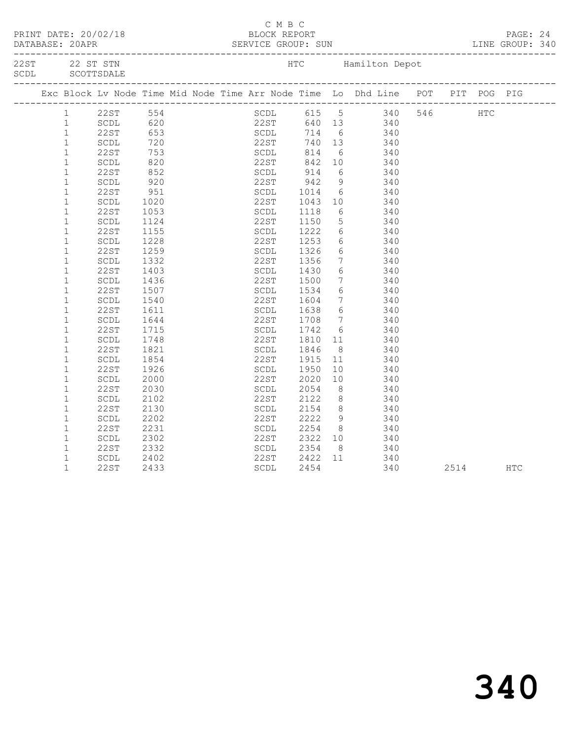C M B C
BLOCK REPORT
SERVICE GROUP: SUN

PRINT DATE: 20/02/18
DATABASE: 20APR
LINE GROUP: 340

22ST 22 ST STN
SCDL SCOTTSDALE

HTC Hamilton Depot

| Exc | Block | Lv Node | Time | Mid Node | Time | Arr Node | Time | Lo | Dhd Line | POT | PIT | POG | PIG |
|---|---|---|---|---|---|---|---|---|---|---|---|---|---|
| | 1 | 22ST | 554 | | | SCDL | 615 | 5 | 340 | 546 | | HTC | |
| | 1 | SCDL | 620 | | | 22ST | 640 | 13 | 340 | | | | |
| | 1 | 22ST | 653 | | | SCDL | 714 | 6 | 340 | | | | |
| | 1 | SCDL | 720 | | | 22ST | 740 | 13 | 340 | | | | |
| | 1 | 22ST | 753 | | | SCDL | 814 | 6 | 340 | | | | |
| | 1 | SCDL | 820 | | | 22ST | 842 | 10 | 340 | | | | |
| | 1 | 22ST | 852 | | | SCDL | 914 | 6 | 340 | | | | |
| | 1 | SCDL | 920 | | | 22ST | 942 | 9 | 340 | | | | |
| | 1 | 22ST | 951 | | | SCDL | 1014 | 6 | 340 | | | | |
| | 1 | SCDL | 1020 | | | 22ST | 1043 | 10 | 340 | | | | |
| | 1 | 22ST | 1053 | | | SCDL | 1118 | 6 | 340 | | | | |
| | 1 | SCDL | 1124 | | | 22ST | 1150 | 5 | 340 | | | | |
| | 1 | 22ST | 1155 | | | SCDL | 1222 | 6 | 340 | | | | |
| | 1 | SCDL | 1228 | | | 22ST | 1253 | 6 | 340 | | | | |
| | 1 | 22ST | 1259 | | | SCDL | 1326 | 6 | 340 | | | | |
| | 1 | SCDL | 1332 | | | 22ST | 1356 | 7 | 340 | | | | |
| | 1 | 22ST | 1403 | | | SCDL | 1430 | 6 | 340 | | | | |
| | 1 | SCDL | 1436 | | | 22ST | 1500 | 7 | 340 | | | | |
| | 1 | 22ST | 1507 | | | SCDL | 1534 | 6 | 340 | | | | |
| | 1 | SCDL | 1540 | | | 22ST | 1604 | 7 | 340 | | | | |
| | 1 | 22ST | 1611 | | | SCDL | 1638 | 6 | 340 | | | | |
| | 1 | SCDL | 1644 | | | 22ST | 1708 | 7 | 340 | | | | |
| | 1 | 22ST | 1715 | | | SCDL | 1742 | 6 | 340 | | | | |
| | 1 | SCDL | 1748 | | | 22ST | 1810 | 11 | 340 | | | | |
| | 1 | 22ST | 1821 | | | SCDL | 1846 | 8 | 340 | | | | |
| | 1 | SCDL | 1854 | | | 22ST | 1915 | 11 | 340 | | | | |
| | 1 | 22ST | 1926 | | | SCDL | 1950 | 10 | 340 | | | | |
| | 1 | SCDL | 2000 | | | 22ST | 2020 | 10 | 340 | | | | |
| | 1 | 22ST | 2030 | | | SCDL | 2054 | 8 | 340 | | | | |
| | 1 | SCDL | 2102 | | | 22ST | 2122 | 8 | 340 | | | | |
| | 1 | 22ST | 2130 | | | SCDL | 2154 | 8 | 340 | | | | |
| | 1 | SCDL | 2202 | | | 22ST | 2222 | 9 | 340 | | | | |
| | 1 | 22ST | 2231 | | | SCDL | 2254 | 8 | 340 | | | | |
| | 1 | SCDL | 2302 | | | 22ST | 2322 | 10 | 340 | | | | |
| | 1 | 22ST | 2332 | | | SCDL | 2354 | 8 | 340 | | | | |
| | 1 | SCDL | 2402 | | | 22ST | 2422 | 11 | 340 | | | | |
| | 1 | 22ST | 2433 | | | SCDL | 2454 | | 340 | | 2514 | | HTC |

340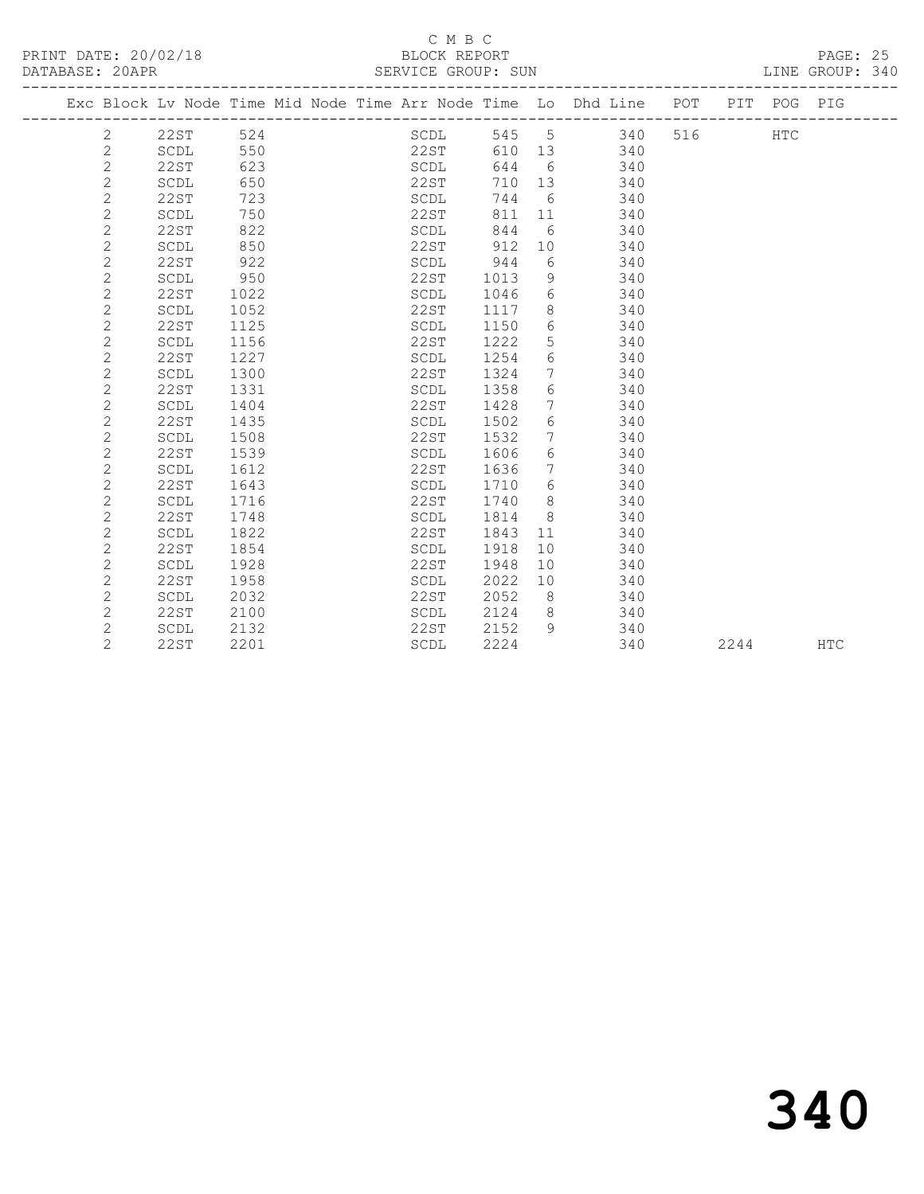C M B C

PRINT DATE: 20/02/18 BLOCK REPORT

DATABASE: 20APR SERVICE GROUP: SUN LINE GROUP: 340

| Exc | Block | Lv Node | Time | Mid Node | Time | Arr Node | Time | Lo | Dhd Line | POT | PIT | POG | PIG |
|---|---|---|---|---|---|---|---|---|---|---|---|---|---|
| | 2 | 22ST | 524 | | | SCDL | 545 | 5 | 340 | 516 | | HTC | |
| | 2 | SCDL | 550 | | | 22ST | 610 | 13 | 340 | | | | |
| | 2 | 22ST | 623 | | | SCDL | 644 | 6 | 340 | | | | |
| | 2 | SCDL | 650 | | | 22ST | 710 | 13 | 340 | | | | |
| | 2 | 22ST | 723 | | | SCDL | 744 | 6 | 340 | | | | |
| | 2 | SCDL | 750 | | | 22ST | 811 | 11 | 340 | | | | |
| | 2 | 22ST | 822 | | | SCDL | 844 | 6 | 340 | | | | |
| | 2 | SCDL | 850 | | | 22ST | 912 | 10 | 340 | | | | |
| | 2 | 22ST | 922 | | | SCDL | 944 | 6 | 340 | | | | |
| | 2 | SCDL | 950 | | | 22ST | 1013 | 9 | 340 | | | | |
| | 2 | 22ST | 1022 | | | SCDL | 1046 | 6 | 340 | | | | |
| | 2 | SCDL | 1052 | | | 22ST | 1117 | 8 | 340 | | | | |
| | 2 | 22ST | 1125 | | | SCDL | 1150 | 6 | 340 | | | | |
| | 2 | SCDL | 1156 | | | 22ST | 1222 | 5 | 340 | | | | |
| | 2 | 22ST | 1227 | | | SCDL | 1254 | 6 | 340 | | | | |
| | 2 | SCDL | 1300 | | | 22ST | 1324 | 7 | 340 | | | | |
| | 2 | 22ST | 1331 | | | SCDL | 1358 | 6 | 340 | | | | |
| | 2 | SCDL | 1404 | | | 22ST | 1428 | 7 | 340 | | | | |
| | 2 | 22ST | 1435 | | | SCDL | 1502 | 6 | 340 | | | | |
| | 2 | SCDL | 1508 | | | 22ST | 1532 | 7 | 340 | | | | |
| | 2 | 22ST | 1539 | | | SCDL | 1606 | 6 | 340 | | | | |
| | 2 | SCDL | 1612 | | | 22ST | 1636 | 7 | 340 | | | | |
| | 2 | 22ST | 1643 | | | SCDL | 1710 | 6 | 340 | | | | |
| | 2 | SCDL | 1716 | | | 22ST | 1740 | 8 | 340 | | | | |
| | 2 | 22ST | 1748 | | | SCDL | 1814 | 8 | 340 | | | | |
| | 2 | SCDL | 1822 | | | 22ST | 1843 | 11 | 340 | | | | |
| | 2 | 22ST | 1854 | | | SCDL | 1918 | 10 | 340 | | | | |
| | 2 | SCDL | 1928 | | | 22ST | 1948 | 10 | 340 | | | | |
| | 2 | 22ST | 1958 | | | SCDL | 2022 | 10 | 340 | | | | |
| | 2 | SCDL | 2032 | | | 22ST | 2052 | 8 | 340 | | | | |
| | 2 | 22ST | 2100 | | | SCDL | 2124 | 8 | 340 | | | | |
| | 2 | SCDL | 2132 | | | 22ST | 2152 | 9 | 340 | | | | |
| | 2 | 22ST | 2201 | | | SCDL | 2224 | | 340 | | 2244 | | HTC |

340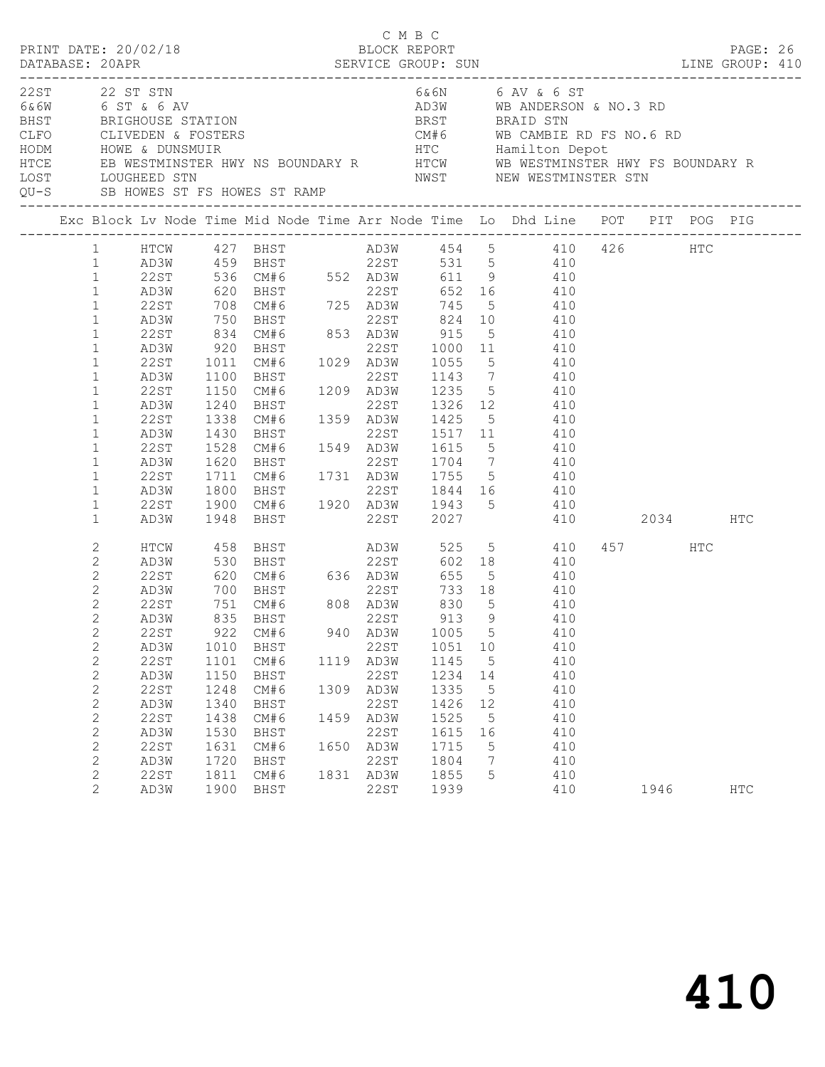C M B C

PRINT DATE: 20/02/18 BLOCK REPORT

DATABASE: 20APR SERVICE GROUP: SUN LINE GROUP: 410

| Code | Description | Code | Description |
|---|---|---|---|
| 22ST | 22 ST STN | 6&6N | 6 AV & 6 ST |
| 6&6W | 6 ST & 6 AV | AD3W | WB ANDERSON & NO.3 RD |
| BHST | BRIGHOUSE STATION | BRST | BRAID STN |
| CLFO | CLIVEDEN & FOSTERS | CM#6 | WB CAMBIE RD FS NO.6 RD |
| HODM | HOWE & DUNSMUIR | HTC | Hamilton Depot |
| HTCE | EB WESTMINSTER HWY NS BOUNDARY R | HTCW | WB WESTMINSTER HWY FS BOUNDARY R |
| LOST | LOUGHEED STN | NWST | NEW WESTMINSTER STN |
| QU-S | SB HOWES ST FS HOWES ST RAMP | | |

| Exc | Block | Lv Node | Time | Mid Node | Time | Arr Node | Time | Lo | Dhd Line | POT | PIT | POG | PIG |
|---|---|---|---|---|---|---|---|---|---|---|---|---|---|
| | 1 | HTCW | 427 | BHST | | AD3W | 454 | 5 | 410 | 426 | | HTC | |
| | 1 | AD3W | 459 | BHST | | 22ST | 531 | 5 | 410 | | | | |
| | 1 | 22ST | 536 | CM#6 | 552 | AD3W | 611 | 9 | 410 | | | | |
| | 1 | AD3W | 620 | BHST | | 22ST | 652 | 16 | 410 | | | | |
| | 1 | 22ST | 708 | CM#6 | 725 | AD3W | 745 | 5 | 410 | | | | |
| | 1 | AD3W | 750 | BHST | | 22ST | 824 | 10 | 410 | | | | |
| | 1 | 22ST | 834 | CM#6 | 853 | AD3W | 915 | 5 | 410 | | | | |
| | 1 | AD3W | 920 | BHST | | 22ST | 1000 | 11 | 410 | | | | |
| | 1 | 22ST | 1011 | CM#6 | 1029 | AD3W | 1055 | 5 | 410 | | | | |
| | 1 | AD3W | 1100 | BHST | | 22ST | 1143 | 7 | 410 | | | | |
| | 1 | 22ST | 1150 | CM#6 | 1209 | AD3W | 1235 | 5 | 410 | | | | |
| | 1 | AD3W | 1240 | BHST | | 22ST | 1326 | 12 | 410 | | | | |
| | 1 | 22ST | 1338 | CM#6 | 1359 | AD3W | 1425 | 5 | 410 | | | | |
| | 1 | AD3W | 1430 | BHST | | 22ST | 1517 | 11 | 410 | | | | |
| | 1 | 22ST | 1528 | CM#6 | 1549 | AD3W | 1615 | 5 | 410 | | | | |
| | 1 | AD3W | 1620 | BHST | | 22ST | 1704 | 7 | 410 | | | | |
| | 1 | 22ST | 1711 | CM#6 | 1731 | AD3W | 1755 | 5 | 410 | | | | |
| | 1 | AD3W | 1800 | BHST | | 22ST | 1844 | 16 | 410 | | | | |
| | 1 | 22ST | 1900 | CM#6 | 1920 | AD3W | 1943 | 5 | 410 | | | | |
| | 1 | AD3W | 1948 | BHST | | 22ST | 2027 | | 410 | | 2034 | | HTC |
| | 2 | HTCW | 458 | BHST | | AD3W | 525 | 5 | 410 | 457 | | HTC | |
| | 2 | AD3W | 530 | BHST | | 22ST | 602 | 18 | 410 | | | | |
| | 2 | 22ST | 620 | CM#6 | 636 | AD3W | 655 | 5 | 410 | | | | |
| | 2 | AD3W | 700 | BHST | | 22ST | 733 | 18 | 410 | | | | |
| | 2 | 22ST | 751 | CM#6 | 808 | AD3W | 830 | 5 | 410 | | | | |
| | 2 | AD3W | 835 | BHST | | 22ST | 913 | 9 | 410 | | | | |
| | 2 | 22ST | 922 | CM#6 | 940 | AD3W | 1005 | 5 | 410 | | | | |
| | 2 | AD3W | 1010 | BHST | | 22ST | 1051 | 10 | 410 | | | | |
| | 2 | 22ST | 1101 | CM#6 | 1119 | AD3W | 1145 | 5 | 410 | | | | |
| | 2 | AD3W | 1150 | BHST | | 22ST | 1234 | 14 | 410 | | | | |
| | 2 | 22ST | 1248 | CM#6 | 1309 | AD3W | 1335 | 5 | 410 | | | | |
| | 2 | AD3W | 1340 | BHST | | 22ST | 1426 | 12 | 410 | | | | |
| | 2 | 22ST | 1438 | CM#6 | 1459 | AD3W | 1525 | 5 | 410 | | | | |
| | 2 | AD3W | 1530 | BHST | | 22ST | 1615 | 16 | 410 | | | | |
| | 2 | 22ST | 1631 | CM#6 | 1650 | AD3W | 1715 | 5 | 410 | | | | |
| | 2 | AD3W | 1720 | BHST | | 22ST | 1804 | 7 | 410 | | | | |
| | 2 | 22ST | 1811 | CM#6 | 1831 | AD3W | 1855 | 5 | 410 | | | | |
| | 2 | AD3W | 1900 | BHST | | 22ST | 1939 | | 410 | | 1946 | | HTC |

# 410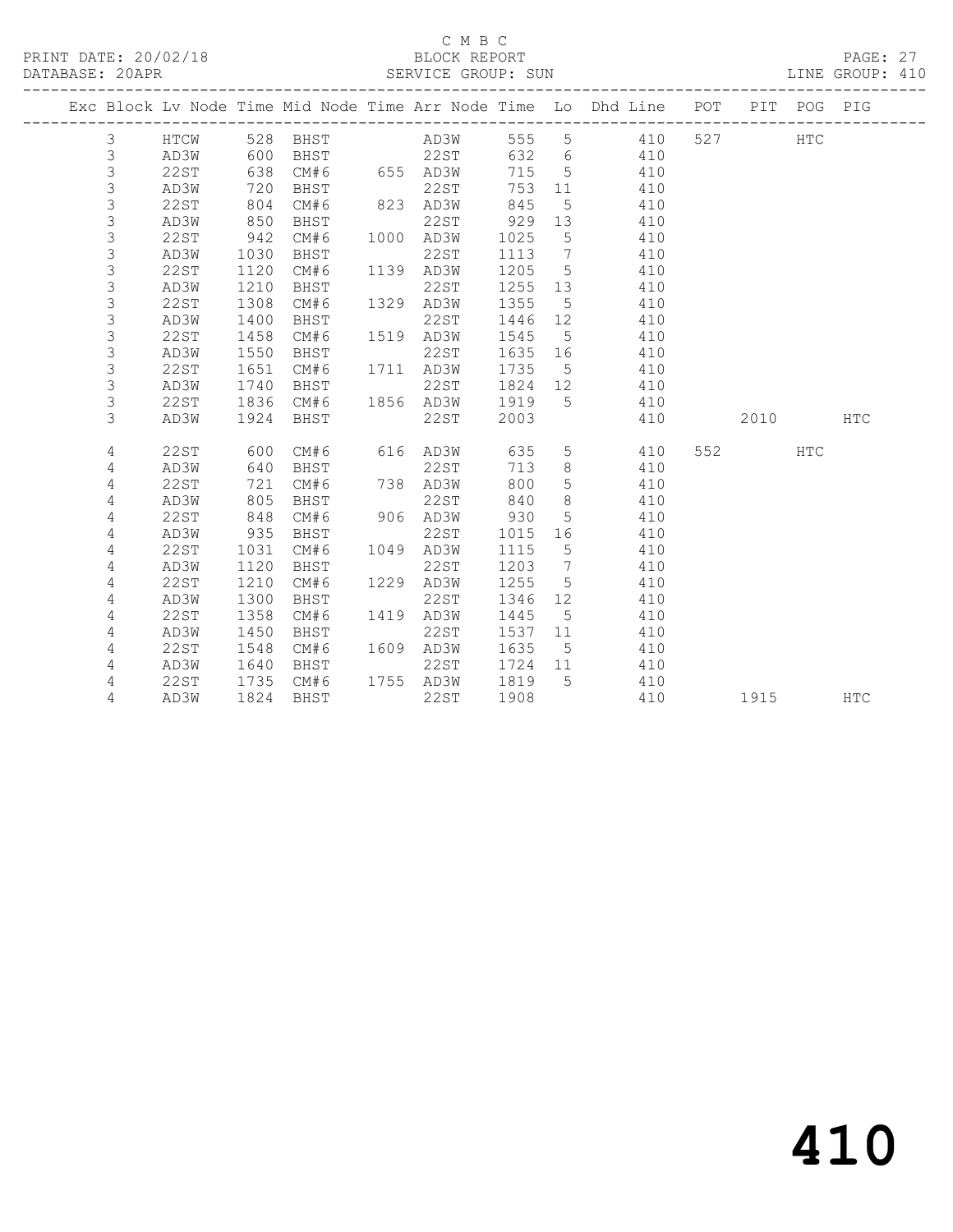C M B C

PRINT DATE: 20/02/18 BLOCK REPORT

DATABASE: 20APR SERVICE GROUP: SUN LINE GROUP: 410

| Exc | Block | Lv | Node | Time | Mid Node | Time | Arr Node | Time | Lo | Dhd Line | POT | PIT | POG | PIG |
|---|---|---|---|---|---|---|---|---|---|---|---|---|---|---|
| | 3 | | HTCW | 528 | BHST | | AD3W | 555 | 5 | 410 | 527 | | HTC | |
| | 3 | | AD3W | 600 | BHST | | 22ST | 632 | 6 | 410 | | | | |
| | 3 | | 22ST | 638 | CM#6 | 655 | AD3W | 715 | 5 | 410 | | | | |
| | 3 | | AD3W | 720 | BHST | | 22ST | 753 | 11 | 410 | | | | |
| | 3 | | 22ST | 804 | CM#6 | 823 | AD3W | 845 | 5 | 410 | | | | |
| | 3 | | AD3W | 850 | BHST | | 22ST | 929 | 13 | 410 | | | | |
| | 3 | | 22ST | 942 | CM#6 | 1000 | AD3W | 1025 | 5 | 410 | | | | |
| | 3 | | AD3W | 1030 | BHST | | 22ST | 1113 | 7 | 410 | | | | |
| | 3 | | 22ST | 1120 | CM#6 | 1139 | AD3W | 1205 | 5 | 410 | | | | |
| | 3 | | AD3W | 1210 | BHST | | 22ST | 1255 | 13 | 410 | | | | |
| | 3 | | 22ST | 1308 | CM#6 | 1329 | AD3W | 1355 | 5 | 410 | | | | |
| | 3 | | AD3W | 1400 | BHST | | 22ST | 1446 | 12 | 410 | | | | |
| | 3 | | 22ST | 1458 | CM#6 | 1519 | AD3W | 1545 | 5 | 410 | | | | |
| | 3 | | AD3W | 1550 | BHST | | 22ST | 1635 | 16 | 410 | | | | |
| | 3 | | 22ST | 1651 | CM#6 | 1711 | AD3W | 1735 | 5 | 410 | | | | |
| | 3 | | AD3W | 1740 | BHST | | 22ST | 1824 | 12 | 410 | | | | |
| | 3 | | 22ST | 1836 | CM#6 | 1856 | AD3W | 1919 | 5 | 410 | | | | |
| | 3 | | AD3W | 1924 | BHST | | 22ST | 2003 | | 410 | | 2010 | | HTC |
| | 4 | | 22ST | 600 | CM#6 | 616 | AD3W | 635 | 5 | 410 | 552 | | HTC | |
| | 4 | | AD3W | 640 | BHST | | 22ST | 713 | 8 | 410 | | | | |
| | 4 | | 22ST | 721 | CM#6 | 738 | AD3W | 800 | 5 | 410 | | | | |
| | 4 | | AD3W | 805 | BHST | | 22ST | 840 | 8 | 410 | | | | |
| | 4 | | 22ST | 848 | CM#6 | 906 | AD3W | 930 | 5 | 410 | | | | |
| | 4 | | AD3W | 935 | BHST | | 22ST | 1015 | 16 | 410 | | | | |
| | 4 | | 22ST | 1031 | CM#6 | 1049 | AD3W | 1115 | 5 | 410 | | | | |
| | 4 | | AD3W | 1120 | BHST | | 22ST | 1203 | 7 | 410 | | | | |
| | 4 | | 22ST | 1210 | CM#6 | 1229 | AD3W | 1255 | 5 | 410 | | | | |
| | 4 | | AD3W | 1300 | BHST | | 22ST | 1346 | 12 | 410 | | | | |
| | 4 | | 22ST | 1358 | CM#6 | 1419 | AD3W | 1445 | 5 | 410 | | | | |
| | 4 | | AD3W | 1450 | BHST | | 22ST | 1537 | 11 | 410 | | | | |
| | 4 | | 22ST | 1548 | CM#6 | 1609 | AD3W | 1635 | 5 | 410 | | | | |
| | 4 | | AD3W | 1640 | BHST | | 22ST | 1724 | 11 | 410 | | | | |
| | 4 | | 22ST | 1735 | CM#6 | 1755 | AD3W | 1819 | 5 | 410 | | | | |
| | 4 | | AD3W | 1824 | BHST | | 22ST | 1908 | | 410 | | 1915 | | HTC |

# 410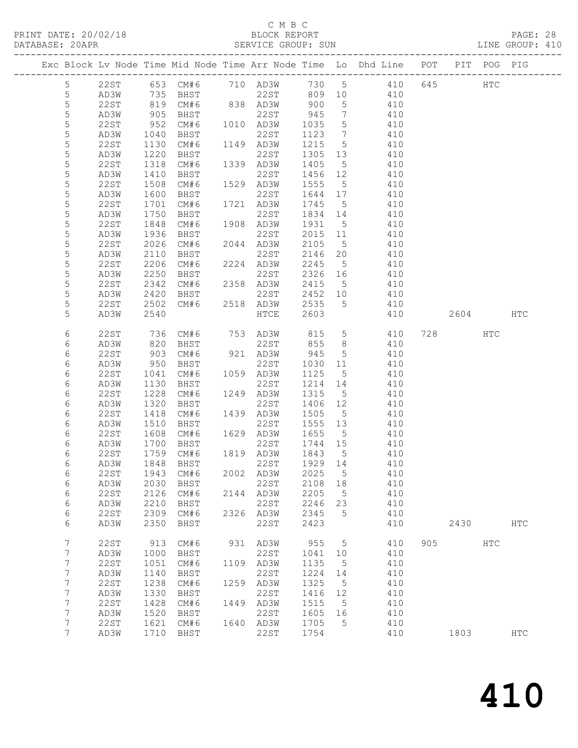C M B C
PRINT DATE: 20/02/18 BLOCK REPORT
DATABASE: 20APR SERVICE GROUP: SUN LINE GROUP: 410

| Exc | Block | Lv | Node | Time | Mid Node | Time | Arr Node | Time | Lo | Dhd Line | POT | PIT | POG | PIG |
|---|---|---|---|---|---|---|---|---|---|---|---|---|---|---|
| | 5 | | 22ST | 653 | CM#6 | 710 | AD3W | 730 | 5 | 410 | 645 | | HTC | |
| | 5 | | AD3W | 735 | BHST | | 22ST | 809 | 10 | 410 | | | | |
| | 5 | | 22ST | 819 | CM#6 | 838 | AD3W | 900 | 5 | 410 | | | | |
| | 5 | | AD3W | 905 | BHST | | 22ST | 945 | 7 | 410 | | | | |
| | 5 | | 22ST | 952 | CM#6 | 1010 | AD3W | 1035 | 5 | 410 | | | | |
| | 5 | | AD3W | 1040 | BHST | | 22ST | 1123 | 7 | 410 | | | | |
| | 5 | | 22ST | 1130 | CM#6 | 1149 | AD3W | 1215 | 5 | 410 | | | | |
| | 5 | | AD3W | 1220 | BHST | | 22ST | 1305 | 13 | 410 | | | | |
| | 5 | | 22ST | 1318 | CM#6 | 1339 | AD3W | 1405 | 5 | 410 | | | | |
| | 5 | | AD3W | 1410 | BHST | | 22ST | 1456 | 12 | 410 | | | | |
| | 5 | | 22ST | 1508 | CM#6 | 1529 | AD3W | 1555 | 5 | 410 | | | | |
| | 5 | | AD3W | 1600 | BHST | | 22ST | 1644 | 17 | 410 | | | | |
| | 5 | | 22ST | 1701 | CM#6 | 1721 | AD3W | 1745 | 5 | 410 | | | | |
| | 5 | | AD3W | 1750 | BHST | | 22ST | 1834 | 14 | 410 | | | | |
| | 5 | | 22ST | 1848 | CM#6 | 1908 | AD3W | 1931 | 5 | 410 | | | | |
| | 5 | | AD3W | 1936 | BHST | | 22ST | 2015 | 11 | 410 | | | | |
| | 5 | | 22ST | 2026 | CM#6 | 2044 | AD3W | 2105 | 5 | 410 | | | | |
| | 5 | | AD3W | 2110 | BHST | | 22ST | 2146 | 20 | 410 | | | | |
| | 5 | | 22ST | 2206 | CM#6 | 2224 | AD3W | 2245 | 5 | 410 | | | | |
| | 5 | | AD3W | 2250 | BHST | | 22ST | 2326 | 16 | 410 | | | | |
| | 5 | | 22ST | 2342 | CM#6 | 2358 | AD3W | 2415 | 5 | 410 | | | | |
| | 5 | | AD3W | 2420 | BHST | | 22ST | 2452 | 10 | 410 | | | | |
| | 5 | | 22ST | 2502 | CM#6 | 2518 | AD3W | 2535 | 5 | 410 | | | | |
| | 5 | | AD3W | 2540 | | | HTCE | 2603 | | 410 | | 2604 | | HTC |
| | 6 | | 22ST | 736 | CM#6 | 753 | AD3W | 815 | 5 | 410 | 728 | | HTC | |
| | 6 | | AD3W | 820 | BHST | | 22ST | 855 | 8 | 410 | | | | |
| | 6 | | 22ST | 903 | CM#6 | 921 | AD3W | 945 | 5 | 410 | | | | |
| | 6 | | AD3W | 950 | BHST | | 22ST | 1030 | 11 | 410 | | | | |
| | 6 | | 22ST | 1041 | CM#6 | 1059 | AD3W | 1125 | 5 | 410 | | | | |
| | 6 | | AD3W | 1130 | BHST | | 22ST | 1214 | 14 | 410 | | | | |
| | 6 | | 22ST | 1228 | CM#6 | 1249 | AD3W | 1315 | 5 | 410 | | | | |
| | 6 | | AD3W | 1320 | BHST | | 22ST | 1406 | 12 | 410 | | | | |
| | 6 | | 22ST | 1418 | CM#6 | 1439 | AD3W | 1505 | 5 | 410 | | | | |
| | 6 | | AD3W | 1510 | BHST | | 22ST | 1555 | 13 | 410 | | | | |
| | 6 | | 22ST | 1608 | CM#6 | 1629 | AD3W | 1655 | 5 | 410 | | | | |
| | 6 | | AD3W | 1700 | BHST | | 22ST | 1744 | 15 | 410 | | | | |
| | 6 | | 22ST | 1759 | CM#6 | 1819 | AD3W | 1843 | 5 | 410 | | | | |
| | 6 | | AD3W | 1848 | BHST | | 22ST | 1929 | 14 | 410 | | | | |
| | 6 | | 22ST | 1943 | CM#6 | 2002 | AD3W | 2025 | 5 | 410 | | | | |
| | 6 | | AD3W | 2030 | BHST | | 22ST | 2108 | 18 | 410 | | | | |
| | 6 | | 22ST | 2126 | CM#6 | 2144 | AD3W | 2205 | 5 | 410 | | | | |
| | 6 | | AD3W | 2210 | BHST | | 22ST | 2246 | 23 | 410 | | | | |
| | 6 | | 22ST | 2309 | CM#6 | 2326 | AD3W | 2345 | 5 | 410 | | | | |
| | 6 | | AD3W | 2350 | BHST | | 22ST | 2423 | | 410 | | 2430 | | HTC |
| | 7 | | 22ST | 913 | CM#6 | 931 | AD3W | 955 | 5 | 410 | 905 | | HTC | |
| | 7 | | AD3W | 1000 | BHST | | 22ST | 1041 | 10 | 410 | | | | |
| | 7 | | 22ST | 1051 | CM#6 | 1109 | AD3W | 1135 | 5 | 410 | | | | |
| | 7 | | AD3W | 1140 | BHST | | 22ST | 1224 | 14 | 410 | | | | |
| | 7 | | 22ST | 1238 | CM#6 | 1259 | AD3W | 1325 | 5 | 410 | | | | |
| | 7 | | AD3W | 1330 | BHST | | 22ST | 1416 | 12 | 410 | | | | |
| | 7 | | 22ST | 1428 | CM#6 | 1449 | AD3W | 1515 | 5 | 410 | | | | |
| | 7 | | AD3W | 1520 | BHST | | 22ST | 1605 | 16 | 410 | | | | |
| | 7 | | 22ST | 1621 | CM#6 | 1640 | AD3W | 1705 | 5 | 410 | | | | |
| | 7 | | AD3W | 1710 | BHST | | 22ST | 1754 | | 410 | | 1803 | | HTC |

# 410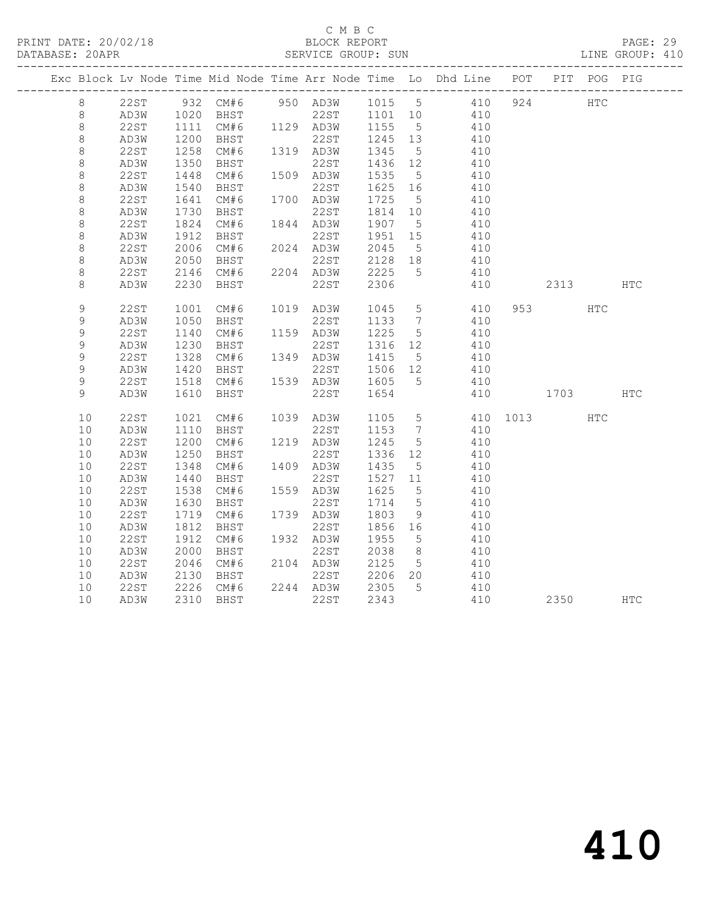C M B C
BLOCK REPORT
SERVICE GROUP: SUN

PRINT DATE: 20/02/18
DATABASE: 20APR

PAGE: 29
LINE GROUP: 410

| Exc | Block | Lv | Node | Time | Mid Node | Time | Arr Node | Time | Lo | Dhd Line | POT | PIT | POG | PIG |
|---|---|---|---|---|---|---|---|---|---|---|---|---|---|---|
| | 8 | | 22ST | 932 | CM#6 | 950 | AD3W | 1015 | 5 | 410 | 924 | | HTC | |
| | 8 | | AD3W | 1020 | BHST | | 22ST | 1101 | 10 | 410 | | | | |
| | 8 | | 22ST | 1111 | CM#6 | 1129 | AD3W | 1155 | 5 | 410 | | | | |
| | 8 | | AD3W | 1200 | BHST | | 22ST | 1245 | 13 | 410 | | | | |
| | 8 | | 22ST | 1258 | CM#6 | 1319 | AD3W | 1345 | 5 | 410 | | | | |
| | 8 | | AD3W | 1350 | BHST | | 22ST | 1436 | 12 | 410 | | | | |
| | 8 | | 22ST | 1448 | CM#6 | 1509 | AD3W | 1535 | 5 | 410 | | | | |
| | 8 | | AD3W | 1540 | BHST | | 22ST | 1625 | 16 | 410 | | | | |
| | 8 | | 22ST | 1641 | CM#6 | 1700 | AD3W | 1725 | 5 | 410 | | | | |
| | 8 | | AD3W | 1730 | BHST | | 22ST | 1814 | 10 | 410 | | | | |
| | 8 | | 22ST | 1824 | CM#6 | 1844 | AD3W | 1907 | 5 | 410 | | | | |
| | 8 | | AD3W | 1912 | BHST | | 22ST | 1951 | 15 | 410 | | | | |
| | 8 | | 22ST | 2006 | CM#6 | 2024 | AD3W | 2045 | 5 | 410 | | | | |
| | 8 | | AD3W | 2050 | BHST | | 22ST | 2128 | 18 | 410 | | | | |
| | 8 | | 22ST | 2146 | CM#6 | 2204 | AD3W | 2225 | 5 | 410 | | | | |
| | 8 | | AD3W | 2230 | BHST | | 22ST | 2306 | | 410 | | 2313 | | HTC |
| | 9 | | 22ST | 1001 | CM#6 | 1019 | AD3W | 1045 | 5 | 410 | 953 | | HTC | |
| | 9 | | AD3W | 1050 | BHST | | 22ST | 1133 | 7 | 410 | | | | |
| | 9 | | 22ST | 1140 | CM#6 | 1159 | AD3W | 1225 | 5 | 410 | | | | |
| | 9 | | AD3W | 1230 | BHST | | 22ST | 1316 | 12 | 410 | | | | |
| | 9 | | 22ST | 1328 | CM#6 | 1349 | AD3W | 1415 | 5 | 410 | | | | |
| | 9 | | AD3W | 1420 | BHST | | 22ST | 1506 | 12 | 410 | | | | |
| | 9 | | 22ST | 1518 | CM#6 | 1539 | AD3W | 1605 | 5 | 410 | | | | |
| | 9 | | AD3W | 1610 | BHST | | 22ST | 1654 | | 410 | | 1703 | | HTC |
| | 10 | | 22ST | 1021 | CM#6 | 1039 | AD3W | 1105 | 5 | 410 | 1013 | | HTC | |
| | 10 | | AD3W | 1110 | BHST | | 22ST | 1153 | 7 | 410 | | | | |
| | 10 | | 22ST | 1200 | CM#6 | 1219 | AD3W | 1245 | 5 | 410 | | | | |
| | 10 | | AD3W | 1250 | BHST | | 22ST | 1336 | 12 | 410 | | | | |
| | 10 | | 22ST | 1348 | CM#6 | 1409 | AD3W | 1435 | 5 | 410 | | | | |
| | 10 | | AD3W | 1440 | BHST | | 22ST | 1527 | 11 | 410 | | | | |
| | 10 | | 22ST | 1538 | CM#6 | 1559 | AD3W | 1625 | 5 | 410 | | | | |
| | 10 | | AD3W | 1630 | BHST | | 22ST | 1714 | 5 | 410 | | | | |
| | 10 | | 22ST | 1719 | CM#6 | 1739 | AD3W | 1803 | 9 | 410 | | | | |
| | 10 | | AD3W | 1812 | BHST | | 22ST | 1856 | 16 | 410 | | | | |
| | 10 | | 22ST | 1912 | CM#6 | 1932 | AD3W | 1955 | 5 | 410 | | | | |
| | 10 | | AD3W | 2000 | BHST | | 22ST | 2038 | 8 | 410 | | | | |
| | 10 | | 22ST | 2046 | CM#6 | 2104 | AD3W | 2125 | 5 | 410 | | | | |
| | 10 | | AD3W | 2130 | BHST | | 22ST | 2206 | 20 | 410 | | | | |
| | 10 | | 22ST | 2226 | CM#6 | 2244 | AD3W | 2305 | 5 | 410 | | | | |
| | 10 | | AD3W | 2310 | BHST | | 22ST | 2343 | | 410 | | 2350 | | HTC |

# 410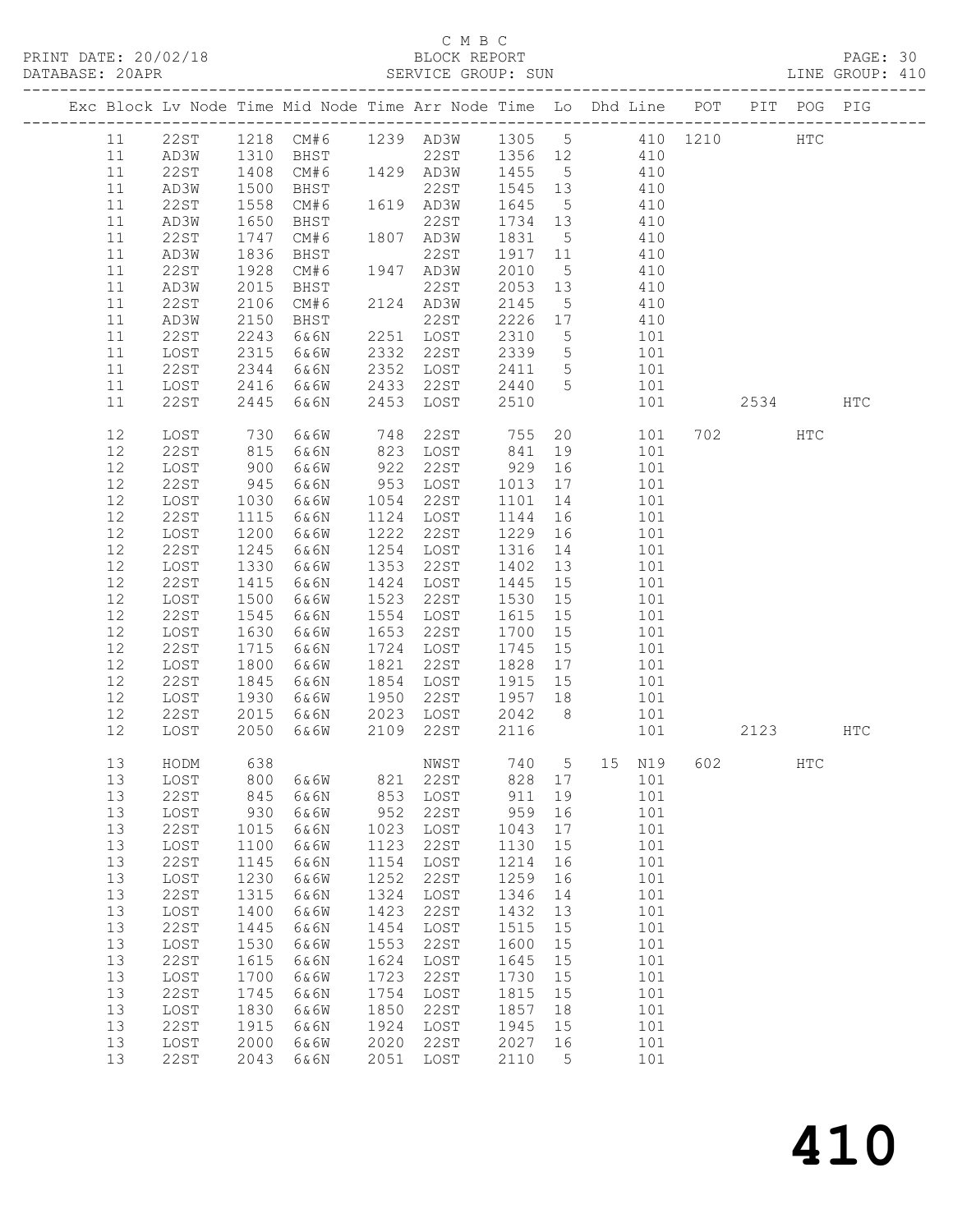C M B C
PRINT DATE: 20/02/18 BLOCK REPORT
DATABASE: 20APR SERVICE GROUP: SUN LINE GROUP: 410

| Exc | Block | Lv Node | Time | Mid Node | Time | Arr Node | Time | Lo | Dhd Line | POT | PIT | POG | PIG |
|---|---|---|---|---|---|---|---|---|---|---|---|---|---|
| | 11 | 22ST | 1218 | CM#6 | 1239 | AD3W | 1305 | 5 | 410 | 1210 | | HTC | |
| | 11 | AD3W | 1310 | BHST | | 22ST | 1356 | 12 | 410 | | | | |
| | 11 | 22ST | 1408 | CM#6 | 1429 | AD3W | 1455 | 5 | 410 | | | | |
| | 11 | AD3W | 1500 | BHST | | 22ST | 1545 | 13 | 410 | | | | |
| | 11 | 22ST | 1558 | CM#6 | 1619 | AD3W | 1645 | 5 | 410 | | | | |
| | 11 | AD3W | 1650 | BHST | | 22ST | 1734 | 13 | 410 | | | | |
| | 11 | 22ST | 1747 | CM#6 | 1807 | AD3W | 1831 | 5 | 410 | | | | |
| | 11 | AD3W | 1836 | BHST | | 22ST | 1917 | 11 | 410 | | | | |
| | 11 | 22ST | 1928 | CM#6 | 1947 | AD3W | 2010 | 5 | 410 | | | | |
| | 11 | AD3W | 2015 | BHST | | 22ST | 2053 | 13 | 410 | | | | |
| | 11 | 22ST | 2106 | CM#6 | 2124 | AD3W | 2145 | 5 | 410 | | | | |
| | 11 | AD3W | 2150 | BHST | | 22ST | 2226 | 17 | 410 | | | | |
| | 11 | 22ST | 2243 | 6&6N | 2251 | LOST | 2310 | 5 | 101 | | | | |
| | 11 | LOST | 2315 | 6&6W | 2332 | 22ST | 2339 | 5 | 101 | | | | |
| | 11 | 22ST | 2344 | 6&6N | 2352 | LOST | 2411 | 5 | 101 | | | | |
| | 11 | LOST | 2416 | 6&6W | 2433 | 22ST | 2440 | 5 | 101 | | | | |
| | 11 | 22ST | 2445 | 6&6N | 2453 | LOST | 2510 | | 101 | | 2534 | | HTC |
| | 12 | LOST | 730 | 6&6W | 748 | 22ST | 755 | 20 | 101 | 702 | | HTC | |
| | 12 | 22ST | 815 | 6&6N | 823 | LOST | 841 | 19 | 101 | | | | |
| | 12 | LOST | 900 | 6&6W | 922 | 22ST | 929 | 16 | 101 | | | | |
| | 12 | 22ST | 945 | 6&6N | 953 | LOST | 1013 | 17 | 101 | | | | |
| | 12 | LOST | 1030 | 6&6W | 1054 | 22ST | 1101 | 14 | 101 | | | | |
| | 12 | 22ST | 1115 | 6&6N | 1124 | LOST | 1144 | 16 | 101 | | | | |
| | 12 | LOST | 1200 | 6&6W | 1222 | 22ST | 1229 | 16 | 101 | | | | |
| | 12 | 22ST | 1245 | 6&6N | 1254 | LOST | 1316 | 14 | 101 | | | | |
| | 12 | LOST | 1330 | 6&6W | 1353 | 22ST | 1402 | 13 | 101 | | | | |
| | 12 | 22ST | 1415 | 6&6N | 1424 | LOST | 1445 | 15 | 101 | | | | |
| | 12 | LOST | 1500 | 6&6W | 1523 | 22ST | 1530 | 15 | 101 | | | | |
| | 12 | 22ST | 1545 | 6&6N | 1554 | LOST | 1615 | 15 | 101 | | | | |
| | 12 | LOST | 1630 | 6&6W | 1653 | 22ST | 1700 | 15 | 101 | | | | |
| | 12 | 22ST | 1715 | 6&6N | 1724 | LOST | 1745 | 15 | 101 | | | | |
| | 12 | LOST | 1800 | 6&6W | 1821 | 22ST | 1828 | 17 | 101 | | | | |
| | 12 | 22ST | 1845 | 6&6N | 1854 | LOST | 1915 | 15 | 101 | | | | |
| | 12 | LOST | 1930 | 6&6W | 1950 | 22ST | 1957 | 18 | 101 | | | | |
| | 12 | 22ST | 2015 | 6&6N | 2023 | LOST | 2042 | 8 | 101 | | | | |
| | 12 | LOST | 2050 | 6&6W | 2109 | 22ST | 2116 | | 101 | | 2123 | | HTC |
| | 13 | HODM | 638 | | | NWST | 740 | 5 | 15 N19 | 602 | | HTC | |
| | 13 | LOST | 800 | 6&6W | 821 | 22ST | 828 | 17 | 101 | | | | |
| | 13 | 22ST | 845 | 6&6N | 853 | LOST | 911 | 19 | 101 | | | | |
| | 13 | LOST | 930 | 6&6W | 952 | 22ST | 959 | 16 | 101 | | | | |
| | 13 | 22ST | 1015 | 6&6N | 1023 | LOST | 1043 | 17 | 101 | | | | |
| | 13 | LOST | 1100 | 6&6W | 1123 | 22ST | 1130 | 15 | 101 | | | | |
| | 13 | 22ST | 1145 | 6&6N | 1154 | LOST | 1214 | 16 | 101 | | | | |
| | 13 | LOST | 1230 | 6&6W | 1252 | 22ST | 1259 | 16 | 101 | | | | |
| | 13 | 22ST | 1315 | 6&6N | 1324 | LOST | 1346 | 14 | 101 | | | | |
| | 13 | LOST | 1400 | 6&6W | 1423 | 22ST | 1432 | 13 | 101 | | | | |
| | 13 | 22ST | 1445 | 6&6N | 1454 | LOST | 1515 | 15 | 101 | | | | |
| | 13 | LOST | 1530 | 6&6W | 1553 | 22ST | 1600 | 15 | 101 | | | | |
| | 13 | 22ST | 1615 | 6&6N | 1624 | LOST | 1645 | 15 | 101 | | | | |
| | 13 | LOST | 1700 | 6&6W | 1723 | 22ST | 1730 | 15 | 101 | | | | |
| | 13 | 22ST | 1745 | 6&6N | 1754 | LOST | 1815 | 15 | 101 | | | | |
| | 13 | LOST | 1830 | 6&6W | 1850 | 22ST | 1857 | 18 | 101 | | | | |
| | 13 | 22ST | 1915 | 6&6N | 1924 | LOST | 1945 | 15 | 101 | | | | |
| | 13 | LOST | 2000 | 6&6W | 2020 | 22ST | 2027 | 16 | 101 | | | | |
| | 13 | 22ST | 2043 | 6&6N | 2051 | LOST | 2110 | 5 | 101 | | | | |

410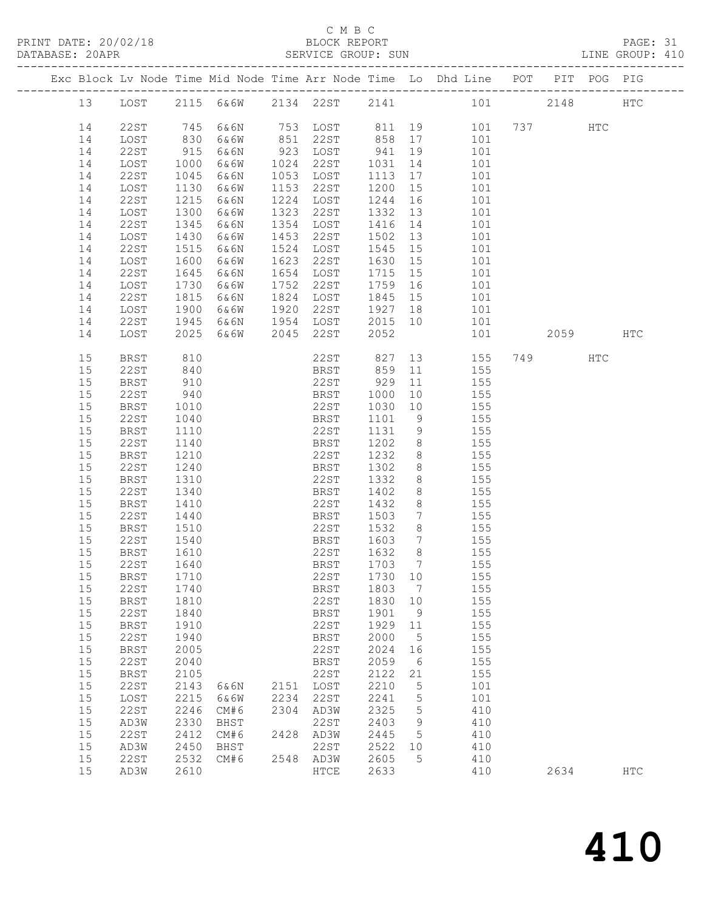C M B C
BLOCK REPORT
SERVICE GROUP: SUN

PRINT DATE: 20/02/18
DATABASE: 20APR
LINE GROUP: 410

| Exc | Block | Lv Node | Time | Mid Node | Time | Arr Node | Time | Lo | Dhd Line | POT | PIT | POG | PIG |
|---|---|---|---|---|---|---|---|---|---|---|---|---|---|
| | 13 | LOST | 2115 | 6&6W | 2134 | 22ST | 2141 | | 101 | | 2148 | | HTC |
| | 14 | 22ST | 745 | 6&6N | 753 | LOST | 811 | 19 | 101 | 737 | | HTC | |
| | 14 | LOST | 830 | 6&6W | 851 | 22ST | 858 | 17 | 101 | | | | |
| | 14 | 22ST | 915 | 6&6N | 923 | LOST | 941 | 19 | 101 | | | | |
| | 14 | LOST | 1000 | 6&6W | 1024 | 22ST | 1031 | 14 | 101 | | | | |
| | 14 | 22ST | 1045 | 6&6N | 1053 | LOST | 1113 | 17 | 101 | | | | |
| | 14 | LOST | 1130 | 6&6W | 1153 | 22ST | 1200 | 15 | 101 | | | | |
| | 14 | 22ST | 1215 | 6&6N | 1224 | LOST | 1244 | 16 | 101 | | | | |
| | 14 | LOST | 1300 | 6&6W | 1323 | 22ST | 1332 | 13 | 101 | | | | |
| | 14 | 22ST | 1345 | 6&6N | 1354 | LOST | 1416 | 14 | 101 | | | | |
| | 14 | LOST | 1430 | 6&6W | 1453 | 22ST | 1502 | 13 | 101 | | | | |
| | 14 | 22ST | 1515 | 6&6N | 1524 | LOST | 1545 | 15 | 101 | | | | |
| | 14 | LOST | 1600 | 6&6W | 1623 | 22ST | 1630 | 15 | 101 | | | | |
| | 14 | 22ST | 1645 | 6&6N | 1654 | LOST | 1715 | 15 | 101 | | | | |
| | 14 | LOST | 1730 | 6&6W | 1752 | 22ST | 1759 | 16 | 101 | | | | |
| | 14 | 22ST | 1815 | 6&6N | 1824 | LOST | 1845 | 15 | 101 | | | | |
| | 14 | LOST | 1900 | 6&6W | 1920 | 22ST | 1927 | 18 | 101 | | | | |
| | 14 | 22ST | 1945 | 6&6N | 1954 | LOST | 2015 | 10 | 101 | | | | |
| | 14 | LOST | 2025 | 6&6W | 2045 | 22ST | 2052 | | 101 | | 2059 | | HTC |
| | 15 | BRST | 810 | | | 22ST | 827 | 13 | 155 | 749 | | HTC | |
| | 15 | 22ST | 840 | | | BRST | 859 | 11 | 155 | | | | |
| | 15 | BRST | 910 | | | 22ST | 929 | 11 | 155 | | | | |
| | 15 | 22ST | 940 | | | BRST | 1000 | 10 | 155 | | | | |
| | 15 | BRST | 1010 | | | 22ST | 1030 | 10 | 155 | | | | |
| | 15 | 22ST | 1040 | | | BRST | 1101 | 9 | 155 | | | | |
| | 15 | BRST | 1110 | | | 22ST | 1131 | 9 | 155 | | | | |
| | 15 | 22ST | 1140 | | | BRST | 1202 | 8 | 155 | | | | |
| | 15 | BRST | 1210 | | | 22ST | 1232 | 8 | 155 | | | | |
| | 15 | 22ST | 1240 | | | BRST | 1302 | 8 | 155 | | | | |
| | 15 | BRST | 1310 | | | 22ST | 1332 | 8 | 155 | | | | |
| | 15 | 22ST | 1340 | | | BRST | 1402 | 8 | 155 | | | | |
| | 15 | BRST | 1410 | | | 22ST | 1432 | 8 | 155 | | | | |
| | 15 | 22ST | 1440 | | | BRST | 1503 | 7 | 155 | | | | |
| | 15 | BRST | 1510 | | | 22ST | 1532 | 8 | 155 | | | | |
| | 15 | 22ST | 1540 | | | BRST | 1603 | 7 | 155 | | | | |
| | 15 | BRST | 1610 | | | 22ST | 1632 | 8 | 155 | | | | |
| | 15 | 22ST | 1640 | | | BRST | 1703 | 7 | 155 | | | | |
| | 15 | BRST | 1710 | | | 22ST | 1730 | 10 | 155 | | | | |
| | 15 | 22ST | 1740 | | | BRST | 1803 | 7 | 155 | | | | |
| | 15 | BRST | 1810 | | | 22ST | 1830 | 10 | 155 | | | | |
| | 15 | 22ST | 1840 | | | BRST | 1901 | 9 | 155 | | | | |
| | 15 | BRST | 1910 | | | 22ST | 1929 | 11 | 155 | | | | |
| | 15 | 22ST | 1940 | | | BRST | 2000 | 5 | 155 | | | | |
| | 15 | BRST | 2005 | | | 22ST | 2024 | 16 | 155 | | | | |
| | 15 | 22ST | 2040 | | | BRST | 2059 | 6 | 155 | | | | |
| | 15 | BRST | 2105 | | | 22ST | 2122 | 21 | 155 | | | | |
| | 15 | 22ST | 2143 | 6&6N | 2151 | LOST | 2210 | 5 | 101 | | | | |
| | 15 | LOST | 2215 | 6&6W | 2234 | 22ST | 2241 | 5 | 101 | | | | |
| | 15 | 22ST | 2246 | CM#6 | 2304 | AD3W | 2325 | 5 | 410 | | | | |
| | 15 | AD3W | 2330 | BHST | | 22ST | 2403 | 9 | 410 | | | | |
| | 15 | 22ST | 2412 | CM#6 | 2428 | AD3W | 2445 | 5 | 410 | | | | |
| | 15 | AD3W | 2450 | BHST | | 22ST | 2522 | 10 | 410 | | | | |
| | 15 | 22ST | 2532 | CM#6 | 2548 | AD3W | 2605 | 5 | 410 | | | | |
| | 15 | AD3W | 2610 | | | HTCE | 2633 | | 410 | | 2634 | | HTC |

# 410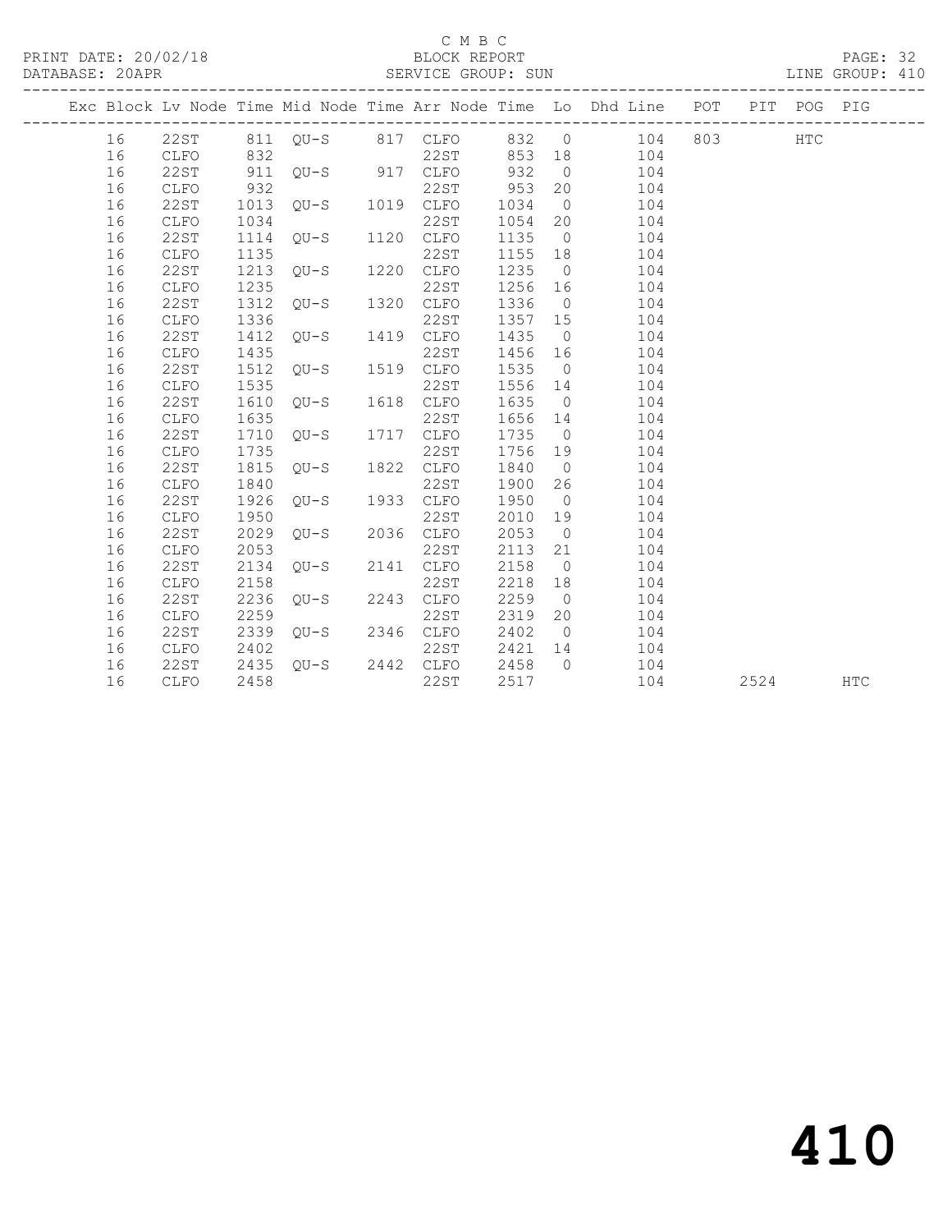C M B C

PRINT DATE: 20/02/18 BLOCK REPORT

DATABASE: 20APR SERVICE GROUP: SUN LINE GROUP: 410

| Exc | Block | Lv | Node | Time | Mid Node | Time | Arr Node | Time | Lo | Dhd Line | POT | PIT | POG | PIG |
|---|---|---|---|---|---|---|---|---|---|---|---|---|---|---|
| | 16 | | 22ST | 811 | QU-S | 817 | CLFO | 832 | 0 | 104 | 803 | | HTC | |
| | 16 | | CLFO | 832 | | | 22ST | 853 | 18 | 104 | | | | |
| | 16 | | 22ST | 911 | QU-S | 917 | CLFO | 932 | 0 | 104 | | | | |
| | 16 | | CLFO | 932 | | | 22ST | 953 | 20 | 104 | | | | |
| | 16 | | 22ST | 1013 | QU-S | 1019 | CLFO | 1034 | 0 | 104 | | | | |
| | 16 | | CLFO | 1034 | | | 22ST | 1054 | 20 | 104 | | | | |
| | 16 | | 22ST | 1114 | QU-S | 1120 | CLFO | 1135 | 0 | 104 | | | | |
| | 16 | | CLFO | 1135 | | | 22ST | 1155 | 18 | 104 | | | | |
| | 16 | | 22ST | 1213 | QU-S | 1220 | CLFO | 1235 | 0 | 104 | | | | |
| | 16 | | CLFO | 1235 | | | 22ST | 1256 | 16 | 104 | | | | |
| | 16 | | 22ST | 1312 | QU-S | 1320 | CLFO | 1336 | 0 | 104 | | | | |
| | 16 | | CLFO | 1336 | | | 22ST | 1357 | 15 | 104 | | | | |
| | 16 | | 22ST | 1412 | QU-S | 1419 | CLFO | 1435 | 0 | 104 | | | | |
| | 16 | | CLFO | 1435 | | | 22ST | 1456 | 16 | 104 | | | | |
| | 16 | | 22ST | 1512 | QU-S | 1519 | CLFO | 1535 | 0 | 104 | | | | |
| | 16 | | CLFO | 1535 | | | 22ST | 1556 | 14 | 104 | | | | |
| | 16 | | 22ST | 1610 | QU-S | 1618 | CLFO | 1635 | 0 | 104 | | | | |
| | 16 | | CLFO | 1635 | | | 22ST | 1656 | 14 | 104 | | | | |
| | 16 | | 22ST | 1710 | QU-S | 1717 | CLFO | 1735 | 0 | 104 | | | | |
| | 16 | | CLFO | 1735 | | | 22ST | 1756 | 19 | 104 | | | | |
| | 16 | | 22ST | 1815 | QU-S | 1822 | CLFO | 1840 | 0 | 104 | | | | |
| | 16 | | CLFO | 1840 | | | 22ST | 1900 | 26 | 104 | | | | |
| | 16 | | 22ST | 1926 | QU-S | 1933 | CLFO | 1950 | 0 | 104 | | | | |
| | 16 | | CLFO | 1950 | | | 22ST | 2010 | 19 | 104 | | | | |
| | 16 | | 22ST | 2029 | QU-S | 2036 | CLFO | 2053 | 0 | 104 | | | | |
| | 16 | | CLFO | 2053 | | | 22ST | 2113 | 21 | 104 | | | | |
| | 16 | | 22ST | 2134 | QU-S | 2141 | CLFO | 2158 | 0 | 104 | | | | |
| | 16 | | CLFO | 2158 | | | 22ST | 2218 | 18 | 104 | | | | |
| | 16 | | 22ST | 2236 | QU-S | 2243 | CLFO | 2259 | 0 | 104 | | | | |
| | 16 | | CLFO | 2259 | | | 22ST | 2319 | 20 | 104 | | | | |
| | 16 | | 22ST | 2339 | QU-S | 2346 | CLFO | 2402 | 0 | 104 | | | | |
| | 16 | | CLFO | 2402 | | | 22ST | 2421 | 14 | 104 | | | | |
| | 16 | | 22ST | 2435 | QU-S | 2442 | CLFO | 2458 | 0 | 104 | | | | |
| | 16 | | CLFO | 2458 | | | 22ST | 2517 | | 104 | | 2524 | | HTC |

410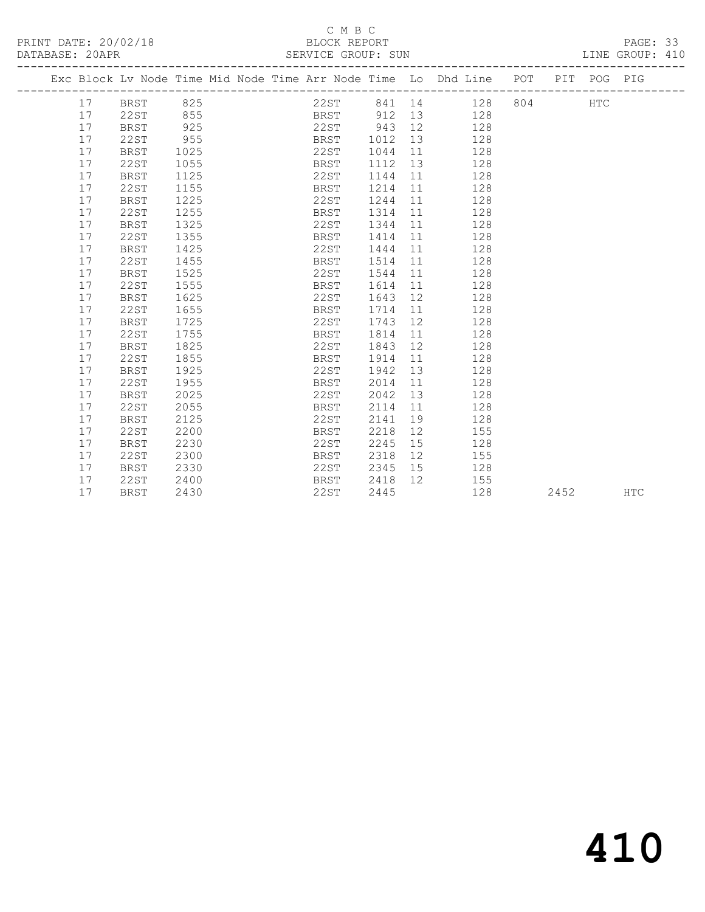C M B C

BLOCK REPORT

PRINT DATE: 20/02/18 | DATABASE: 20APR | SERVICE GROUP: SUN | LINE GROUP: 410

| Exc | Block | Lv Node | Time | Mid Node | Time | Arr Node | Time | Lo | Dhd Line | POT | PIT | POG | PIG |
|---|---|---|---|---|---|---|---|---|---|---|---|---|---|
| | 17 | BRST | 825 | | | 22ST | 841 | 14 | 128 | 804 | | HTC | |
| | 17 | 22ST | 855 | | | BRST | 912 | 13 | 128 | | | | |
| | 17 | BRST | 925 | | | 22ST | 943 | 12 | 128 | | | | |
| | 17 | 22ST | 955 | | | BRST | 1012 | 13 | 128 | | | | |
| | 17 | BRST | 1025 | | | 22ST | 1044 | 11 | 128 | | | | |
| | 17 | 22ST | 1055 | | | BRST | 1112 | 13 | 128 | | | | |
| | 17 | BRST | 1125 | | | 22ST | 1144 | 11 | 128 | | | | |
| | 17 | 22ST | 1155 | | | BRST | 1214 | 11 | 128 | | | | |
| | 17 | BRST | 1225 | | | 22ST | 1244 | 11 | 128 | | | | |
| | 17 | 22ST | 1255 | | | BRST | 1314 | 11 | 128 | | | | |
| | 17 | BRST | 1325 | | | 22ST | 1344 | 11 | 128 | | | | |
| | 17 | 22ST | 1355 | | | BRST | 1414 | 11 | 128 | | | | |
| | 17 | BRST | 1425 | | | 22ST | 1444 | 11 | 128 | | | | |
| | 17 | 22ST | 1455 | | | BRST | 1514 | 11 | 128 | | | | |
| | 17 | BRST | 1525 | | | 22ST | 1544 | 11 | 128 | | | | |
| | 17 | 22ST | 1555 | | | BRST | 1614 | 11 | 128 | | | | |
| | 17 | BRST | 1625 | | | 22ST | 1643 | 12 | 128 | | | | |
| | 17 | 22ST | 1655 | | | BRST | 1714 | 11 | 128 | | | | |
| | 17 | BRST | 1725 | | | 22ST | 1743 | 12 | 128 | | | | |
| | 17 | 22ST | 1755 | | | BRST | 1814 | 11 | 128 | | | | |
| | 17 | BRST | 1825 | | | 22ST | 1843 | 12 | 128 | | | | |
| | 17 | 22ST | 1855 | | | BRST | 1914 | 11 | 128 | | | | |
| | 17 | BRST | 1925 | | | 22ST | 1942 | 13 | 128 | | | | |
| | 17 | 22ST | 1955 | | | BRST | 2014 | 11 | 128 | | | | |
| | 17 | BRST | 2025 | | | 22ST | 2042 | 13 | 128 | | | | |
| | 17 | 22ST | 2055 | | | BRST | 2114 | 11 | 128 | | | | |
| | 17 | BRST | 2125 | | | 22ST | 2141 | 19 | 128 | | | | |
| | 17 | 22ST | 2200 | | | BRST | 2218 | 12 | 155 | | | | |
| | 17 | BRST | 2230 | | | 22ST | 2245 | 15 | 128 | | | | |
| | 17 | 22ST | 2300 | | | BRST | 2318 | 12 | 155 | | | | |
| | 17 | BRST | 2330 | | | 22ST | 2345 | 15 | 128 | | | | |
| | 17 | 22ST | 2400 | | | BRST | 2418 | 12 | 155 | | | | |
| | 17 | BRST | 2430 | | | 22ST | 2445 | | 128 | | 2452 | | HTC |

410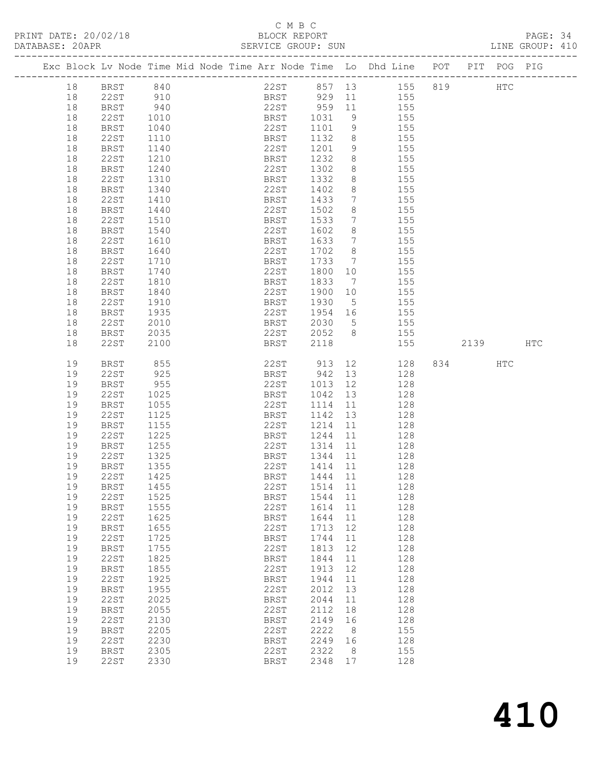C M B C

PRINT DATE: 20/02/18 BLOCK REPORT

DATABASE: 20APR SERVICE GROUP: SUN LINE GROUP: 410

| Exc | Block | Lv | Node | Time | Mid Node | Time | Arr Node | Time | Lo | Dhd Line | POT | PIT | POG | PIG |
|---|---|---|---|---|---|---|---|---|---|---|---|---|---|---|
| | 18 | | BRST | 840 | | | 22ST | 857 | 13 | 155 | 819 | | HTC | |
| | 18 | | 22ST | 910 | | | BRST | 929 | 11 | 155 | | | | |
| | 18 | | BRST | 940 | | | 22ST | 959 | 11 | 155 | | | | |
| | 18 | | 22ST | 1010 | | | BRST | 1031 | 9 | 155 | | | | |
| | 18 | | BRST | 1040 | | | 22ST | 1101 | 9 | 155 | | | | |
| | 18 | | 22ST | 1110 | | | BRST | 1132 | 8 | 155 | | | | |
| | 18 | | BRST | 1140 | | | 22ST | 1201 | 9 | 155 | | | | |
| | 18 | | 22ST | 1210 | | | BRST | 1232 | 8 | 155 | | | | |
| | 18 | | BRST | 1240 | | | 22ST | 1302 | 8 | 155 | | | | |
| | 18 | | 22ST | 1310 | | | BRST | 1332 | 8 | 155 | | | | |
| | 18 | | BRST | 1340 | | | 22ST | 1402 | 8 | 155 | | | | |
| | 18 | | 22ST | 1410 | | | BRST | 1433 | 7 | 155 | | | | |
| | 18 | | BRST | 1440 | | | 22ST | 1502 | 8 | 155 | | | | |
| | 18 | | 22ST | 1510 | | | BRST | 1533 | 7 | 155 | | | | |
| | 18 | | BRST | 1540 | | | 22ST | 1602 | 8 | 155 | | | | |
| | 18 | | 22ST | 1610 | | | BRST | 1633 | 7 | 155 | | | | |
| | 18 | | BRST | 1640 | | | 22ST | 1702 | 8 | 155 | | | | |
| | 18 | | 22ST | 1710 | | | BRST | 1733 | 7 | 155 | | | | |
| | 18 | | BRST | 1740 | | | 22ST | 1800 | 10 | 155 | | | | |
| | 18 | | 22ST | 1810 | | | BRST | 1833 | 7 | 155 | | | | |
| | 18 | | BRST | 1840 | | | 22ST | 1900 | 10 | 155 | | | | |
| | 18 | | 22ST | 1910 | | | BRST | 1930 | 5 | 155 | | | | |
| | 18 | | BRST | 1935 | | | 22ST | 1954 | 16 | 155 | | | | |
| | 18 | | 22ST | 2010 | | | BRST | 2030 | 5 | 155 | | | | |
| | 18 | | BRST | 2035 | | | 22ST | 2052 | 8 | 155 | | | | |
| | 18 | | 22ST | 2100 | | | BRST | 2118 | | 155 | | 2139 | | HTC |
| | 19 | | BRST | 855 | | | 22ST | 913 | 12 | 128 | 834 | | HTC | |
| | 19 | | 22ST | 925 | | | BRST | 942 | 13 | 128 | | | | |
| | 19 | | BRST | 955 | | | 22ST | 1013 | 12 | 128 | | | | |
| | 19 | | 22ST | 1025 | | | BRST | 1042 | 13 | 128 | | | | |
| | 19 | | BRST | 1055 | | | 22ST | 1114 | 11 | 128 | | | | |
| | 19 | | 22ST | 1125 | | | BRST | 1142 | 13 | 128 | | | | |
| | 19 | | BRST | 1155 | | | 22ST | 1214 | 11 | 128 | | | | |
| | 19 | | 22ST | 1225 | | | BRST | 1244 | 11 | 128 | | | | |
| | 19 | | BRST | 1255 | | | 22ST | 1314 | 11 | 128 | | | | |
| | 19 | | 22ST | 1325 | | | BRST | 1344 | 11 | 128 | | | | |
| | 19 | | BRST | 1355 | | | 22ST | 1414 | 11 | 128 | | | | |
| | 19 | | 22ST | 1425 | | | BRST | 1444 | 11 | 128 | | | | |
| | 19 | | BRST | 1455 | | | 22ST | 1514 | 11 | 128 | | | | |
| | 19 | | 22ST | 1525 | | | BRST | 1544 | 11 | 128 | | | | |
| | 19 | | BRST | 1555 | | | 22ST | 1614 | 11 | 128 | | | | |
| | 19 | | 22ST | 1625 | | | BRST | 1644 | 11 | 128 | | | | |
| | 19 | | BRST | 1655 | | | 22ST | 1713 | 12 | 128 | | | | |
| | 19 | | 22ST | 1725 | | | BRST | 1744 | 11 | 128 | | | | |
| | 19 | | BRST | 1755 | | | 22ST | 1813 | 12 | 128 | | | | |
| | 19 | | 22ST | 1825 | | | BRST | 1844 | 11 | 128 | | | | |
| | 19 | | BRST | 1855 | | | 22ST | 1913 | 12 | 128 | | | | |
| | 19 | | 22ST | 1925 | | | BRST | 1944 | 11 | 128 | | | | |
| | 19 | | BRST | 1955 | | | 22ST | 2012 | 13 | 128 | | | | |
| | 19 | | 22ST | 2025 | | | BRST | 2044 | 11 | 128 | | | | |
| | 19 | | BRST | 2055 | | | 22ST | 2112 | 18 | 128 | | | | |
| | 19 | | 22ST | 2130 | | | BRST | 2149 | 16 | 128 | | | | |
| | 19 | | BRST | 2205 | | | 22ST | 2222 | 8 | 155 | | | | |
| | 19 | | 22ST | 2230 | | | BRST | 2249 | 16 | 128 | | | | |
| | 19 | | BRST | 2305 | | | 22ST | 2322 | 8 | 155 | | | | |
| | 19 | | 22ST | 2330 | | | BRST | 2348 | 17 | 128 | | | | |

410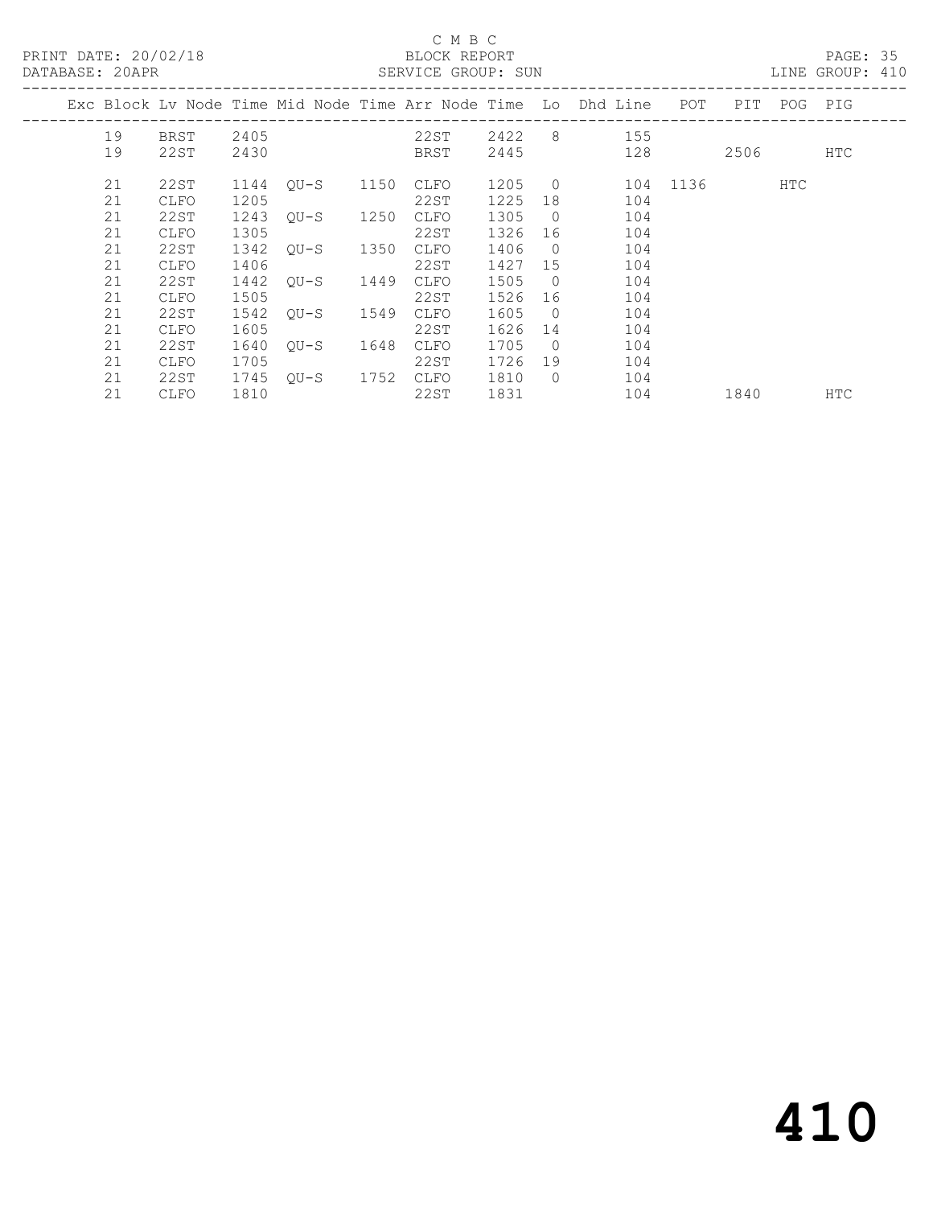# C M B C

PRINT DATE: 20/02/18 BLOCK REPORT
DATABASE: 20APR SERVICE GROUP: SUN LINE GROUP: 410

| Exc | Block | Lv | Node | Time | Mid Node | Time | Arr Node | Time | Lo | Dhd Line | POT | PIT | POG | PIG |
|---|---|---|---|---|---|---|---|---|---|---|---|---|---|---|
| | 19 | | BRST | 2405 | | | 22ST | 2422 | 8 | 155 | | | | |
| | 19 | | 22ST | 2430 | | | BRST | 2445 | | 128 | | 2506 | | HTC |
| | 21 | | 22ST | 1144 | QU-S | 1150 | CLFO | 1205 | 0 | 104 | 1136 | | HTC | |
| | 21 | | CLFO | 1205 | | | 22ST | 1225 | 18 | 104 | | | | |
| | 21 | | 22ST | 1243 | QU-S | 1250 | CLFO | 1305 | 0 | 104 | | | | |
| | 21 | | CLFO | 1305 | | | 22ST | 1326 | 16 | 104 | | | | |
| | 21 | | 22ST | 1342 | QU-S | 1350 | CLFO | 1406 | 0 | 104 | | | | |
| | 21 | | CLFO | 1406 | | | 22ST | 1427 | 15 | 104 | | | | |
| | 21 | | 22ST | 1442 | QU-S | 1449 | CLFO | 1505 | 0 | 104 | | | | |
| | 21 | | CLFO | 1505 | | | 22ST | 1526 | 16 | 104 | | | | |
| | 21 | | 22ST | 1542 | QU-S | 1549 | CLFO | 1605 | 0 | 104 | | | | |
| | 21 | | CLFO | 1605 | | | 22ST | 1626 | 14 | 104 | | | | |
| | 21 | | 22ST | 1640 | QU-S | 1648 | CLFO | 1705 | 0 | 104 | | | | |
| | 21 | | CLFO | 1705 | | | 22ST | 1726 | 19 | 104 | | | | |
| | 21 | | 22ST | 1745 | QU-S | 1752 | CLFO | 1810 | 0 | 104 | | | | |
| | 21 | | CLFO | 1810 | | | 22ST | 1831 | | 104 | | 1840 | | HTC |

# 410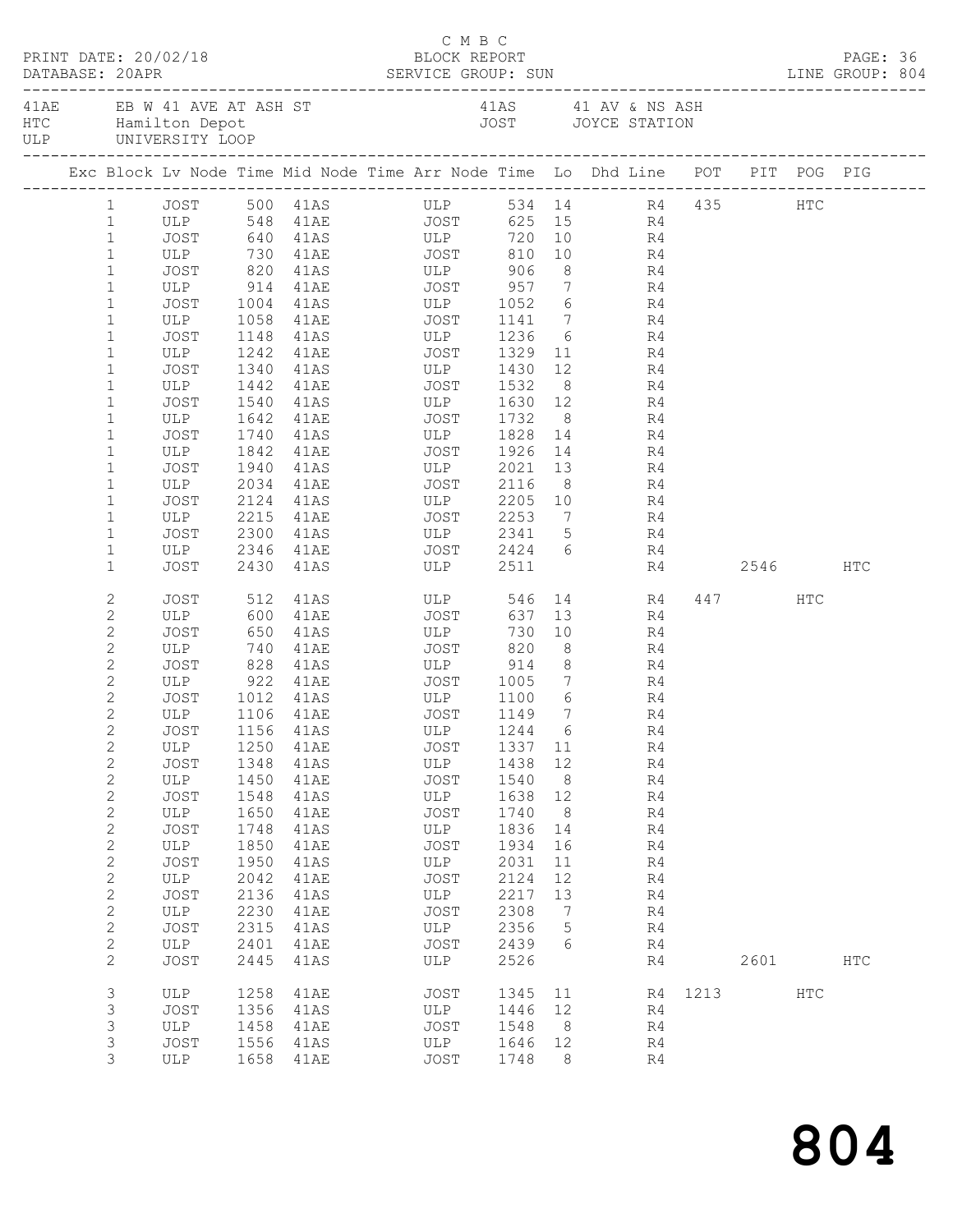C M B C

PRINT DATE: 20/02/18 BLOCK REPORT

DATABASE: 20APR SERVICE GROUP: SUN LINE GROUP: 804

| | | | |
|---|---|---|---|
| 41AE | EB W 41 AVE AT ASH ST | 41AS | 41 AV & NS ASH |
| HTC | Hamilton Depot | JOST | JOYCE STATION |
| ULP | UNIVERSITY LOOP | | |

| Exc | Block | Lv Node | Time | Mid Node | Time | Arr Node | Time | Lo | Dhd Line | POT | PIT | POG | PIG |
|---|---|---|---|---|---|---|---|---|---|---|---|---|---|
| | 1 | JOST | 500 | 41AS | | ULP | 534 | 14 | R4 | 435 | | HTC | |
| | 1 | ULP | 548 | 41AE | | JOST | 625 | 15 | R4 | | | | |
| | 1 | JOST | 640 | 41AS | | ULP | 720 | 10 | R4 | | | | |
| | 1 | ULP | 730 | 41AE | | JOST | 810 | 10 | R4 | | | | |
| | 1 | JOST | 820 | 41AS | | ULP | 906 | 8 | R4 | | | | |
| | 1 | ULP | 914 | 41AE | | JOST | 957 | 7 | R4 | | | | |
| | 1 | JOST | 1004 | 41AS | | ULP | 1052 | 6 | R4 | | | | |
| | 1 | ULP | 1058 | 41AE | | JOST | 1141 | 7 | R4 | | | | |
| | 1 | JOST | 1148 | 41AS | | ULP | 1236 | 6 | R4 | | | | |
| | 1 | ULP | 1242 | 41AE | | JOST | 1329 | 11 | R4 | | | | |
| | 1 | JOST | 1340 | 41AS | | ULP | 1430 | 12 | R4 | | | | |
| | 1 | ULP | 1442 | 41AE | | JOST | 1532 | 8 | R4 | | | | |
| | 1 | JOST | 1540 | 41AS | | ULP | 1630 | 12 | R4 | | | | |
| | 1 | ULP | 1642 | 41AE | | JOST | 1732 | 8 | R4 | | | | |
| | 1 | JOST | 1740 | 41AS | | ULP | 1828 | 14 | R4 | | | | |
| | 1 | ULP | 1842 | 41AE | | JOST | 1926 | 14 | R4 | | | | |
| | 1 | JOST | 1940 | 41AS | | ULP | 2021 | 13 | R4 | | | | |
| | 1 | ULP | 2034 | 41AE | | JOST | 2116 | 8 | R4 | | | | |
| | 1 | JOST | 2124 | 41AS | | ULP | 2205 | 10 | R4 | | | | |
| | 1 | ULP | 2215 | 41AE | | JOST | 2253 | 7 | R4 | | | | |
| | 1 | JOST | 2300 | 41AS | | ULP | 2341 | 5 | R4 | | | | |
| | 1 | ULP | 2346 | 41AE | | JOST | 2424 | 6 | R4 | | | | |
| | 1 | JOST | 2430 | 41AS | | ULP | 2511 | | R4 | | 2546 | | HTC |
| | 2 | JOST | 512 | 41AS | | ULP | 546 | 14 | R4 | 447 | | HTC | |
| | 2 | ULP | 600 | 41AE | | JOST | 637 | 13 | R4 | | | | |
| | 2 | JOST | 650 | 41AS | | ULP | 730 | 10 | R4 | | | | |
| | 2 | ULP | 740 | 41AE | | JOST | 820 | 8 | R4 | | | | |
| | 2 | JOST | 828 | 41AS | | ULP | 914 | 8 | R4 | | | | |
| | 2 | ULP | 922 | 41AE | | JOST | 1005 | 7 | R4 | | | | |
| | 2 | JOST | 1012 | 41AS | | ULP | 1100 | 6 | R4 | | | | |
| | 2 | ULP | 1106 | 41AE | | JOST | 1149 | 7 | R4 | | | | |
| | 2 | JOST | 1156 | 41AS | | ULP | 1244 | 6 | R4 | | | | |
| | 2 | ULP | 1250 | 41AE | | JOST | 1337 | 11 | R4 | | | | |
| | 2 | JOST | 1348 | 41AS | | ULP | 1438 | 12 | R4 | | | | |
| | 2 | ULP | 1450 | 41AE | | JOST | 1540 | 8 | R4 | | | | |
| | 2 | JOST | 1548 | 41AS | | ULP | 1638 | 12 | R4 | | | | |
| | 2 | ULP | 1650 | 41AE | | JOST | 1740 | 8 | R4 | | | | |
| | 2 | JOST | 1748 | 41AS | | ULP | 1836 | 14 | R4 | | | | |
| | 2 | ULP | 1850 | 41AE | | JOST | 1934 | 16 | R4 | | | | |
| | 2 | JOST | 1950 | 41AS | | ULP | 2031 | 11 | R4 | | | | |
| | 2 | ULP | 2042 | 41AE | | JOST | 2124 | 12 | R4 | | | | |
| | 2 | JOST | 2136 | 41AS | | ULP | 2217 | 13 | R4 | | | | |
| | 2 | ULP | 2230 | 41AE | | JOST | 2308 | 7 | R4 | | | | |
| | 2 | JOST | 2315 | 41AS | | ULP | 2356 | 5 | R4 | | | | |
| | 2 | ULP | 2401 | 41AE | | JOST | 2439 | 6 | R4 | | | | |
| | 2 | JOST | 2445 | 41AS | | ULP | 2526 | | R4 | | 2601 | | HTC |
| | 3 | ULP | 1258 | 41AE | | JOST | 1345 | 11 | R4 | 1213 | | HTC | |
| | 3 | JOST | 1356 | 41AS | | ULP | 1446 | 12 | R4 | | | | |
| | 3 | ULP | 1458 | 41AE | | JOST | 1548 | 8 | R4 | | | | |
| | 3 | JOST | 1556 | 41AS | | ULP | 1646 | 12 | R4 | | | | |
| | 3 | ULP | 1658 | 41AE | | JOST | 1748 | 8 | R4 | | | | |

804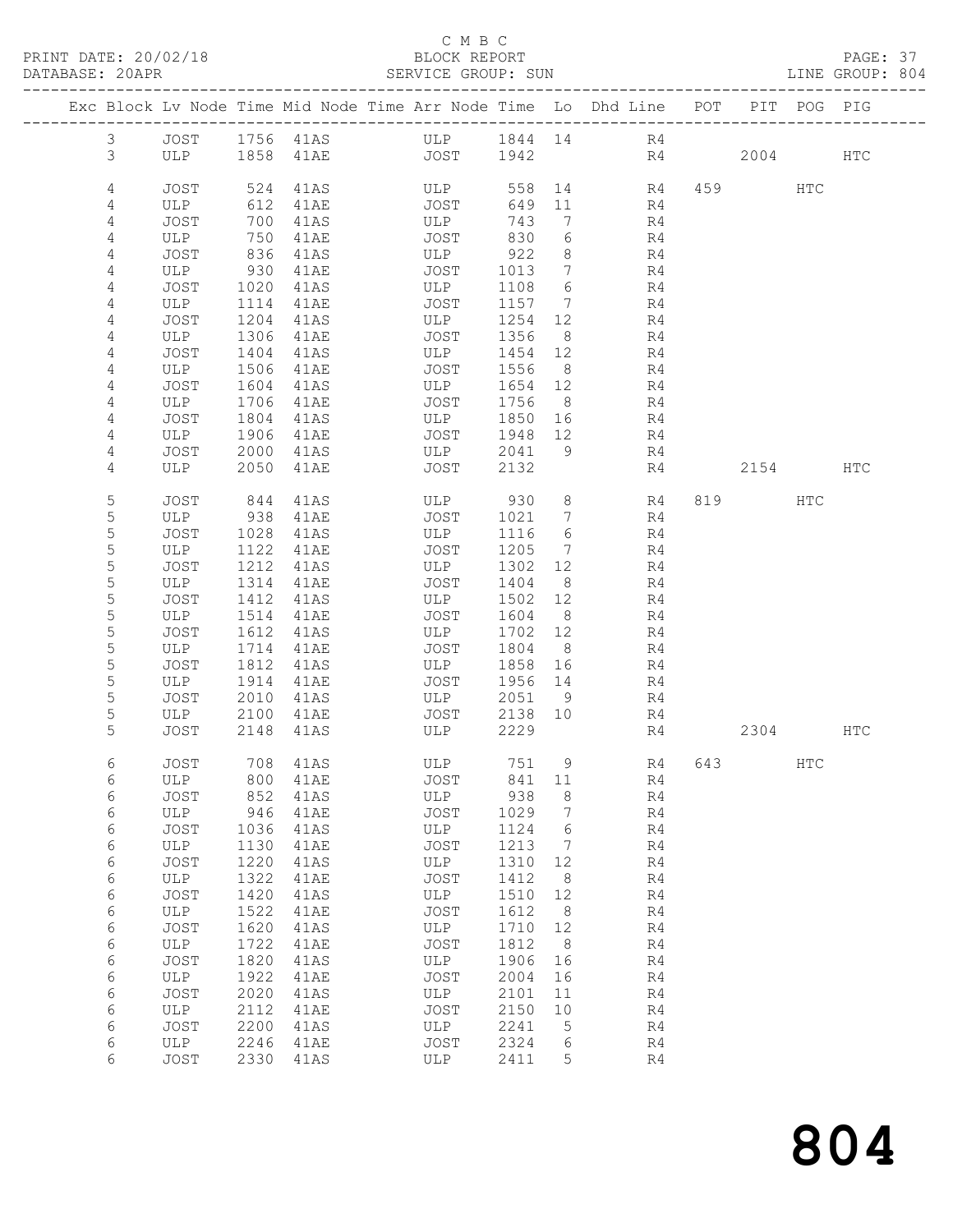C M B C

BLOCK REPORT

SERVICE GROUP: SUN

LINE GROUP: 804

| Exc | Block | Lv | Node | Time | Mid Node | Time | Arr Node | Time | Lo | Dhd Line | POT | PIT | POG | PIG |
|---|---|---|---|---|---|---|---|---|---|---|---|---|---|---|
| | 3 | | JOST | 1756 | 41AS | | ULP | 1844 | 14 | R4 | | | | |
| | 3 | | ULP | 1858 | 41AE | | JOST | 1942 | | R4 | | 2004 | | HTC |
| | 4 | | JOST | 524 | 41AS | | ULP | 558 | 14 | R4 | 459 | | HTC | |
| | 4 | | ULP | 612 | 41AE | | JOST | 649 | 11 | R4 | | | | |
| | 4 | | JOST | 700 | 41AS | | ULP | 743 | 7 | R4 | | | | |
| | 4 | | ULP | 750 | 41AE | | JOST | 830 | 6 | R4 | | | | |
| | 4 | | JOST | 836 | 41AS | | ULP | 922 | 8 | R4 | | | | |
| | 4 | | ULP | 930 | 41AE | | JOST | 1013 | 7 | R4 | | | | |
| | 4 | | JOST | 1020 | 41AS | | ULP | 1108 | 6 | R4 | | | | |
| | 4 | | ULP | 1114 | 41AE | | JOST | 1157 | 7 | R4 | | | | |
| | 4 | | JOST | 1204 | 41AS | | ULP | 1254 | 12 | R4 | | | | |
| | 4 | | ULP | 1306 | 41AE | | JOST | 1356 | 8 | R4 | | | | |
| | 4 | | JOST | 1404 | 41AS | | ULP | 1454 | 12 | R4 | | | | |
| | 4 | | ULP | 1506 | 41AE | | JOST | 1556 | 8 | R4 | | | | |
| | 4 | | JOST | 1604 | 41AS | | ULP | 1654 | 12 | R4 | | | | |
| | 4 | | ULP | 1706 | 41AE | | JOST | 1756 | 8 | R4 | | | | |
| | 4 | | JOST | 1804 | 41AS | | ULP | 1850 | 16 | R4 | | | | |
| | 4 | | ULP | 1906 | 41AE | | JOST | 1948 | 12 | R4 | | | | |
| | 4 | | JOST | 2000 | 41AS | | ULP | 2041 | 9 | R4 | | | | |
| | 4 | | ULP | 2050 | 41AE | | JOST | 2132 | | R4 | | 2154 | | HTC |
| | 5 | | JOST | 844 | 41AS | | ULP | 930 | 8 | R4 | 819 | | HTC | |
| | 5 | | ULP | 938 | 41AE | | JOST | 1021 | 7 | R4 | | | | |
| | 5 | | JOST | 1028 | 41AS | | ULP | 1116 | 6 | R4 | | | | |
| | 5 | | ULP | 1122 | 41AE | | JOST | 1205 | 7 | R4 | | | | |
| | 5 | | JOST | 1212 | 41AS | | ULP | 1302 | 12 | R4 | | | | |
| | 5 | | ULP | 1314 | 41AE | | JOST | 1404 | 8 | R4 | | | | |
| | 5 | | JOST | 1412 | 41AS | | ULP | 1502 | 12 | R4 | | | | |
| | 5 | | ULP | 1514 | 41AE | | JOST | 1604 | 8 | R4 | | | | |
| | 5 | | JOST | 1612 | 41AS | | ULP | 1702 | 12 | R4 | | | | |
| | 5 | | ULP | 1714 | 41AE | | JOST | 1804 | 8 | R4 | | | | |
| | 5 | | JOST | 1812 | 41AS | | ULP | 1858 | 16 | R4 | | | | |
| | 5 | | ULP | 1914 | 41AE | | JOST | 1956 | 14 | R4 | | | | |
| | 5 | | JOST | 2010 | 41AS | | ULP | 2051 | 9 | R4 | | | | |
| | 5 | | ULP | 2100 | 41AE | | JOST | 2138 | 10 | R4 | | | | |
| | 5 | | JOST | 2148 | 41AS | | ULP | 2229 | | R4 | | 2304 | | HTC |
| | 6 | | JOST | 708 | 41AS | | ULP | 751 | 9 | R4 | 643 | | HTC | |
| | 6 | | ULP | 800 | 41AE | | JOST | 841 | 11 | R4 | | | | |
| | 6 | | JOST | 852 | 41AS | | ULP | 938 | 8 | R4 | | | | |
| | 6 | | ULP | 946 | 41AE | | JOST | 1029 | 7 | R4 | | | | |
| | 6 | | JOST | 1036 | 41AS | | ULP | 1124 | 6 | R4 | | | | |
| | 6 | | ULP | 1130 | 41AE | | JOST | 1213 | 7 | R4 | | | | |
| | 6 | | JOST | 1220 | 41AS | | ULP | 1310 | 12 | R4 | | | | |
| | 6 | | ULP | 1322 | 41AE | | JOST | 1412 | 8 | R4 | | | | |
| | 6 | | JOST | 1420 | 41AS | | ULP | 1510 | 12 | R4 | | | | |
| | 6 | | ULP | 1522 | 41AE | | JOST | 1612 | 8 | R4 | | | | |
| | 6 | | JOST | 1620 | 41AS | | ULP | 1710 | 12 | R4 | | | | |
| | 6 | | ULP | 1722 | 41AE | | JOST | 1812 | 8 | R4 | | | | |
| | 6 | | JOST | 1820 | 41AS | | ULP | 1906 | 16 | R4 | | | | |
| | 6 | | ULP | 1922 | 41AE | | JOST | 2004 | 16 | R4 | | | | |
| | 6 | | JOST | 2020 | 41AS | | ULP | 2101 | 11 | R4 | | | | |
| | 6 | | ULP | 2112 | 41AE | | JOST | 2150 | 10 | R4 | | | | |
| | 6 | | JOST | 2200 | 41AS | | ULP | 2241 | 5 | R4 | | | | |
| | 6 | | ULP | 2246 | 41AE | | JOST | 2324 | 6 | R4 | | | | |
| | 6 | | JOST | 2330 | 41AS | | ULP | 2411 | 5 | R4 | | | | |

# 804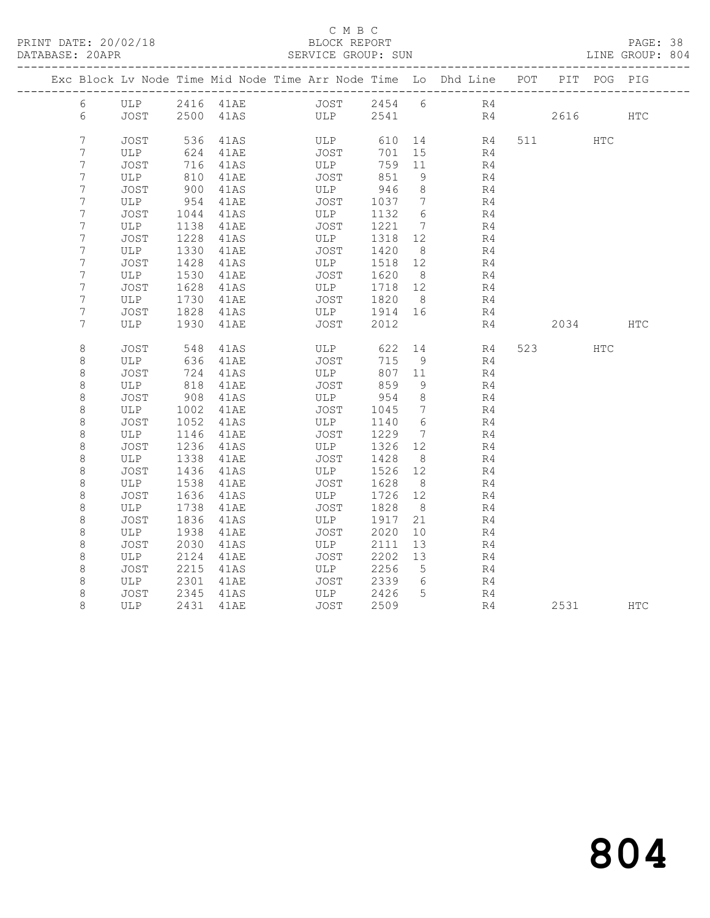C M B C

PRINT DATE: 20/02/18 BLOCK REPORT

DATABASE: 20APR SERVICE GROUP: SUN LINE GROUP: 804

| Exc | Block | Lv Node | Time | Mid Node | Time | Arr Node | Time | Lo | Dhd Line | POT | PIT | POG | PIG |
|---|---|---|---|---|---|---|---|---|---|---|---|---|---|
| | 6 | ULP | 2416 | 41AE | | JOST | 2454 | 6 | R4 | | | | |
| | 6 | JOST | 2500 | 41AS | | ULP | 2541 | | R4 | | 2616 | | HTC |
| | 7 | JOST | 536 | 41AS | | ULP | 610 | 14 | R4 | 511 | | HTC | |
| | 7 | ULP | 624 | 41AE | | JOST | 701 | 15 | R4 | | | | |
| | 7 | JOST | 716 | 41AS | | ULP | 759 | 11 | R4 | | | | |
| | 7 | ULP | 810 | 41AE | | JOST | 851 | 9 | R4 | | | | |
| | 7 | JOST | 900 | 41AS | | ULP | 946 | 8 | R4 | | | | |
| | 7 | ULP | 954 | 41AE | | JOST | 1037 | 7 | R4 | | | | |
| | 7 | JOST | 1044 | 41AS | | ULP | 1132 | 6 | R4 | | | | |
| | 7 | ULP | 1138 | 41AE | | JOST | 1221 | 7 | R4 | | | | |
| | 7 | JOST | 1228 | 41AS | | ULP | 1318 | 12 | R4 | | | | |
| | 7 | ULP | 1330 | 41AE | | JOST | 1420 | 8 | R4 | | | | |
| | 7 | JOST | 1428 | 41AS | | ULP | 1518 | 12 | R4 | | | | |
| | 7 | ULP | 1530 | 41AE | | JOST | 1620 | 8 | R4 | | | | |
| | 7 | JOST | 1628 | 41AS | | ULP | 1718 | 12 | R4 | | | | |
| | 7 | ULP | 1730 | 41AE | | JOST | 1820 | 8 | R4 | | | | |
| | 7 | JOST | 1828 | 41AS | | ULP | 1914 | 16 | R4 | | | | |
| | 7 | ULP | 1930 | 41AE | | JOST | 2012 | | R4 | | 2034 | | HTC |
| | 8 | JOST | 548 | 41AS | | ULP | 622 | 14 | R4 | 523 | | HTC | |
| | 8 | ULP | 636 | 41AE | | JOST | 715 | 9 | R4 | | | | |
| | 8 | JOST | 724 | 41AS | | ULP | 807 | 11 | R4 | | | | |
| | 8 | ULP | 818 | 41AE | | JOST | 859 | 9 | R4 | | | | |
| | 8 | JOST | 908 | 41AS | | ULP | 954 | 8 | R4 | | | | |
| | 8 | ULP | 1002 | 41AE | | JOST | 1045 | 7 | R4 | | | | |
| | 8 | JOST | 1052 | 41AS | | ULP | 1140 | 6 | R4 | | | | |
| | 8 | ULP | 1146 | 41AE | | JOST | 1229 | 7 | R4 | | | | |
| | 8 | JOST | 1236 | 41AS | | ULP | 1326 | 12 | R4 | | | | |
| | 8 | ULP | 1338 | 41AE | | JOST | 1428 | 8 | R4 | | | | |
| | 8 | JOST | 1436 | 41AS | | ULP | 1526 | 12 | R4 | | | | |
| | 8 | ULP | 1538 | 41AE | | JOST | 1628 | 8 | R4 | | | | |
| | 8 | JOST | 1636 | 41AS | | ULP | 1726 | 12 | R4 | | | | |
| | 8 | ULP | 1738 | 41AE | | JOST | 1828 | 8 | R4 | | | | |
| | 8 | JOST | 1836 | 41AS | | ULP | 1917 | 21 | R4 | | | | |
| | 8 | ULP | 1938 | 41AE | | JOST | 2020 | 10 | R4 | | | | |
| | 8 | JOST | 2030 | 41AS | | ULP | 2111 | 13 | R4 | | | | |
| | 8 | ULP | 2124 | 41AE | | JOST | 2202 | 13 | R4 | | | | |
| | 8 | JOST | 2215 | 41AS | | ULP | 2256 | 5 | R4 | | | | |
| | 8 | ULP | 2301 | 41AE | | JOST | 2339 | 6 | R4 | | | | |
| | 8 | JOST | 2345 | 41AS | | ULP | 2426 | 5 | R4 | | | | |
| | 8 | ULP | 2431 | 41AE | | JOST | 2509 | | R4 | | 2531 | | HTC |

# 804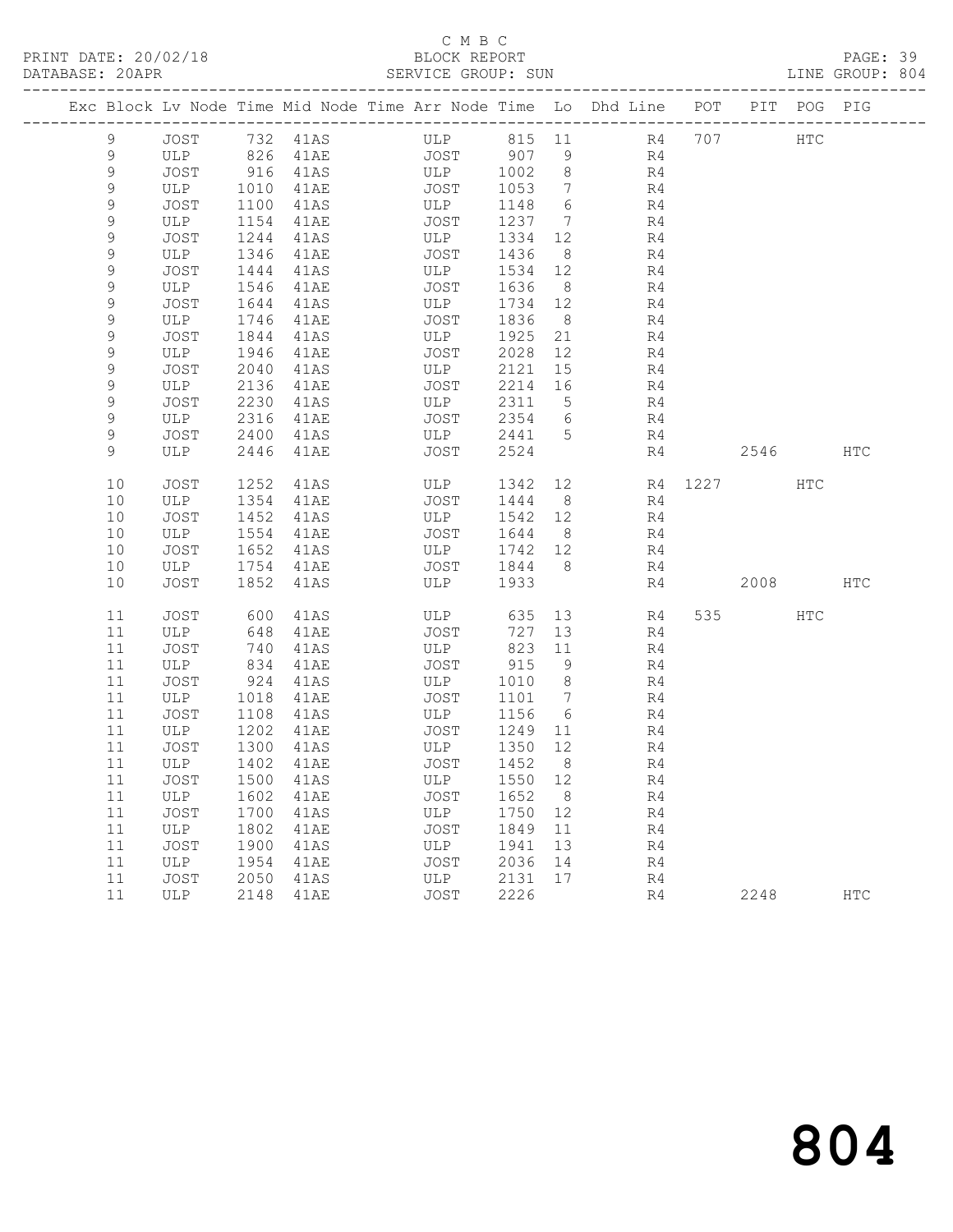C M B C
BLOCK REPORT
SERVICE GROUP: SUN

PRINT DATE: 20/02/18
DATABASE: 20APR
LINE GROUP: 804

| Exc | Block | Lv | Node | Time | Mid Node | Time | Arr Node | Time | Lo | Dhd Line | POT | PIT | POG | PIG |
|---|---|---|---|---|---|---|---|---|---|---|---|---|---|---|
| | 9 | | JOST | 732 | 41AS | | ULP | 815 | 11 | R4 | 707 | | HTC | |
| | 9 | | ULP | 826 | 41AE | | JOST | 907 | 9 | R4 | | | | |
| | 9 | | JOST | 916 | 41AS | | ULP | 1002 | 8 | R4 | | | | |
| | 9 | | ULP | 1010 | 41AE | | JOST | 1053 | 7 | R4 | | | | |
| | 9 | | JOST | 1100 | 41AS | | ULP | 1148 | 6 | R4 | | | | |
| | 9 | | ULP | 1154 | 41AE | | JOST | 1237 | 7 | R4 | | | | |
| | 9 | | JOST | 1244 | 41AS | | ULP | 1334 | 12 | R4 | | | | |
| | 9 | | ULP | 1346 | 41AE | | JOST | 1436 | 8 | R4 | | | | |
| | 9 | | JOST | 1444 | 41AS | | ULP | 1534 | 12 | R4 | | | | |
| | 9 | | ULP | 1546 | 41AE | | JOST | 1636 | 8 | R4 | | | | |
| | 9 | | JOST | 1644 | 41AS | | ULP | 1734 | 12 | R4 | | | | |
| | 9 | | ULP | 1746 | 41AE | | JOST | 1836 | 8 | R4 | | | | |
| | 9 | | JOST | 1844 | 41AS | | ULP | 1925 | 21 | R4 | | | | |
| | 9 | | ULP | 1946 | 41AE | | JOST | 2028 | 12 | R4 | | | | |
| | 9 | | JOST | 2040 | 41AS | | ULP | 2121 | 15 | R4 | | | | |
| | 9 | | ULP | 2136 | 41AE | | JOST | 2214 | 16 | R4 | | | | |
| | 9 | | JOST | 2230 | 41AS | | ULP | 2311 | 5 | R4 | | | | |
| | 9 | | ULP | 2316 | 41AE | | JOST | 2354 | 6 | R4 | | | | |
| | 9 | | JOST | 2400 | 41AS | | ULP | 2441 | 5 | R4 | | | | |
| | 9 | | ULP | 2446 | 41AE | | JOST | 2524 | | R4 | | 2546 | | HTC |
| | 10 | | JOST | 1252 | 41AS | | ULP | 1342 | 12 | R4 | 1227 | | HTC | |
| | 10 | | ULP | 1354 | 41AE | | JOST | 1444 | 8 | R4 | | | | |
| | 10 | | JOST | 1452 | 41AS | | ULP | 1542 | 12 | R4 | | | | |
| | 10 | | ULP | 1554 | 41AE | | JOST | 1644 | 8 | R4 | | | | |
| | 10 | | JOST | 1652 | 41AS | | ULP | 1742 | 12 | R4 | | | | |
| | 10 | | ULP | 1754 | 41AE | | JOST | 1844 | 8 | R4 | | | | |
| | 10 | | JOST | 1852 | 41AS | | ULP | 1933 | | R4 | | 2008 | | HTC |
| | 11 | | JOST | 600 | 41AS | | ULP | 635 | 13 | R4 | 535 | | HTC | |
| | 11 | | ULP | 648 | 41AE | | JOST | 727 | 13 | R4 | | | | |
| | 11 | | JOST | 740 | 41AS | | ULP | 823 | 11 | R4 | | | | |
| | 11 | | ULP | 834 | 41AE | | JOST | 915 | 9 | R4 | | | | |
| | 11 | | JOST | 924 | 41AS | | ULP | 1010 | 8 | R4 | | | | |
| | 11 | | ULP | 1018 | 41AE | | JOST | 1101 | 7 | R4 | | | | |
| | 11 | | JOST | 1108 | 41AS | | ULP | 1156 | 6 | R4 | | | | |
| | 11 | | ULP | 1202 | 41AE | | JOST | 1249 | 11 | R4 | | | | |
| | 11 | | JOST | 1300 | 41AS | | ULP | 1350 | 12 | R4 | | | | |
| | 11 | | ULP | 1402 | 41AE | | JOST | 1452 | 8 | R4 | | | | |
| | 11 | | JOST | 1500 | 41AS | | ULP | 1550 | 12 | R4 | | | | |
| | 11 | | ULP | 1602 | 41AE | | JOST | 1652 | 8 | R4 | | | | |
| | 11 | | JOST | 1700 | 41AS | | ULP | 1750 | 12 | R4 | | | | |
| | 11 | | ULP | 1802 | 41AE | | JOST | 1849 | 11 | R4 | | | | |
| | 11 | | JOST | 1900 | 41AS | | ULP | 1941 | 13 | R4 | | | | |
| | 11 | | ULP | 1954 | 41AE | | JOST | 2036 | 14 | R4 | | | | |
| | 11 | | JOST | 2050 | 41AS | | ULP | 2131 | 17 | R4 | | | | |
| | 11 | | ULP | 2148 | 41AE | | JOST | 2226 | | R4 | | 2248 | | HTC |

804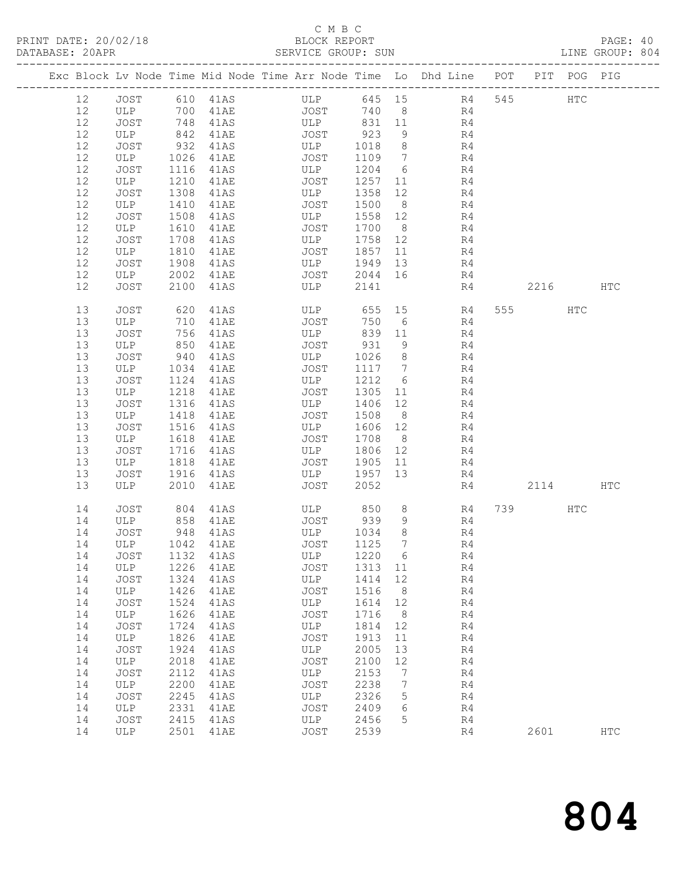C M B C
PRINT DATE: 20/02/18 BLOCK REPORT
DATABASE: 20APR SERVICE GROUP: SUN LINE GROUP: 804

| Exc | Block | Lv | Node | Time | Mid Node | Time | Arr Node | Time | Lo | Dhd Line | POT | PIT | POG | PIG |
|---|---|---|---|---|---|---|---|---|---|---|---|---|---|---|
| | 12 | | JOST | 610 | 41AS | | ULP | 645 | 15 | R4 | 545 | | HTC | |
| | 12 | | ULP | 700 | 41AE | | JOST | 740 | 8 | R4 | | | | |
| | 12 | | JOST | 748 | 41AS | | ULP | 831 | 11 | R4 | | | | |
| | 12 | | ULP | 842 | 41AE | | JOST | 923 | 9 | R4 | | | | |
| | 12 | | JOST | 932 | 41AS | | ULP | 1018 | 8 | R4 | | | | |
| | 12 | | ULP | 1026 | 41AE | | JOST | 1109 | 7 | R4 | | | | |
| | 12 | | JOST | 1116 | 41AS | | ULP | 1204 | 6 | R4 | | | | |
| | 12 | | ULP | 1210 | 41AE | | JOST | 1257 | 11 | R4 | | | | |
| | 12 | | JOST | 1308 | 41AS | | ULP | 1358 | 12 | R4 | | | | |
| | 12 | | ULP | 1410 | 41AE | | JOST | 1500 | 8 | R4 | | | | |
| | 12 | | JOST | 1508 | 41AS | | ULP | 1558 | 12 | R4 | | | | |
| | 12 | | ULP | 1610 | 41AE | | JOST | 1700 | 8 | R4 | | | | |
| | 12 | | JOST | 1708 | 41AS | | ULP | 1758 | 12 | R4 | | | | |
| | 12 | | ULP | 1810 | 41AE | | JOST | 1857 | 11 | R4 | | | | |
| | 12 | | JOST | 1908 | 41AS | | ULP | 1949 | 13 | R4 | | | | |
| | 12 | | ULP | 2002 | 41AE | | JOST | 2044 | 16 | R4 | | | | |
| | 12 | | JOST | 2100 | 41AS | | ULP | 2141 | | R4 | | 2216 | | HTC |
| | 13 | | JOST | 620 | 41AS | | ULP | 655 | 15 | R4 | 555 | | HTC | |
| | 13 | | ULP | 710 | 41AE | | JOST | 750 | 6 | R4 | | | | |
| | 13 | | JOST | 756 | 41AS | | ULP | 839 | 11 | R4 | | | | |
| | 13 | | ULP | 850 | 41AE | | JOST | 931 | 9 | R4 | | | | |
| | 13 | | JOST | 940 | 41AS | | ULP | 1026 | 8 | R4 | | | | |
| | 13 | | ULP | 1034 | 41AE | | JOST | 1117 | 7 | R4 | | | | |
| | 13 | | JOST | 1124 | 41AS | | ULP | 1212 | 6 | R4 | | | | |
| | 13 | | ULP | 1218 | 41AE | | JOST | 1305 | 11 | R4 | | | | |
| | 13 | | JOST | 1316 | 41AS | | ULP | 1406 | 12 | R4 | | | | |
| | 13 | | ULP | 1418 | 41AE | | JOST | 1508 | 8 | R4 | | | | |
| | 13 | | JOST | 1516 | 41AS | | ULP | 1606 | 12 | R4 | | | | |
| | 13 | | ULP | 1618 | 41AE | | JOST | 1708 | 8 | R4 | | | | |
| | 13 | | JOST | 1716 | 41AS | | ULP | 1806 | 12 | R4 | | | | |
| | 13 | | ULP | 1818 | 41AE | | JOST | 1905 | 11 | R4 | | | | |
| | 13 | | JOST | 1916 | 41AS | | ULP | 1957 | 13 | R4 | | | | |
| | 13 | | ULP | 2010 | 41AE | | JOST | 2052 | | R4 | | 2114 | | HTC |
| | 14 | | JOST | 804 | 41AS | | ULP | 850 | 8 | R4 | 739 | | HTC | |
| | 14 | | ULP | 858 | 41AE | | JOST | 939 | 9 | R4 | | | | |
| | 14 | | JOST | 948 | 41AS | | ULP | 1034 | 8 | R4 | | | | |
| | 14 | | ULP | 1042 | 41AE | | JOST | 1125 | 7 | R4 | | | | |
| | 14 | | JOST | 1132 | 41AS | | ULP | 1220 | 6 | R4 | | | | |
| | 14 | | ULP | 1226 | 41AE | | JOST | 1313 | 11 | R4 | | | | |
| | 14 | | JOST | 1324 | 41AS | | ULP | 1414 | 12 | R4 | | | | |
| | 14 | | ULP | 1426 | 41AE | | JOST | 1516 | 8 | R4 | | | | |
| | 14 | | JOST | 1524 | 41AS | | ULP | 1614 | 12 | R4 | | | | |
| | 14 | | ULP | 1626 | 41AE | | JOST | 1716 | 8 | R4 | | | | |
| | 14 | | JOST | 1724 | 41AS | | ULP | 1814 | 12 | R4 | | | | |
| | 14 | | ULP | 1826 | 41AE | | JOST | 1913 | 11 | R4 | | | | |
| | 14 | | JOST | 1924 | 41AS | | ULP | 2005 | 13 | R4 | | | | |
| | 14 | | ULP | 2018 | 41AE | | JOST | 2100 | 12 | R4 | | | | |
| | 14 | | JOST | 2112 | 41AS | | ULP | 2153 | 7 | R4 | | | | |
| | 14 | | ULP | 2200 | 41AE | | JOST | 2238 | 7 | R4 | | | | |
| | 14 | | JOST | 2245 | 41AS | | ULP | 2326 | 5 | R4 | | | | |
| | 14 | | ULP | 2331 | 41AE | | JOST | 2409 | 6 | R4 | | | | |
| | 14 | | JOST | 2415 | 41AS | | ULP | 2456 | 5 | R4 | | | | |
| | 14 | | ULP | 2501 | 41AE | | JOST | 2539 | | R4 | | 2601 | | HTC |

804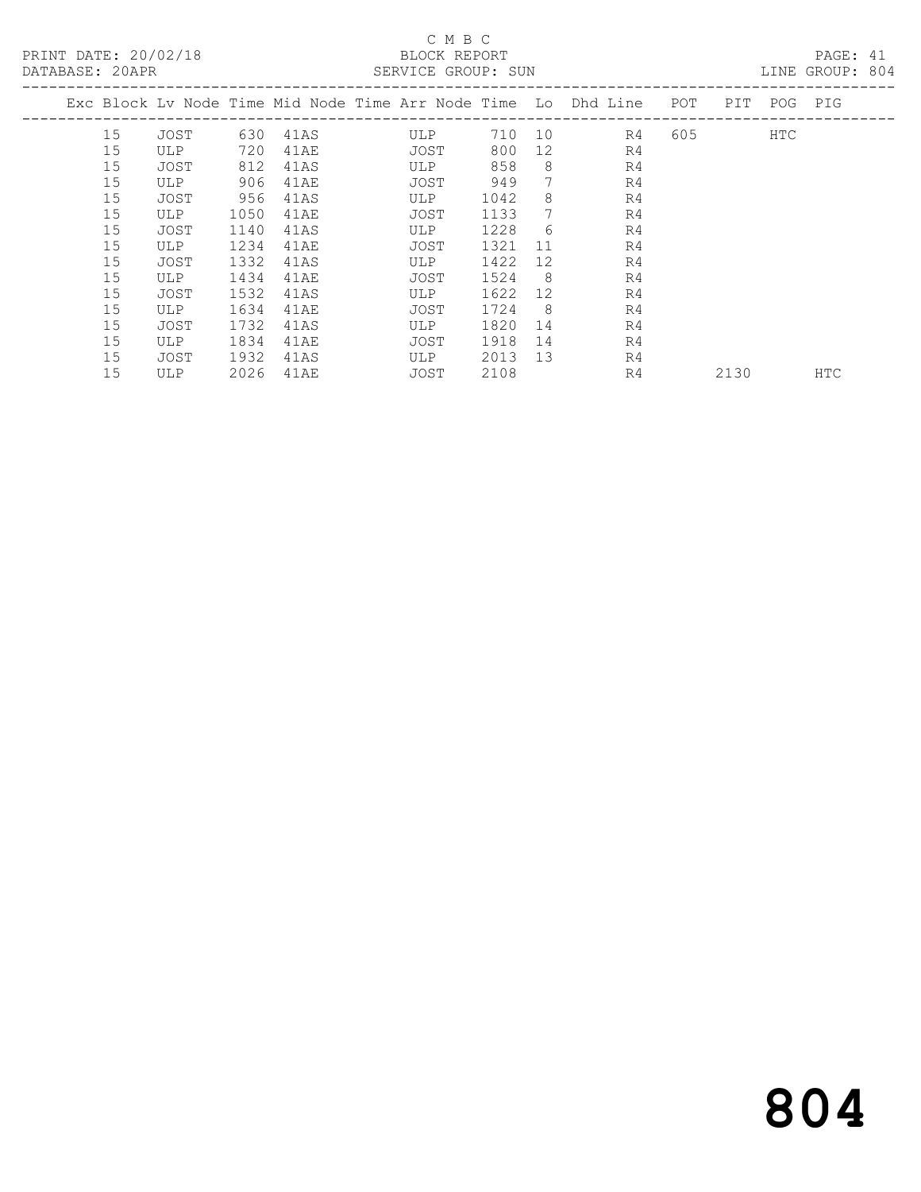C M B C

PRINT DATE: 20/02/18 BLOCK REPORT

DATABASE: 20APR SERVICE GROUP: SUN LINE GROUP: 804

| Exc | Block | Lv | Node | Time | Mid Node | Time | Arr Node | Time | Lo | Dhd Line | POT | PIT | POG | PIG |
|---|---|---|---|---|---|---|---|---|---|---|---|---|---|---|
| | 15 | | JOST | 630 | 41AS | | ULP | 710 | 10 | R4 | 605 | | HTC | |
| | 15 | | ULP | 720 | 41AE | | JOST | 800 | 12 | R4 | | | | |
| | 15 | | JOST | 812 | 41AS | | ULP | 858 | 8 | R4 | | | | |
| | 15 | | ULP | 906 | 41AE | | JOST | 949 | 7 | R4 | | | | |
| | 15 | | JOST | 956 | 41AS | | ULP | 1042 | 8 | R4 | | | | |
| | 15 | | ULP | 1050 | 41AE | | JOST | 1133 | 7 | R4 | | | | |
| | 15 | | JOST | 1140 | 41AS | | ULP | 1228 | 6 | R4 | | | | |
| | 15 | | ULP | 1234 | 41AE | | JOST | 1321 | 11 | R4 | | | | |
| | 15 | | JOST | 1332 | 41AS | | ULP | 1422 | 12 | R4 | | | | |
| | 15 | | ULP | 1434 | 41AE | | JOST | 1524 | 8 | R4 | | | | |
| | 15 | | JOST | 1532 | 41AS | | ULP | 1622 | 12 | R4 | | | | |
| | 15 | | ULP | 1634 | 41AE | | JOST | 1724 | 8 | R4 | | | | |
| | 15 | | JOST | 1732 | 41AS | | ULP | 1820 | 14 | R4 | | | | |
| | 15 | | ULP | 1834 | 41AE | | JOST | 1918 | 14 | R4 | | | | |
| | 15 | | JOST | 1932 | 41AS | | ULP | 2013 | 13 | R4 | | | | |
| | 15 | | ULP | 2026 | 41AE | | JOST | 2108 | | R4 | | 2130 | | HTC |

804